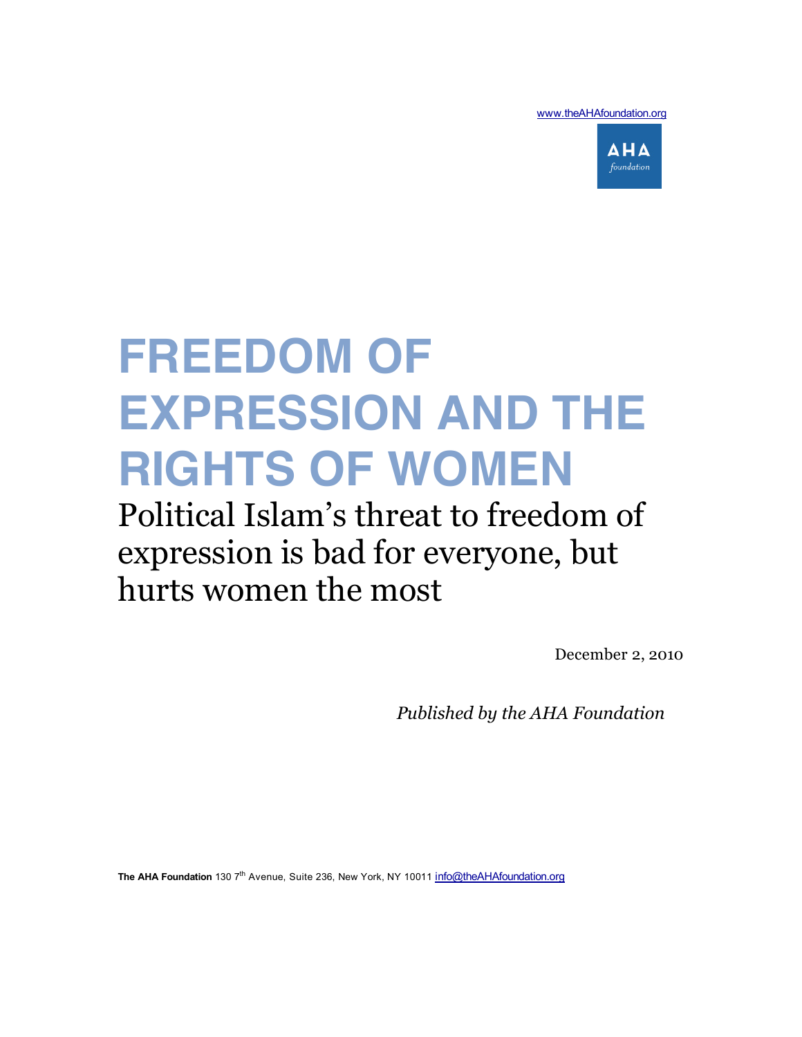www.theAHAfoundation.org

AHA
*foundation*

# FREEDOM OF EXPRESSION AND THE RIGHTS OF WOMEN

## Political Islam's threat to freedom of expression is bad for everyone, but hurts women the most

December 2, 2010

*Published by the AHA Foundation*

**The AHA Foundation** 130 7th Avenue, Suite 236, New York, NY 10011 info@theAHAfoundation.org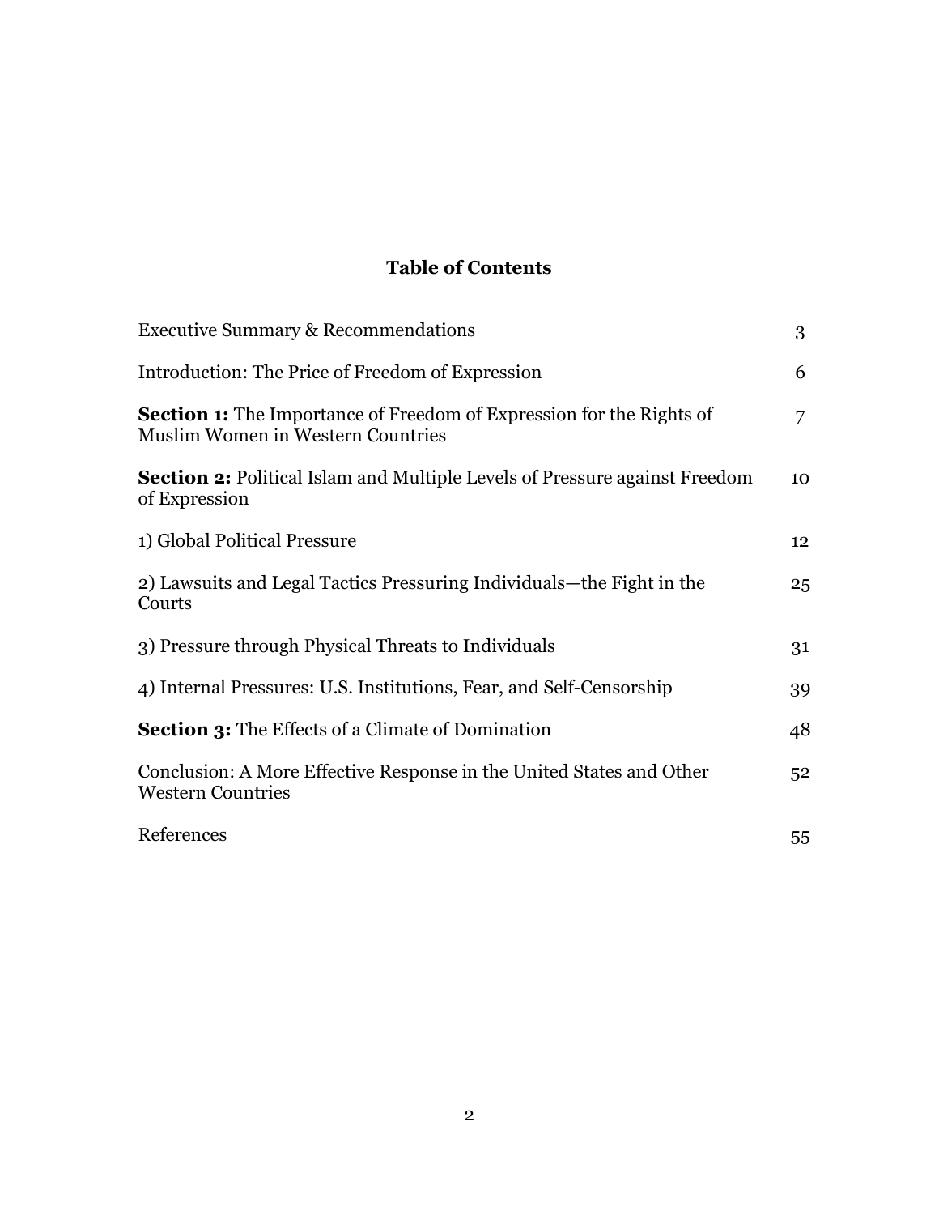# Table of Contents

| | |
|---|---|
| Executive Summary & Recommendations | 3 |
| Introduction: The Price of Freedom of Expression | 6 |
| **Section 1:** The Importance of Freedom of Expression for the Rights of Muslim Women in Western Countries | 7 |
| **Section 2:** Political Islam and Multiple Levels of Pressure against Freedom of Expression | 10 |
| 1) Global Political Pressure | 12 |
| 2) Lawsuits and Legal Tactics Pressuring Individuals—the Fight in the Courts | 25 |
| 3) Pressure through Physical Threats to Individuals | 31 |
| 4) Internal Pressures: U.S. Institutions, Fear, and Self-Censorship | 39 |
| **Section 3:** The Effects of a Climate of Domination | 48 |
| Conclusion: A More Effective Response in the United States and Other Western Countries | 52 |
| References | 55 |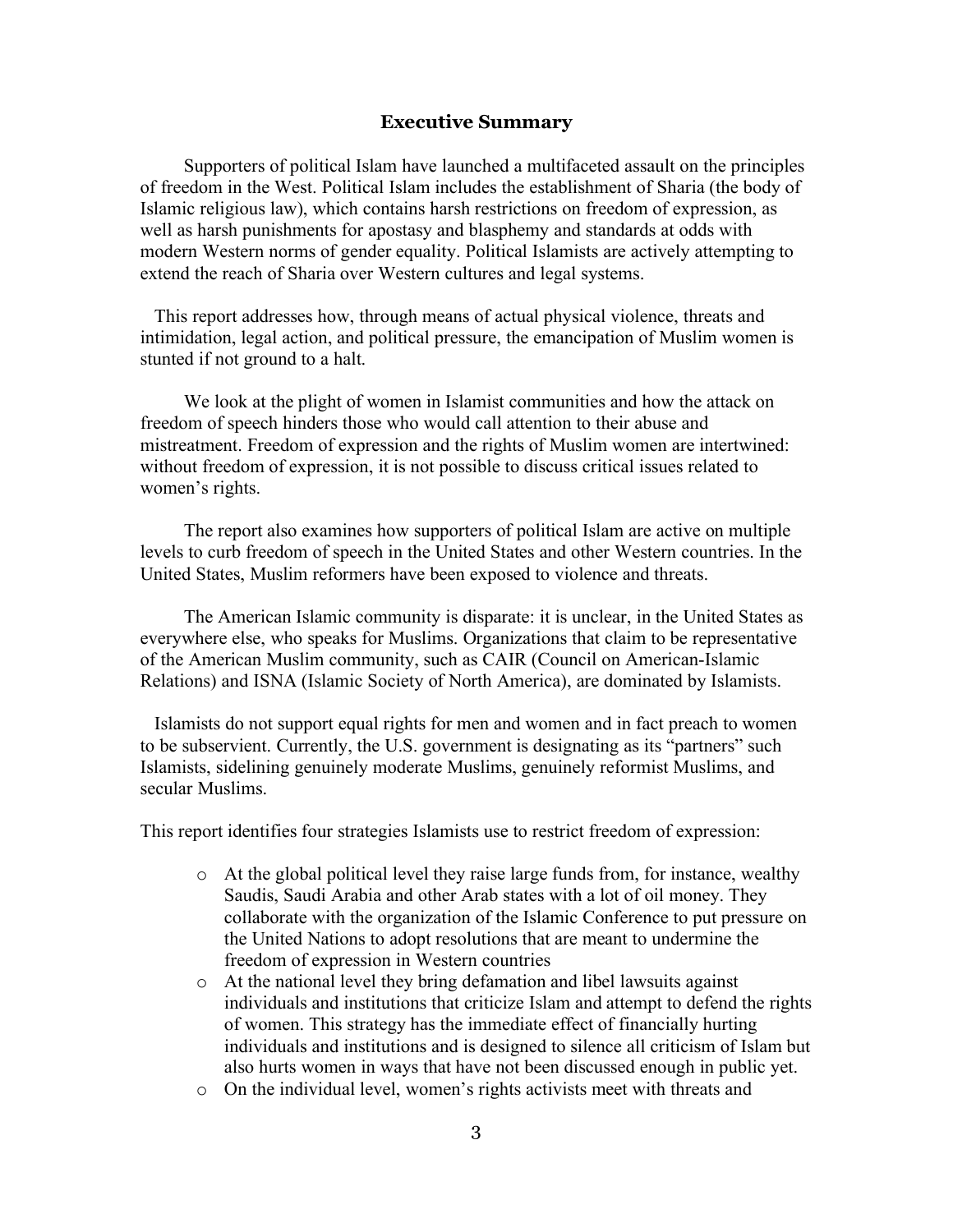## Executive Summary

Supporters of political Islam have launched a multifaceted assault on the principles of freedom in the West. Political Islam includes the establishment of Sharia (the body of Islamic religious law), which contains harsh restrictions on freedom of expression, as well as harsh punishments for apostasy and blasphemy and standards at odds with modern Western norms of gender equality. Political Islamists are actively attempting to extend the reach of Sharia over Western cultures and legal systems.

This report addresses how, through means of actual physical violence, threats and intimidation, legal action, and political pressure, the emancipation of Muslim women is stunted if not ground to a halt.

We look at the plight of women in Islamist communities and how the attack on freedom of speech hinders those who would call attention to their abuse and mistreatment. Freedom of expression and the rights of Muslim women are intertwined: without freedom of expression, it is not possible to discuss critical issues related to women's rights.

The report also examines how supporters of political Islam are active on multiple levels to curb freedom of speech in the United States and other Western countries. In the United States, Muslim reformers have been exposed to violence and threats.

The American Islamic community is disparate: it is unclear, in the United States as everywhere else, who speaks for Muslims. Organizations that claim to be representative of the American Muslim community, such as CAIR (Council on American-Islamic Relations) and ISNA (Islamic Society of North America), are dominated by Islamists.

Islamists do not support equal rights for men and women and in fact preach to women to be subservient. Currently, the U.S. government is designating as its "partners" such Islamists, sidelining genuinely moderate Muslims, genuinely reformist Muslims, and secular Muslims.

This report identifies four strategies Islamists use to restrict freedom of expression:

- At the global political level they raise large funds from, for instance, wealthy Saudis, Saudi Arabia and other Arab states with a lot of oil money. They collaborate with the organization of the Islamic Conference to put pressure on the United Nations to adopt resolutions that are meant to undermine the freedom of expression in Western countries
- At the national level they bring defamation and libel lawsuits against individuals and institutions that criticize Islam and attempt to defend the rights of women. This strategy has the immediate effect of financially hurting individuals and institutions and is designed to silence all criticism of Islam but also hurts women in ways that have not been discussed enough in public yet.
- On the individual level, women's rights activists meet with threats and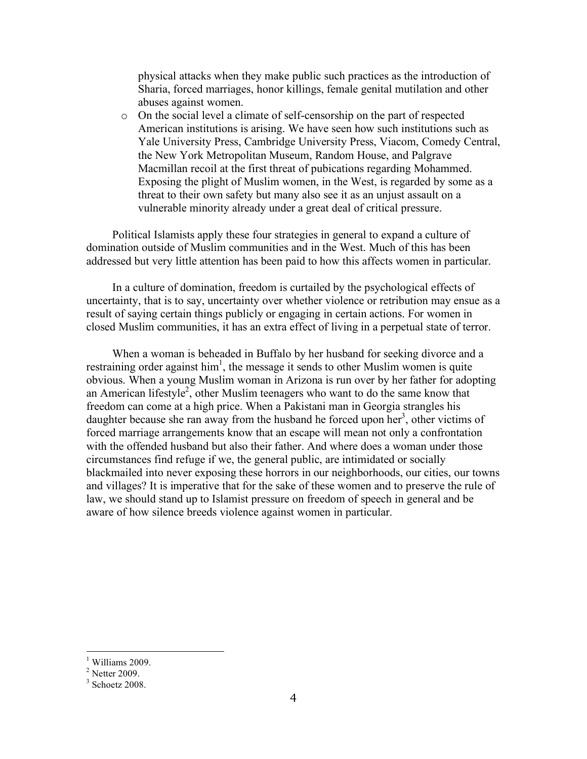physical attacks when they make public such practices as the introduction of Sharia, forced marriages, honor killings, female genital mutilation and other abuses against women.

- On the social level a climate of self-censorship on the part of respected American institutions is arising. We have seen how such institutions such as Yale University Press, Cambridge University Press, Viacom, Comedy Central, the New York Metropolitan Museum, Random House, and Palgrave Macmillan recoil at the first threat of pubications regarding Mohammed. Exposing the plight of Muslim women, in the West, is regarded by some as a threat to their own safety but many also see it as an unjust assault on a vulnerable minority already under a great deal of critical pressure.

Political Islamists apply these four strategies in general to expand a culture of domination outside of Muslim communities and in the West. Much of this has been addressed but very little attention has been paid to how this affects women in particular.

In a culture of domination, freedom is curtailed by the psychological effects of uncertainty, that is to say, uncertainty over whether violence or retribution may ensue as a result of saying certain things publicly or engaging in certain actions. For women in closed Muslim communities, it has an extra effect of living in a perpetual state of terror.

When a woman is beheaded in Buffalo by her husband for seeking divorce and a restraining order against him[1], the message it sends to other Muslim women is quite obvious. When a young Muslim woman in Arizona is run over by her father for adopting an American lifestyle[2], other Muslim teenagers who want to do the same know that freedom can come at a high price. When a Pakistani man in Georgia strangles his daughter because she ran away from the husband he forced upon her[3], other victims of forced marriage arrangements know that an escape will mean not only a confrontation with the offended husband but also their father. And where does a woman under those circumstances find refuge if we, the general public, are intimidated or socially blackmailed into never exposing these horrors in our neighborhoods, our cities, our towns and villages? It is imperative that for the sake of these women and to preserve the rule of law, we should stand up to Islamist pressure on freedom of speech in general and be aware of how silence breeds violence against women in particular.

---

[1] Williams 2009.

[2] Netter 2009.

[3] Schoetz 2008.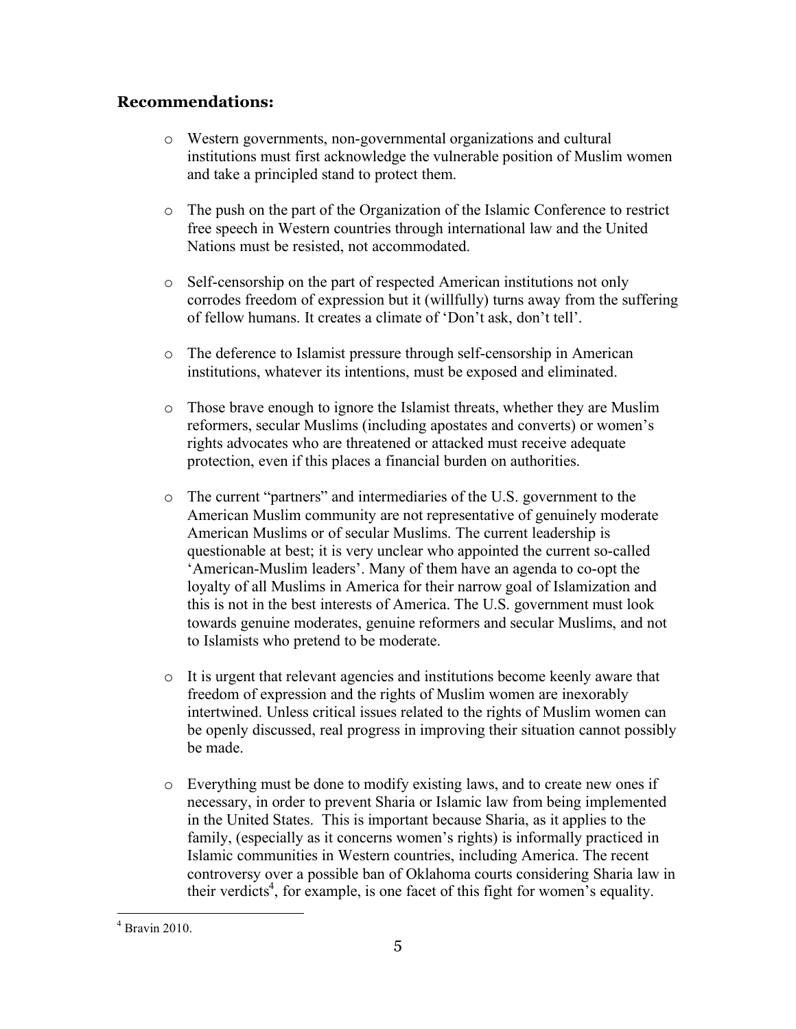## Recommendations:

- Western governments, non-governmental organizations and cultural institutions must first acknowledge the vulnerable position of Muslim women and take a principled stand to protect them.

- The push on the part of the Organization of the Islamic Conference to restrict free speech in Western countries through international law and the United Nations must be resisted, not accommodated.

- Self-censorship on the part of respected American institutions not only corrodes freedom of expression but it (willfully) turns away from the suffering of fellow humans. It creates a climate of 'Don't ask, don't tell'.

- The deference to Islamist pressure through self-censorship in American institutions, whatever its intentions, must be exposed and eliminated.

- Those brave enough to ignore the Islamist threats, whether they are Muslim reformers, secular Muslims (including apostates and converts) or women's rights advocates who are threatened or attacked must receive adequate protection, even if this places a financial burden on authorities.

- The current "partners" and intermediaries of the U.S. government to the American Muslim community are not representative of genuinely moderate American Muslims or of secular Muslims. The current leadership is questionable at best; it is very unclear who appointed the current so-called 'American-Muslim leaders'. Many of them have an agenda to co-opt the loyalty of all Muslims in America for their narrow goal of Islamization and this is not in the best interests of America. The U.S. government must look towards genuine moderates, genuine reformers and secular Muslims, and not to Islamists who pretend to be moderate.

- It is urgent that relevant agencies and institutions become keenly aware that freedom of expression and the rights of Muslim women are inexorably intertwined. Unless critical issues related to the rights of Muslim women can be openly discussed, real progress in improving their situation cannot possibly be made.

- Everything must be done to modify existing laws, and to create new ones if necessary, in order to prevent Sharia or Islamic law from being implemented in the United States. This is important because Sharia, as it applies to the family, (especially as it concerns women's rights) is informally practiced in Islamic communities in Western countries, including America. The recent controversy over a possible ban of Oklahoma courts considering Sharia law in their verdicts[4], for example, is one facet of this fight for women's equality.

---

[4] Bravin 2010.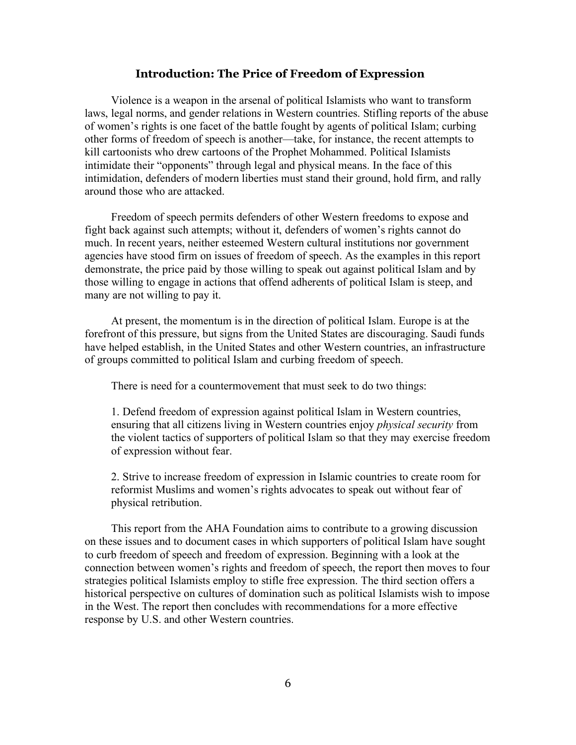## Introduction: The Price of Freedom of Expression

Violence is a weapon in the arsenal of political Islamists who want to transform laws, legal norms, and gender relations in Western countries. Stifling reports of the abuse of women's rights is one facet of the battle fought by agents of political Islam; curbing other forms of freedom of speech is another—take, for instance, the recent attempts to kill cartoonists who drew cartoons of the Prophet Mohammed. Political Islamists intimidate their "opponents" through legal and physical means. In the face of this intimidation, defenders of modern liberties must stand their ground, hold firm, and rally around those who are attacked.

Freedom of speech permits defenders of other Western freedoms to expose and fight back against such attempts; without it, defenders of women's rights cannot do much. In recent years, neither esteemed Western cultural institutions nor government agencies have stood firm on issues of freedom of speech. As the examples in this report demonstrate, the price paid by those willing to speak out against political Islam and by those willing to engage in actions that offend adherents of political Islam is steep, and many are not willing to pay it.

At present, the momentum is in the direction of political Islam. Europe is at the forefront of this pressure, but signs from the United States are discouraging. Saudi funds have helped establish, in the United States and other Western countries, an infrastructure of groups committed to political Islam and curbing freedom of speech.

There is need for a countermovement that must seek to do two things:

1. Defend freedom of expression against political Islam in Western countries, ensuring that all citizens living in Western countries enjoy *physical security* from the violent tactics of supporters of political Islam so that they may exercise freedom of expression without fear.

2. Strive to increase freedom of expression in Islamic countries to create room for reformist Muslims and women's rights advocates to speak out without fear of physical retribution.

This report from the AHA Foundation aims to contribute to a growing discussion on these issues and to document cases in which supporters of political Islam have sought to curb freedom of speech and freedom of expression. Beginning with a look at the connection between women's rights and freedom of speech, the report then moves to four strategies political Islamists employ to stifle free expression. The third section offers a historical perspective on cultures of domination such as political Islamists wish to impose in the West. The report then concludes with recommendations for a more effective response by U.S. and other Western countries.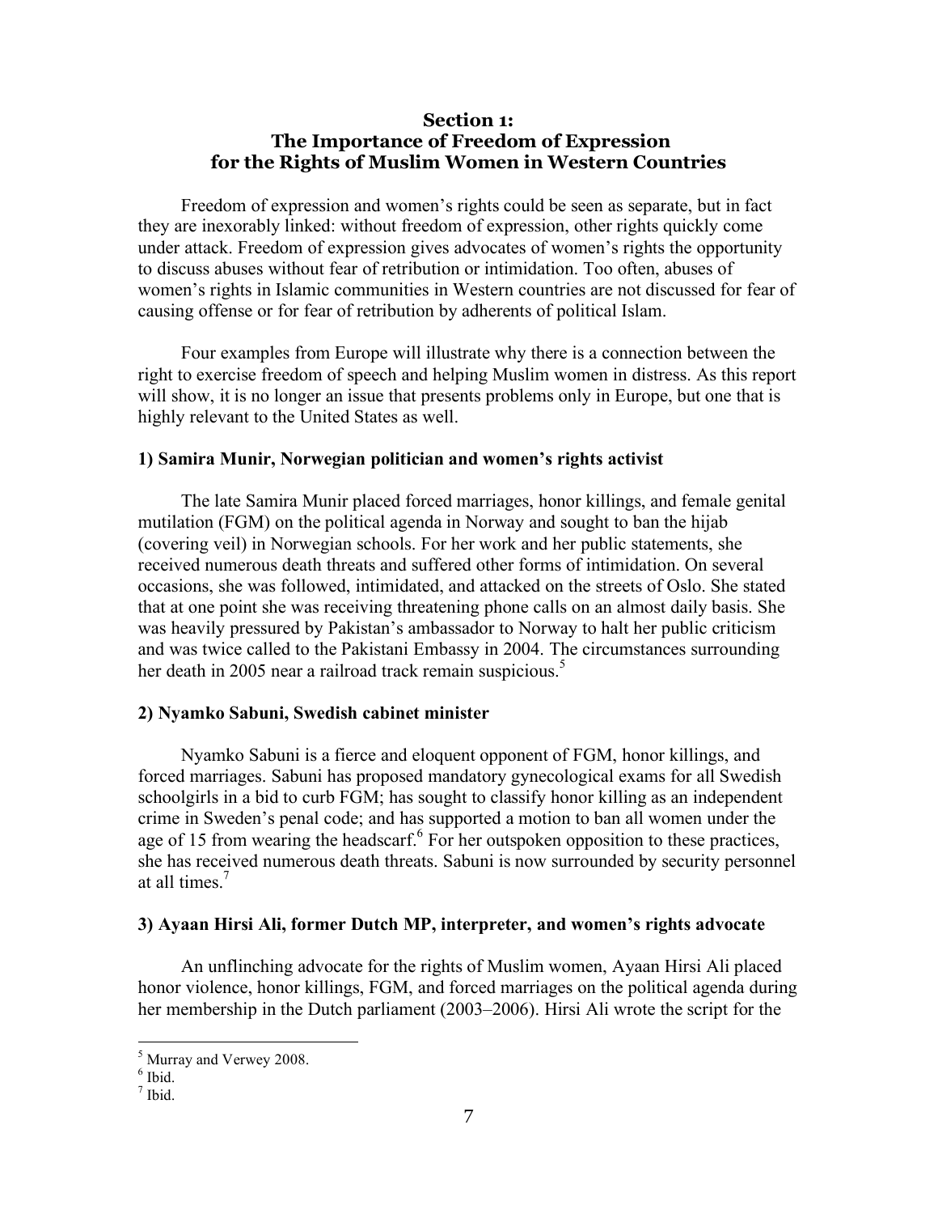## Section 1:
## The Importance of Freedom of Expression for the Rights of Muslim Women in Western Countries

Freedom of expression and women's rights could be seen as separate, but in fact they are inexorably linked: without freedom of expression, other rights quickly come under attack. Freedom of expression gives advocates of women's rights the opportunity to discuss abuses without fear of retribution or intimidation. Too often, abuses of women's rights in Islamic communities in Western countries are not discussed for fear of causing offense or for fear of retribution by adherents of political Islam.

Four examples from Europe will illustrate why there is a connection between the right to exercise freedom of speech and helping Muslim women in distress. As this report will show, it is no longer an issue that presents problems only in Europe, but one that is highly relevant to the United States as well.

### 1) Samira Munir, Norwegian politician and women's rights activist

The late Samira Munir placed forced marriages, honor killings, and female genital mutilation (FGM) on the political agenda in Norway and sought to ban the hijab (covering veil) in Norwegian schools. For her work and her public statements, she received numerous death threats and suffered other forms of intimidation. On several occasions, she was followed, intimidated, and attacked on the streets of Oslo. She stated that at one point she was receiving threatening phone calls on an almost daily basis. She was heavily pressured by Pakistan's ambassador to Norway to halt her public criticism and was twice called to the Pakistani Embassy in 2004. The circumstances surrounding her death in 2005 near a railroad track remain suspicious.[5]

### 2) Nyamko Sabuni, Swedish cabinet minister

Nyamko Sabuni is a fierce and eloquent opponent of FGM, honor killings, and forced marriages. Sabuni has proposed mandatory gynecological exams for all Swedish schoolgirls in a bid to curb FGM; has sought to classify honor killing as an independent crime in Sweden's penal code; and has supported a motion to ban all women under the age of 15 from wearing the headscarf.[6] For her outspoken opposition to these practices, she has received numerous death threats. Sabuni is now surrounded by security personnel at all times.[7]

### 3) Ayaan Hirsi Ali, former Dutch MP, interpreter, and women's rights advocate

An unflinching advocate for the rights of Muslim women, Ayaan Hirsi Ali placed honor violence, honor killings, FGM, and forced marriages on the political agenda during her membership in the Dutch parliament (2003–2006). Hirsi Ali wrote the script for the

---

[5] Murray and Verwey 2008.

[6] Ibid.

[7] Ibid.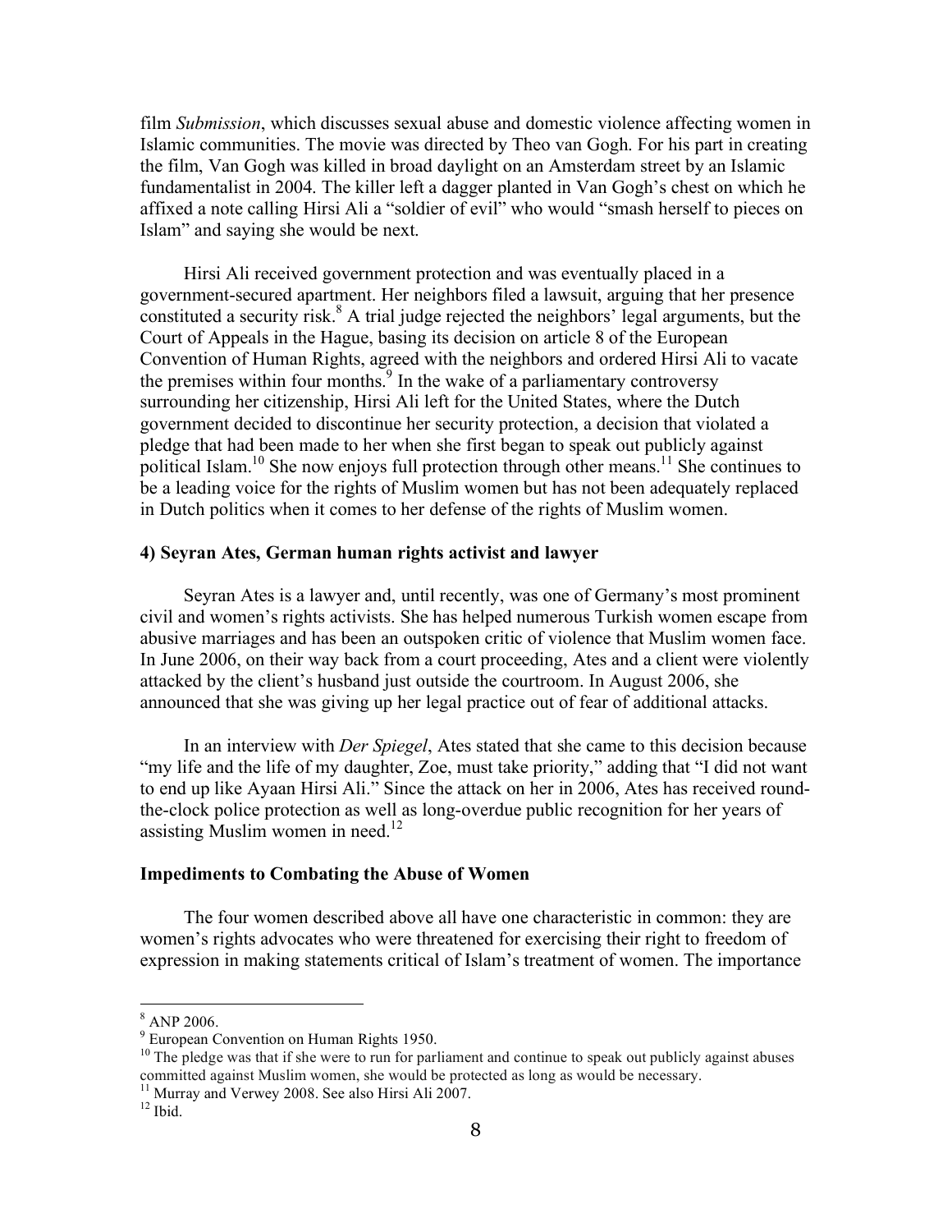film *Submission*, which discusses sexual abuse and domestic violence affecting women in Islamic communities. The movie was directed by Theo van Gogh. For his part in creating the film, Van Gogh was killed in broad daylight on an Amsterdam street by an Islamic fundamentalist in 2004. The killer left a dagger planted in Van Gogh's chest on which he affixed a note calling Hirsi Ali a "soldier of evil" who would "smash herself to pieces on Islam" and saying she would be next.

Hirsi Ali received government protection and was eventually placed in a government-secured apartment. Her neighbors filed a lawsuit, arguing that her presence constituted a security risk.[8] A trial judge rejected the neighbors' legal arguments, but the Court of Appeals in the Hague, basing its decision on article 8 of the European Convention of Human Rights, agreed with the neighbors and ordered Hirsi Ali to vacate the premises within four months.[9] In the wake of a parliamentary controversy surrounding her citizenship, Hirsi Ali left for the United States, where the Dutch government decided to discontinue her security protection, a decision that violated a pledge that had been made to her when she first began to speak out publicly against political Islam.[10] She now enjoys full protection through other means.[11] She continues to be a leading voice for the rights of Muslim women but has not been adequately replaced in Dutch politics when it comes to her defense of the rights of Muslim women.

### 4) Seyran Ates, German human rights activist and lawyer

Seyran Ates is a lawyer and, until recently, was one of Germany's most prominent civil and women's rights activists. She has helped numerous Turkish women escape from abusive marriages and has been an outspoken critic of violence that Muslim women face. In June 2006, on their way back from a court proceeding, Ates and a client were violently attacked by the client's husband just outside the courtroom. In August 2006, she announced that she was giving up her legal practice out of fear of additional attacks.

In an interview with *Der Spiegel*, Ates stated that she came to this decision because "my life and the life of my daughter, Zoe, must take priority," adding that "I did not want to end up like Ayaan Hirsi Ali." Since the attack on her in 2006, Ates has received round-the-clock police protection as well as long-overdue public recognition for her years of assisting Muslim women in need.[12]

## Impediments to Combating the Abuse of Women

The four women described above all have one characteristic in common: they are women's rights advocates who were threatened for exercising their right to freedom of expression in making statements critical of Islam's treatment of women. The importance

---

[8] ANP 2006.

[9] European Convention on Human Rights 1950.

[10] The pledge was that if she were to run for parliament and continue to speak out publicly against abuses committed against Muslim women, she would be protected as long as would be necessary.

[11] Murray and Verwey 2008. See also Hirsi Ali 2007.

[12] Ibid.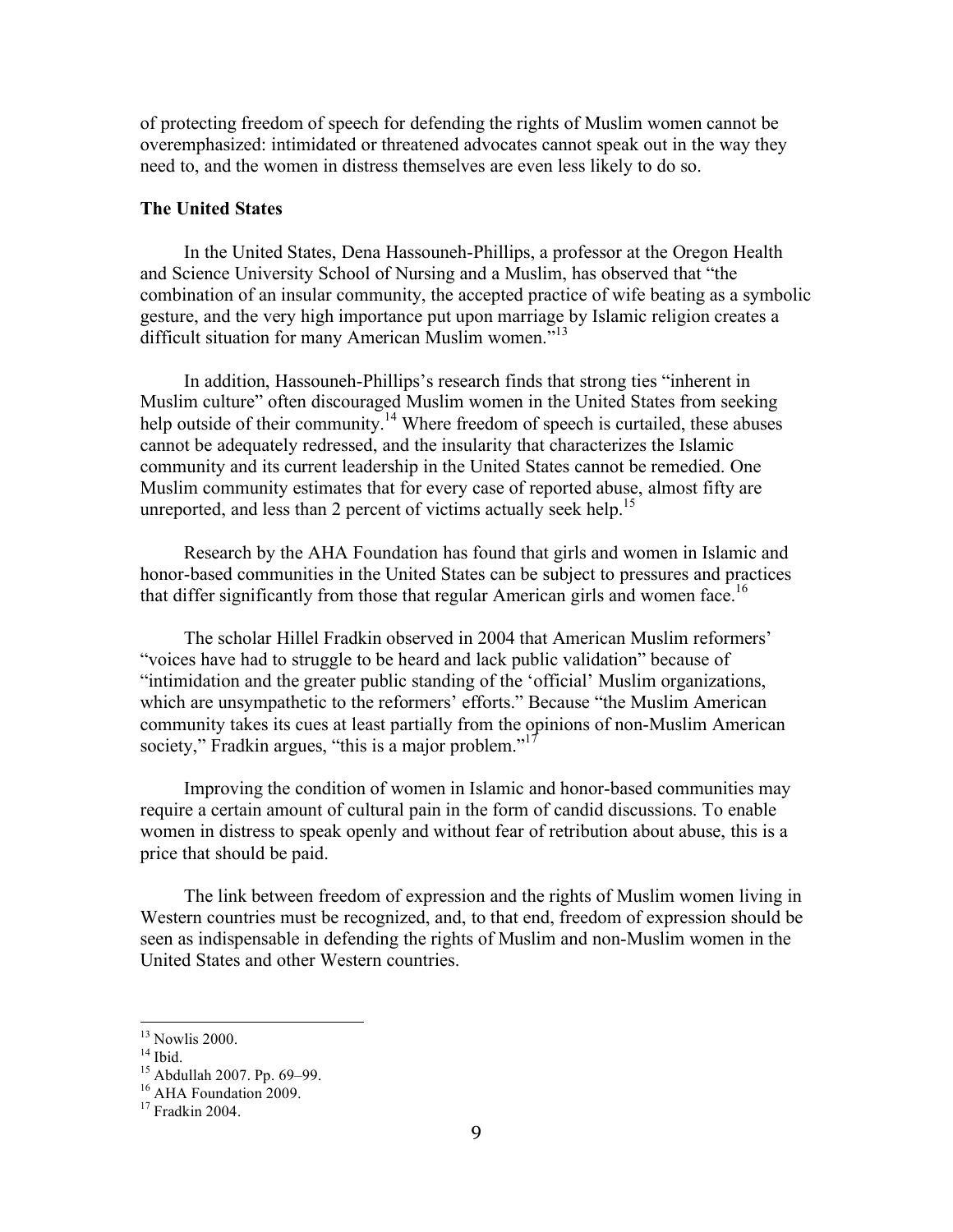of protecting freedom of speech for defending the rights of Muslim women cannot be overemphasized: intimidated or threatened advocates cannot speak out in the way they need to, and the women in distress themselves are even less likely to do so.

**The United States**

In the United States, Dena Hassouneh-Phillips, a professor at the Oregon Health and Science University School of Nursing and a Muslim, has observed that "the combination of an insular community, the accepted practice of wife beating as a symbolic gesture, and the very high importance put upon marriage by Islamic religion creates a difficult situation for many American Muslim women."[13]

In addition, Hassouneh-Phillips's research finds that strong ties "inherent in Muslim culture" often discouraged Muslim women in the United States from seeking help outside of their community.[14] Where freedom of speech is curtailed, these abuses cannot be adequately redressed, and the insularity that characterizes the Islamic community and its current leadership in the United States cannot be remedied. One Muslim community estimates that for every case of reported abuse, almost fifty are unreported, and less than 2 percent of victims actually seek help.[15]

Research by the AHA Foundation has found that girls and women in Islamic and honor-based communities in the United States can be subject to pressures and practices that differ significantly from those that regular American girls and women face.[16]

The scholar Hillel Fradkin observed in 2004 that American Muslim reformers' "voices have had to struggle to be heard and lack public validation" because of "intimidation and the greater public standing of the 'official' Muslim organizations, which are unsympathetic to the reformers' efforts." Because "the Muslim American community takes its cues at least partially from the opinions of non-Muslim American society," Fradkin argues, "this is a major problem."[17]

Improving the condition of women in Islamic and honor-based communities may require a certain amount of cultural pain in the form of candid discussions. To enable women in distress to speak openly and without fear of retribution about abuse, this is a price that should be paid.

The link between freedom of expression and the rights of Muslim women living in Western countries must be recognized, and, to that end, freedom of expression should be seen as indispensable in defending the rights of Muslim and non-Muslim women in the United States and other Western countries.

---

[13] Nowlis 2000.
[14] Ibid.
[15] Abdullah 2007. Pp. 69–99.
[16] AHA Foundation 2009.
[17] Fradkin 2004.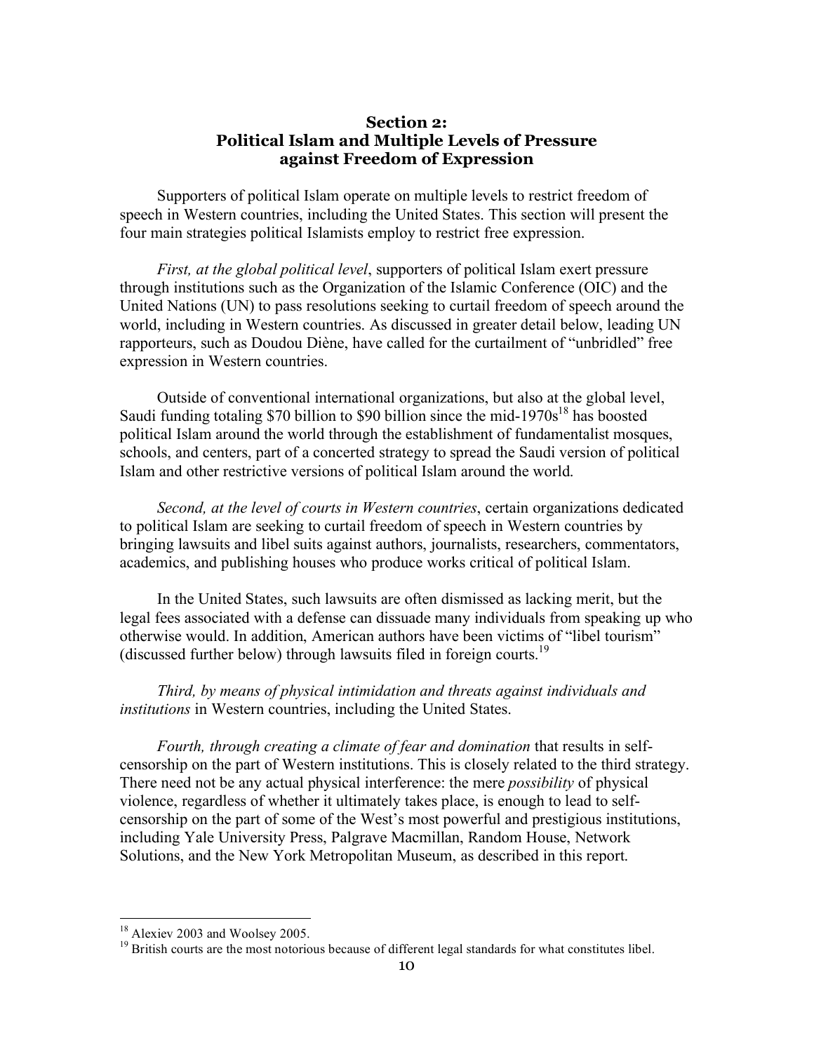## Section 2: Political Islam and Multiple Levels of Pressure against Freedom of Expression

Supporters of political Islam operate on multiple levels to restrict freedom of speech in Western countries, including the United States. This section will present the four main strategies political Islamists employ to restrict free expression.

*First, at the global political level*, supporters of political Islam exert pressure through institutions such as the Organization of the Islamic Conference (OIC) and the United Nations (UN) to pass resolutions seeking to curtail freedom of speech around the world, including in Western countries. As discussed in greater detail below, leading UN rapporteurs, such as Doudou Diène, have called for the curtailment of "unbridled" free expression in Western countries.

Outside of conventional international organizations, but also at the global level, Saudi funding totaling $70 billion to $90 billion since the mid-1970s[18] has boosted political Islam around the world through the establishment of fundamentalist mosques, schools, and centers, part of a concerted strategy to spread the Saudi version of political Islam and other restrictive versions of political Islam around the world.

*Second, at the level of courts in Western countries*, certain organizations dedicated to political Islam are seeking to curtail freedom of speech in Western countries by bringing lawsuits and libel suits against authors, journalists, researchers, commentators, academics, and publishing houses who produce works critical of political Islam.

In the United States, such lawsuits are often dismissed as lacking merit, but the legal fees associated with a defense can dissuade many individuals from speaking up who otherwise would. In addition, American authors have been victims of "libel tourism" (discussed further below) through lawsuits filed in foreign courts.[19]

*Third, by means of physical intimidation and threats against individuals and institutions* in Western countries, including the United States.

*Fourth, through creating a climate of fear and domination* that results in self-censorship on the part of Western institutions. This is closely related to the third strategy. There need not be any actual physical interference: the mere *possibility* of physical violence, regardless of whether it ultimately takes place, is enough to lead to self-censorship on the part of some of the West's most powerful and prestigious institutions, including Yale University Press, Palgrave Macmillan, Random House, Network Solutions, and the New York Metropolitan Museum, as described in this report.

---

[18] Alexiev 2003 and Woolsey 2005.

[19] British courts are the most notorious because of different legal standards for what constitutes libel.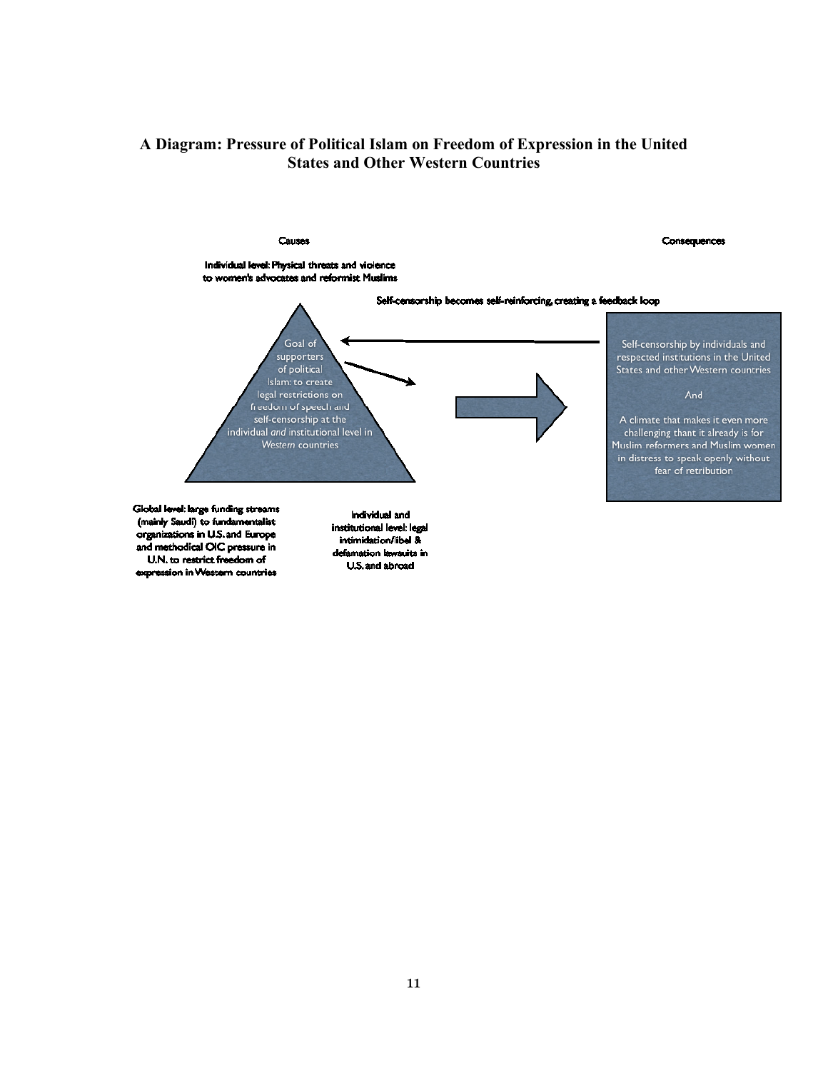## A Diagram: Pressure of Political Islam on Freedom of Expression in the United States and Other Western Countries

Causes

Consequences

**Individual level: Physical threats and violence to women's advocates and reformist Muslims**

Self-censorship becomes self-reinforcing, creating a feedback loop

Goal of supporters of political Islam: to create legal restrictions on freedom of speech and self-censorship at the individual *and* institutional level in *Western* countries

Self-censorship by individuals and respected institutions in the United States and other Western countries

And

A climate that makes it even more challenging thant it already is for Muslim reformers and Muslim women in distress to speak openly without fear of retribution

**Global level: large funding streams (mainly Saudi) to fundamentalist organizations in U.S. and Europe and methodical OIC pressure in U.N. to restrict freedom of expression in Western countries**

**Individual and institutional level: legal intimidation/libel & defamation lawsuits in U.S. and abroad**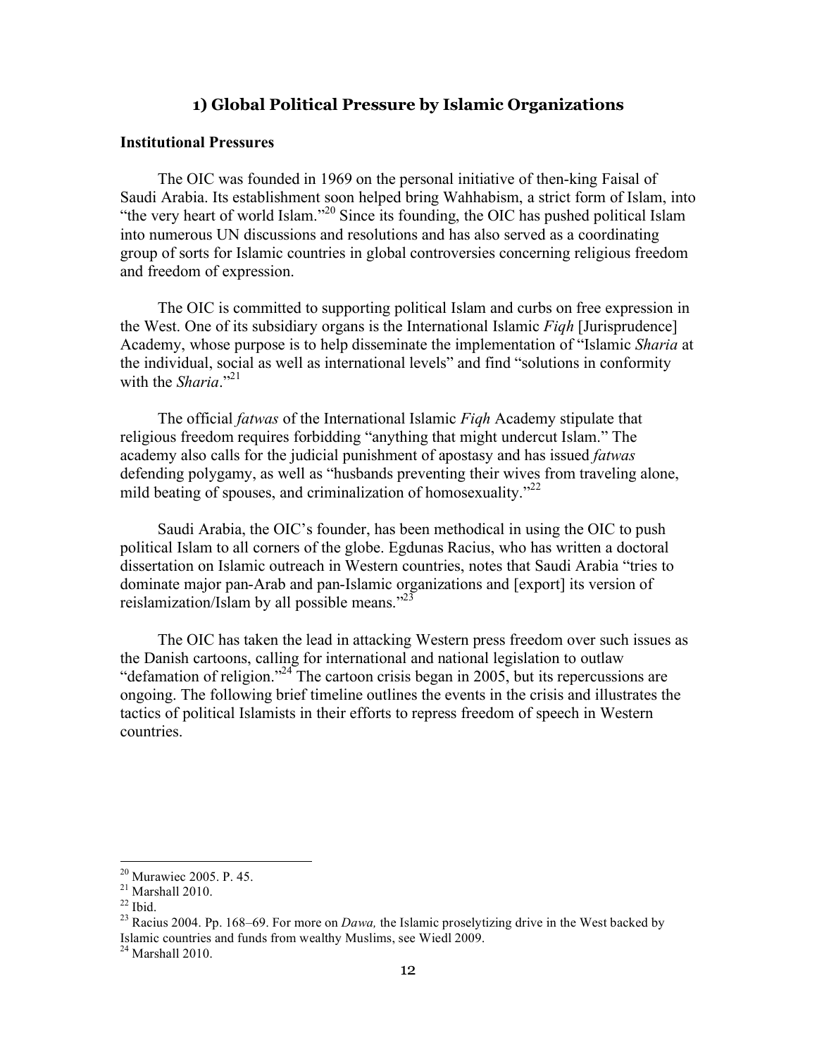## 1) Global Political Pressure by Islamic Organizations

### Institutional Pressures

The OIC was founded in 1969 on the personal initiative of then-king Faisal of Saudi Arabia. Its establishment soon helped bring Wahhabism, a strict form of Islam, into "the very heart of world Islam."[20] Since its founding, the OIC has pushed political Islam into numerous UN discussions and resolutions and has also served as a coordinating group of sorts for Islamic countries in global controversies concerning religious freedom and freedom of expression.

The OIC is committed to supporting political Islam and curbs on free expression in the West. One of its subsidiary organs is the International Islamic *Fiqh* [Jurisprudence] Academy, whose purpose is to help disseminate the implementation of "Islamic *Sharia* at the individual, social as well as international levels" and find "solutions in conformity with the *Sharia*."[21]

The official *fatwas* of the International Islamic *Fiqh* Academy stipulate that religious freedom requires forbidding "anything that might undercut Islam." The academy also calls for the judicial punishment of apostasy and has issued *fatwas* defending polygamy, as well as "husbands preventing their wives from traveling alone, mild beating of spouses, and criminalization of homosexuality."[22]

Saudi Arabia, the OIC's founder, has been methodical in using the OIC to push political Islam to all corners of the globe. Egdunas Racius, who has written a doctoral dissertation on Islamic outreach in Western countries, notes that Saudi Arabia "tries to dominate major pan-Arab and pan-Islamic organizations and [export] its version of reislamization/Islam by all possible means."[23]

The OIC has taken the lead in attacking Western press freedom over such issues as the Danish cartoons, calling for international and national legislation to outlaw "defamation of religion."[24] The cartoon crisis began in 2005, but its repercussions are ongoing. The following brief timeline outlines the events in the crisis and illustrates the tactics of political Islamists in their efforts to repress freedom of speech in Western countries.

---

[20] Murawiec 2005. P. 45.

[21] Marshall 2010.

[22] Ibid.

[23] Racius 2004. Pp. 168–69. For more on *Dawa,* the Islamic proselytizing drive in the West backed by Islamic countries and funds from wealthy Muslims, see Wiedl 2009.

[24] Marshall 2010.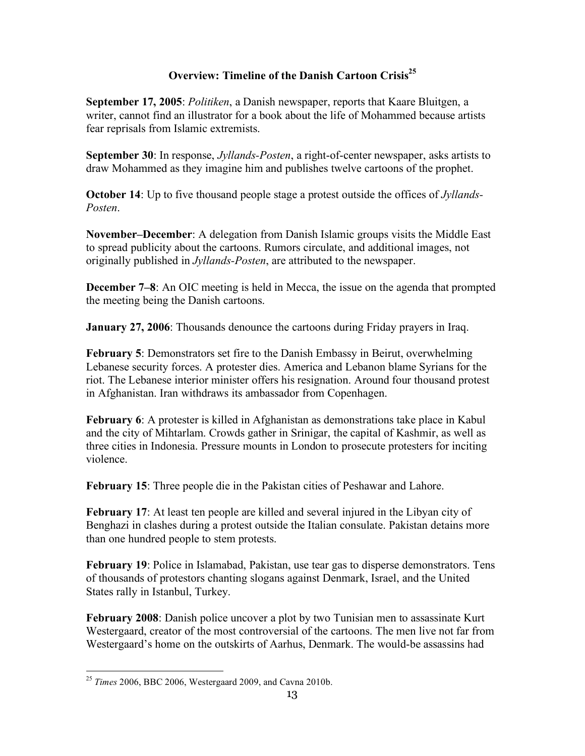## Overview: Timeline of the Danish Cartoon Crisis[25]

**September 17, 2005**: *Politiken*, a Danish newspaper, reports that Kaare Bluitgen, a writer, cannot find an illustrator for a book about the life of Mohammed because artists fear reprisals from Islamic extremists.

**September 30**: In response, *Jyllands-Posten*, a right-of-center newspaper, asks artists to draw Mohammed as they imagine him and publishes twelve cartoons of the prophet.

**October 14**: Up to five thousand people stage a protest outside the offices of *Jyllands-Posten*.

**November–December**: A delegation from Danish Islamic groups visits the Middle East to spread publicity about the cartoons. Rumors circulate, and additional images, not originally published in *Jyllands-Posten*, are attributed to the newspaper.

**December 7–8**: An OIC meeting is held in Mecca, the issue on the agenda that prompted the meeting being the Danish cartoons.

**January 27, 2006**: Thousands denounce the cartoons during Friday prayers in Iraq.

**February 5**: Demonstrators set fire to the Danish Embassy in Beirut, overwhelming Lebanese security forces. A protester dies. America and Lebanon blame Syrians for the riot. The Lebanese interior minister offers his resignation. Around four thousand protest in Afghanistan. Iran withdraws its ambassador from Copenhagen.

**February 6**: A protester is killed in Afghanistan as demonstrations take place in Kabul and the city of Mihtarlam. Crowds gather in Srinigar, the capital of Kashmir, as well as three cities in Indonesia. Pressure mounts in London to prosecute protesters for inciting violence.

**February 15**: Three people die in the Pakistan cities of Peshawar and Lahore.

**February 17**: At least ten people are killed and several injured in the Libyan city of Benghazi in clashes during a protest outside the Italian consulate. Pakistan detains more than one hundred people to stem protests.

**February 19**: Police in Islamabad, Pakistan, use tear gas to disperse demonstrators. Tens of thousands of protestors chanting slogans against Denmark, Israel, and the United States rally in Istanbul, Turkey.

**February 2008**: Danish police uncover a plot by two Tunisian men to assassinate Kurt Westergaard, creator of the most controversial of the cartoons. The men live not far from Westergaard's home on the outskirts of Aarhus, Denmark. The would-be assassins had

---

[25] *Times* 2006, BBC 2006, Westergaard 2009, and Cavna 2010b.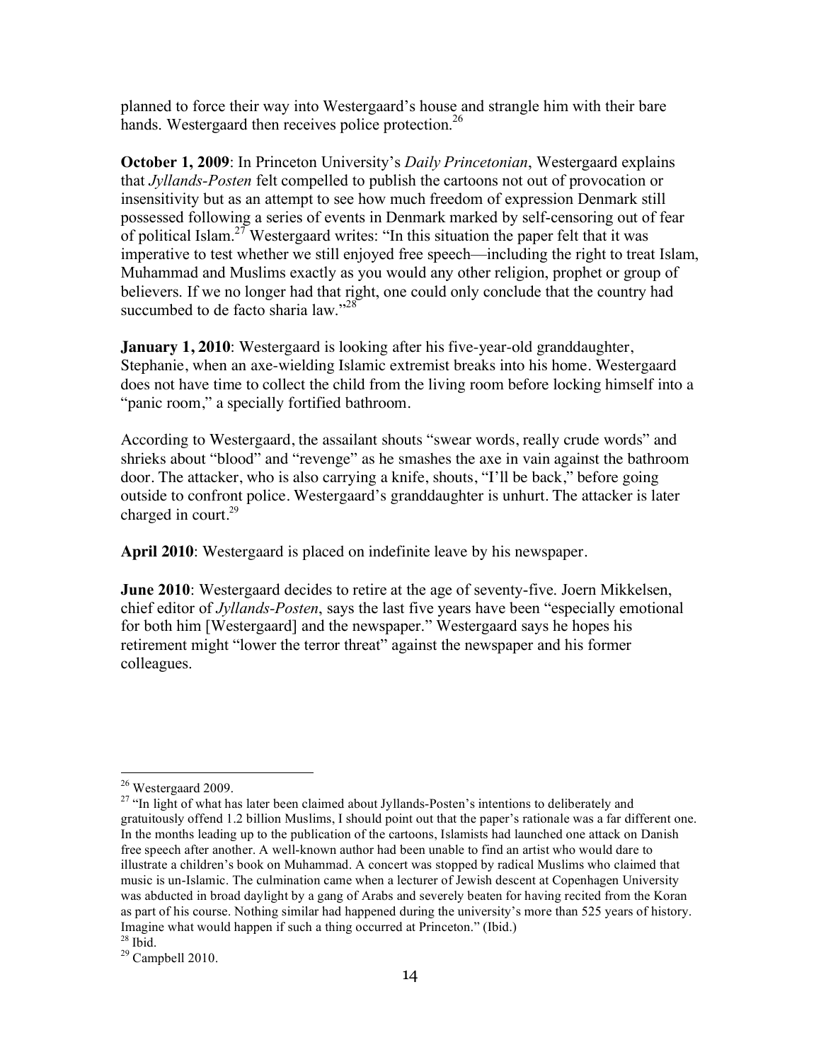planned to force their way into Westergaard's house and strangle him with their bare hands. Westergaard then receives police protection.[26]

**October 1, 2009**: In Princeton University's *Daily Princetonian*, Westergaard explains that *Jyllands-Posten* felt compelled to publish the cartoons not out of provocation or insensitivity but as an attempt to see how much freedom of expression Denmark still possessed following a series of events in Denmark marked by self-censoring out of fear of political Islam.[27] Westergaard writes: "In this situation the paper felt that it was imperative to test whether we still enjoyed free speech—including the right to treat Islam, Muhammad and Muslims exactly as you would any other religion, prophet or group of believers. If we no longer had that right, one could only conclude that the country had succumbed to de facto sharia law."[28]

**January 1, 2010**: Westergaard is looking after his five-year-old granddaughter, Stephanie, when an axe-wielding Islamic extremist breaks into his home. Westergaard does not have time to collect the child from the living room before locking himself into a "panic room," a specially fortified bathroom.

According to Westergaard, the assailant shouts "swear words, really crude words" and shrieks about "blood" and "revenge" as he smashes the axe in vain against the bathroom door. The attacker, who is also carrying a knife, shouts, "I'll be back," before going outside to confront police. Westergaard's granddaughter is unhurt. The attacker is later charged in court.[29]

**April 2010**: Westergaard is placed on indefinite leave by his newspaper.

**June 2010**: Westergaard decides to retire at the age of seventy-five. Joern Mikkelsen, chief editor of *Jyllands-Posten*, says the last five years have been "especially emotional for both him [Westergaard] and the newspaper." Westergaard says he hopes his retirement might "lower the terror threat" against the newspaper and his former colleagues.

---

[26] Westergaard 2009.

[27] "In light of what has later been claimed about Jyllands-Posten's intentions to deliberately and gratuitously offend 1.2 billion Muslims, I should point out that the paper's rationale was a far different one. In the months leading up to the publication of the cartoons, Islamists had launched one attack on Danish free speech after another. A well-known author had been unable to find an artist who would dare to illustrate a children's book on Muhammad. A concert was stopped by radical Muslims who claimed that music is un-Islamic. The culmination came when a lecturer of Jewish descent at Copenhagen University was abducted in broad daylight by a gang of Arabs and severely beaten for having recited from the Koran as part of his course. Nothing similar had happened during the university's more than 525 years of history. Imagine what would happen if such a thing occurred at Princeton." (Ibid.)

[28] Ibid.

[29] Campbell 2010.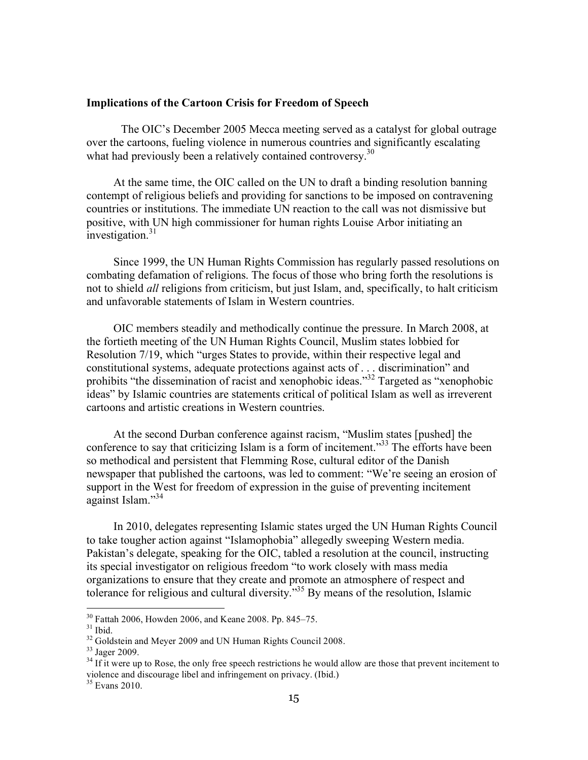**Implications of the Cartoon Crisis for Freedom of Speech**

The OIC's December 2005 Mecca meeting served as a catalyst for global outrage over the cartoons, fueling violence in numerous countries and significantly escalating what had previously been a relatively contained controversy.[30]

At the same time, the OIC called on the UN to draft a binding resolution banning contempt of religious beliefs and providing for sanctions to be imposed on contravening countries or institutions. The immediate UN reaction to the call was not dismissive but positive, with UN high commissioner for human rights Louise Arbor initiating an investigation.[31]

Since 1999, the UN Human Rights Commission has regularly passed resolutions on combating defamation of religions. The focus of those who bring forth the resolutions is not to shield *all* religions from criticism, but just Islam, and, specifically, to halt criticism and unfavorable statements of Islam in Western countries.

OIC members steadily and methodically continue the pressure. In March 2008, at the fortieth meeting of the UN Human Rights Council, Muslim states lobbied for Resolution 7/19, which "urges States to provide, within their respective legal and constitutional systems, adequate protections against acts of . . . discrimination" and prohibits "the dissemination of racist and xenophobic ideas."[32] Targeted as "xenophobic ideas" by Islamic countries are statements critical of political Islam as well as irreverent cartoons and artistic creations in Western countries.

At the second Durban conference against racism, "Muslim states [pushed] the conference to say that criticizing Islam is a form of incitement."[33] The efforts have been so methodical and persistent that Flemming Rose, cultural editor of the Danish newspaper that published the cartoons, was led to comment: "We're seeing an erosion of support in the West for freedom of expression in the guise of preventing incitement against Islam."[34]

In 2010, delegates representing Islamic states urged the UN Human Rights Council to take tougher action against "Islamophobia" allegedly sweeping Western media. Pakistan's delegate, speaking for the OIC, tabled a resolution at the council, instructing its special investigator on religious freedom "to work closely with mass media organizations to ensure that they create and promote an atmosphere of respect and tolerance for religious and cultural diversity."[35] By means of the resolution, Islamic

---

[30] Fattah 2006, Howden 2006, and Keane 2008. Pp. 845–75.

[31] Ibid.

[32] Goldstein and Meyer 2009 and UN Human Rights Council 2008.

[33] Jager 2009.

[34] If it were up to Rose, the only free speech restrictions he would allow are those that prevent incitement to violence and discourage libel and infringement on privacy. (Ibid.)

[35] Evans 2010.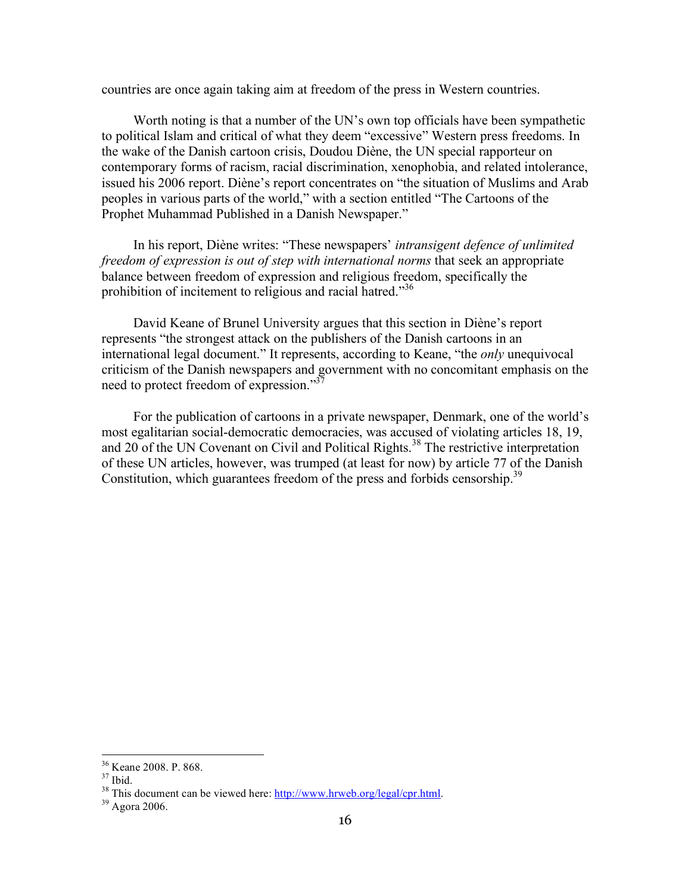countries are once again taking aim at freedom of the press in Western countries.

Worth noting is that a number of the UN's own top officials have been sympathetic to political Islam and critical of what they deem "excessive" Western press freedoms. In the wake of the Danish cartoon crisis, Doudou Diène, the UN special rapporteur on contemporary forms of racism, racial discrimination, xenophobia, and related intolerance, issued his 2006 report. Diène's report concentrates on "the situation of Muslims and Arab peoples in various parts of the world," with a section entitled "The Cartoons of the Prophet Muhammad Published in a Danish Newspaper."

In his report, Diène writes: "These newspapers' *intransigent defence of unlimited freedom of expression is out of step with international norms* that seek an appropriate balance between freedom of expression and religious freedom, specifically the prohibition of incitement to religious and racial hatred."[36]

David Keane of Brunel University argues that this section in Diène's report represents "the strongest attack on the publishers of the Danish cartoons in an international legal document." It represents, according to Keane, "the *only* unequivocal criticism of the Danish newspapers and government with no concomitant emphasis on the need to protect freedom of expression."[37]

For the publication of cartoons in a private newspaper, Denmark, one of the world's most egalitarian social-democratic democracies, was accused of violating articles 18, 19, and 20 of the UN Covenant on Civil and Political Rights.[38] The restrictive interpretation of these UN articles, however, was trumped (at least for now) by article 77 of the Danish Constitution, which guarantees freedom of the press and forbids censorship.[39]

---

[36] Keane 2008. P. 868.

[37] Ibid.

[38] This document can be viewed here: http://www.hrweb.org/legal/cpr.html.

[39] Agora 2006.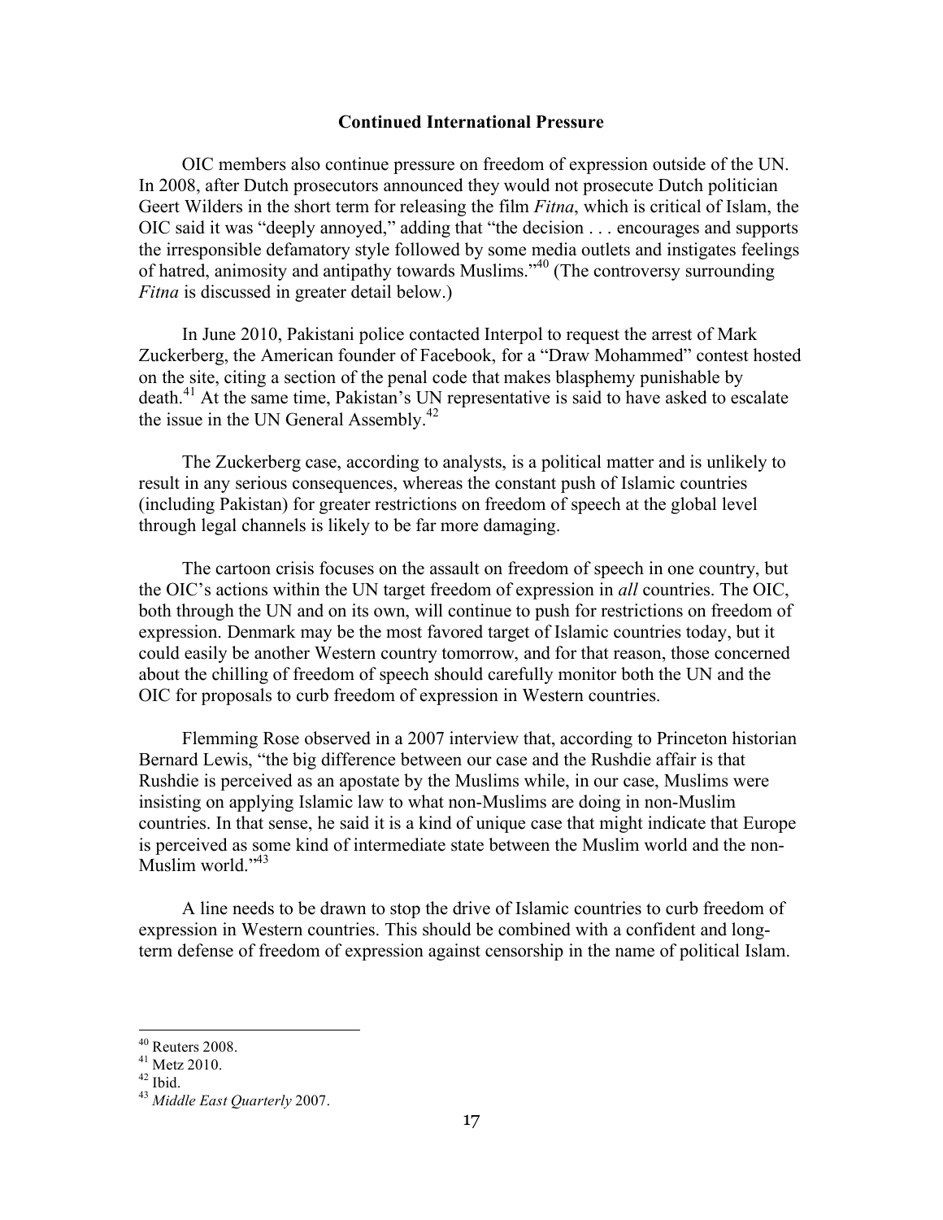## Continued International Pressure

OIC members also continue pressure on freedom of expression outside of the UN. In 2008, after Dutch prosecutors announced they would not prosecute Dutch politician Geert Wilders in the short term for releasing the film *Fitna*, which is critical of Islam, the OIC said it was "deeply annoyed," adding that "the decision . . . encourages and supports the irresponsible defamatory style followed by some media outlets and instigates feelings of hatred, animosity and antipathy towards Muslims."[40] (The controversy surrounding *Fitna* is discussed in greater detail below.)

In June 2010, Pakistani police contacted Interpol to request the arrest of Mark Zuckerberg, the American founder of Facebook, for a "Draw Mohammed" contest hosted on the site, citing a section of the penal code that makes blasphemy punishable by death.[41] At the same time, Pakistan's UN representative is said to have asked to escalate the issue in the UN General Assembly.[42]

The Zuckerberg case, according to analysts, is a political matter and is unlikely to result in any serious consequences, whereas the constant push of Islamic countries (including Pakistan) for greater restrictions on freedom of speech at the global level through legal channels is likely to be far more damaging.

The cartoon crisis focuses on the assault on freedom of speech in one country, but the OIC's actions within the UN target freedom of expression in *all* countries. The OIC, both through the UN and on its own, will continue to push for restrictions on freedom of expression. Denmark may be the most favored target of Islamic countries today, but it could easily be another Western country tomorrow, and for that reason, those concerned about the chilling of freedom of speech should carefully monitor both the UN and the OIC for proposals to curb freedom of expression in Western countries.

Flemming Rose observed in a 2007 interview that, according to Princeton historian Bernard Lewis, "the big difference between our case and the Rushdie affair is that Rushdie is perceived as an apostate by the Muslims while, in our case, Muslims were insisting on applying Islamic law to what non-Muslims are doing in non-Muslim countries. In that sense, he said it is a kind of unique case that might indicate that Europe is perceived as some kind of intermediate state between the Muslim world and the non-Muslim world."[43]

A line needs to be drawn to stop the drive of Islamic countries to curb freedom of expression in Western countries. This should be combined with a confident and long-term defense of freedom of expression against censorship in the name of political Islam.

---

[40] Reuters 2008.

[41] Metz 2010.

[42] Ibid.

[43] *Middle East Quarterly* 2007.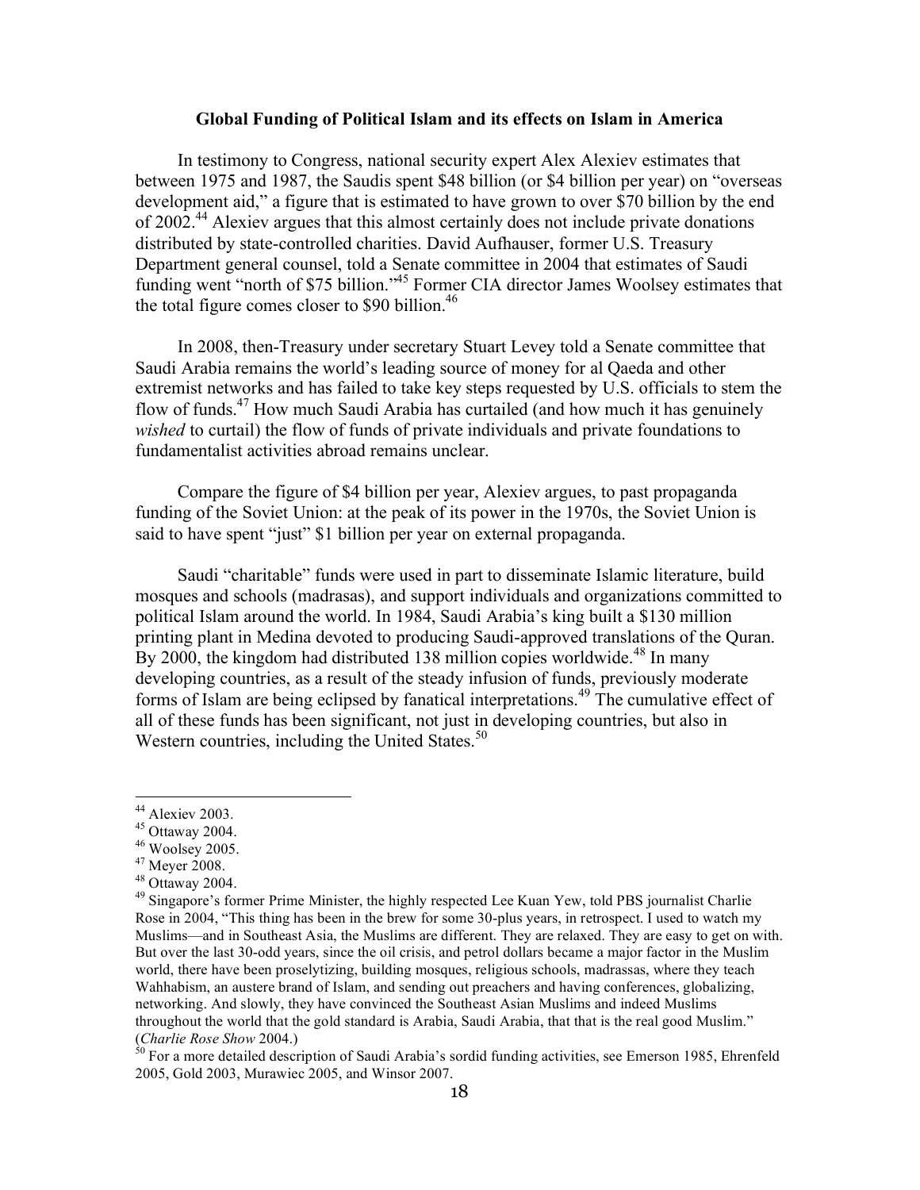### Global Funding of Political Islam and its effects on Islam in America

In testimony to Congress, national security expert Alex Alexiev estimates that between 1975 and 1987, the Saudis spent $48 billion (or $4 billion per year) on "overseas development aid," a figure that is estimated to have grown to over $70 billion by the end of 2002.[44] Alexiev argues that this almost certainly does not include private donations distributed by state-controlled charities. David Aufhauser, former U.S. Treasury Department general counsel, told a Senate committee in 2004 that estimates of Saudi funding went "north of $75 billion."[45] Former CIA director James Woolsey estimates that the total figure comes closer to $90 billion.[46]

In 2008, then-Treasury under secretary Stuart Levey told a Senate committee that Saudi Arabia remains the world's leading source of money for al Qaeda and other extremist networks and has failed to take key steps requested by U.S. officials to stem the flow of funds.[47] How much Saudi Arabia has curtailed (and how much it has genuinely *wished* to curtail) the flow of funds of private individuals and private foundations to fundamentalist activities abroad remains unclear.

Compare the figure of $4 billion per year, Alexiev argues, to past propaganda funding of the Soviet Union: at the peak of its power in the 1970s, the Soviet Union is said to have spent "just" $1 billion per year on external propaganda.

Saudi "charitable" funds were used in part to disseminate Islamic literature, build mosques and schools (madrasas), and support individuals and organizations committed to political Islam around the world. In 1984, Saudi Arabia's king built a $130 million printing plant in Medina devoted to producing Saudi-approved translations of the Quran. By 2000, the kingdom had distributed 138 million copies worldwide.[48] In many developing countries, as a result of the steady infusion of funds, previously moderate forms of Islam are being eclipsed by fanatical interpretations.[49] The cumulative effect of all of these funds has been significant, not just in developing countries, but also in Western countries, including the United States.[50]

---

[44] Alexiev 2003.

[45] Ottaway 2004.

[46] Woolsey 2005.

[47] Meyer 2008.

[48] Ottaway 2004.

[49] Singapore's former Prime Minister, the highly respected Lee Kuan Yew, told PBS journalist Charlie Rose in 2004, "This thing has been in the brew for some 30-plus years, in retrospect. I used to watch my Muslims—and in Southeast Asia, the Muslims are different. They are relaxed. They are easy to get on with. But over the last 30-odd years, since the oil crisis, and petrol dollars became a major factor in the Muslim world, there have been proselytizing, building mosques, religious schools, madrassas, where they teach Wahhabism, an austere brand of Islam, and sending out preachers and having conferences, globalizing, networking. And slowly, they have convinced the Southeast Asian Muslims and indeed Muslims throughout the world that the gold standard is Arabia, Saudi Arabia, that that is the real good Muslim." (*Charlie Rose Show* 2004.)

[50] For a more detailed description of Saudi Arabia's sordid funding activities, see Emerson 1985, Ehrenfeld 2005, Gold 2003, Murawiec 2005, and Winsor 2007.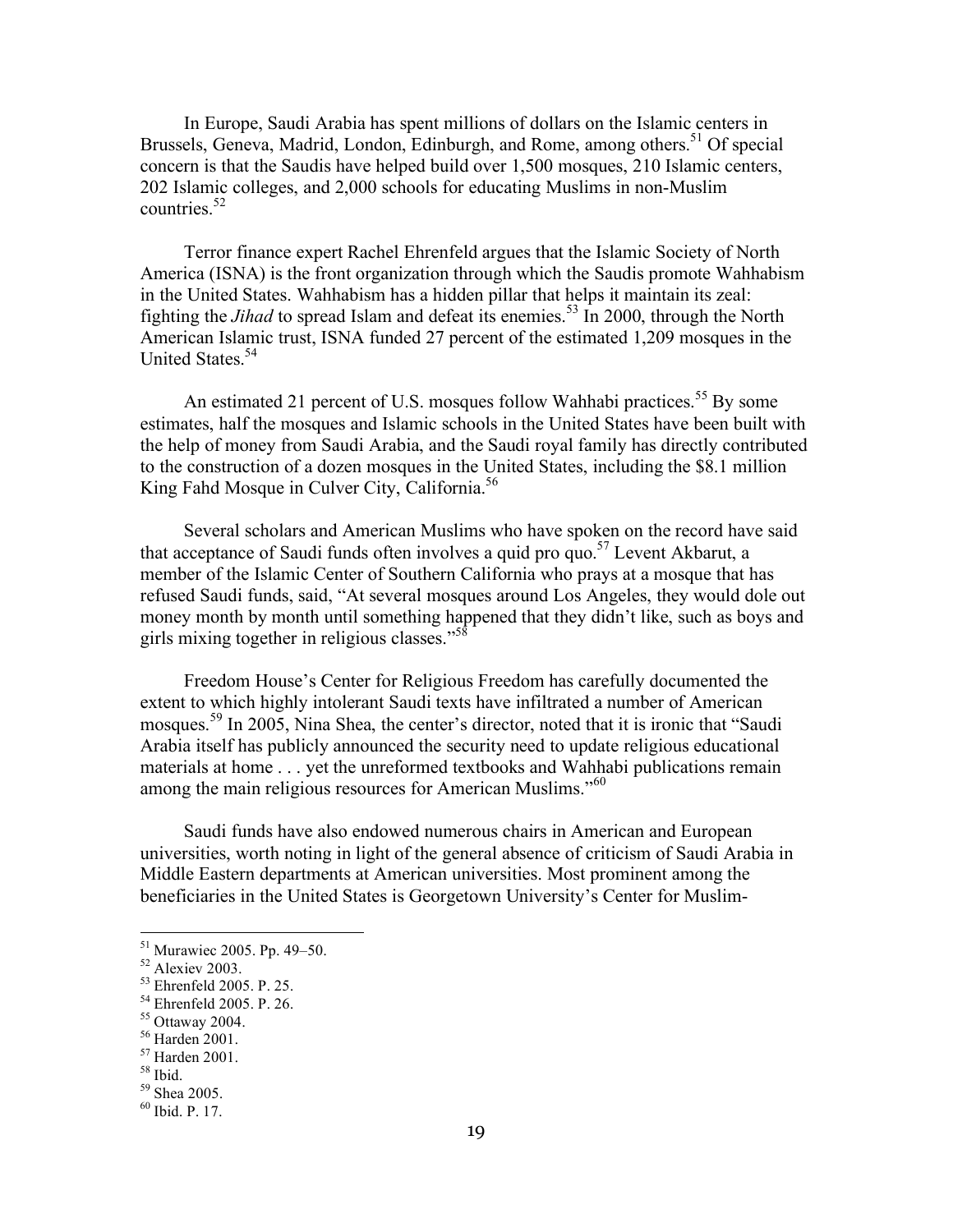In Europe, Saudi Arabia has spent millions of dollars on the Islamic centers in Brussels, Geneva, Madrid, London, Edinburgh, and Rome, among others.[51] Of special concern is that the Saudis have helped build over 1,500 mosques, 210 Islamic centers, 202 Islamic colleges, and 2,000 schools for educating Muslims in non-Muslim countries.[52]

Terror finance expert Rachel Ehrenfeld argues that the Islamic Society of North America (ISNA) is the front organization through which the Saudis promote Wahhabism in the United States. Wahhabism has a hidden pillar that helps it maintain its zeal: fighting the *Jihad* to spread Islam and defeat its enemies.[53] In 2000, through the North American Islamic trust, ISNA funded 27 percent of the estimated 1,209 mosques in the United States.[54]

An estimated 21 percent of U.S. mosques follow Wahhabi practices.[55] By some estimates, half the mosques and Islamic schools in the United States have been built with the help of money from Saudi Arabia, and the Saudi royal family has directly contributed to the construction of a dozen mosques in the United States, including the $8.1 million King Fahd Mosque in Culver City, California.[56]

Several scholars and American Muslims who have spoken on the record have said that acceptance of Saudi funds often involves a quid pro quo.[57] Levent Akbarut, a member of the Islamic Center of Southern California who prays at a mosque that has refused Saudi funds, said, "At several mosques around Los Angeles, they would dole out money month by month until something happened that they didn't like, such as boys and girls mixing together in religious classes."[58]

Freedom House's Center for Religious Freedom has carefully documented the extent to which highly intolerant Saudi texts have infiltrated a number of American mosques.[59] In 2005, Nina Shea, the center's director, noted that it is ironic that "Saudi Arabia itself has publicly announced the security need to update religious educational materials at home . . . yet the unreformed textbooks and Wahhabi publications remain among the main religious resources for American Muslims."[60]

Saudi funds have also endowed numerous chairs in American and European universities, worth noting in light of the general absence of criticism of Saudi Arabia in Middle Eastern departments at American universities. Most prominent among the beneficiaries in the United States is Georgetown University's Center for Muslim-

---

[51] Murawiec 2005. Pp. 49–50.
[52] Alexiev 2003.
[53] Ehrenfeld 2005. P. 25.
[54] Ehrenfeld 2005. P. 26.
[55] Ottaway 2004.
[56] Harden 2001.
[57] Harden 2001.
[58] Ibid.
[59] Shea 2005.
[60] Ibid. P. 17.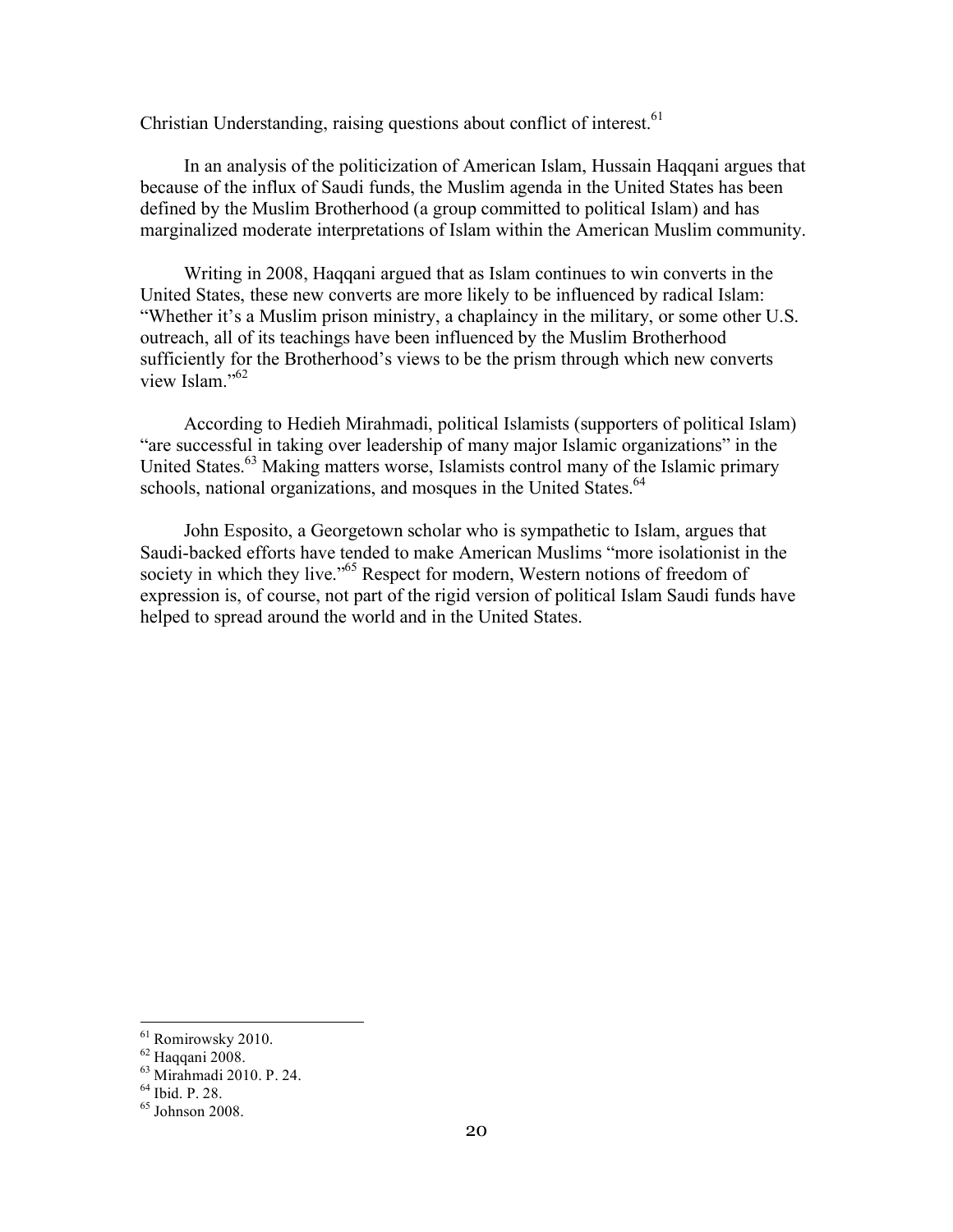Christian Understanding, raising questions about conflict of interest.[61]

In an analysis of the politicization of American Islam, Hussain Haqqani argues that because of the influx of Saudi funds, the Muslim agenda in the United States has been defined by the Muslim Brotherhood (a group committed to political Islam) and has marginalized moderate interpretations of Islam within the American Muslim community.

Writing in 2008, Haqqani argued that as Islam continues to win converts in the United States, these new converts are more likely to be influenced by radical Islam: "Whether it's a Muslim prison ministry, a chaplaincy in the military, or some other U.S. outreach, all of its teachings have been influenced by the Muslim Brotherhood sufficiently for the Brotherhood's views to be the prism through which new converts view Islam."[62]

According to Hedieh Mirahmadi, political Islamists (supporters of political Islam) "are successful in taking over leadership of many major Islamic organizations" in the United States.[63] Making matters worse, Islamists control many of the Islamic primary schools, national organizations, and mosques in the United States.[64]

John Esposito, a Georgetown scholar who is sympathetic to Islam, argues that Saudi-backed efforts have tended to make American Muslims "more isolationist in the society in which they live."[65] Respect for modern, Western notions of freedom of expression is, of course, not part of the rigid version of political Islam Saudi funds have helped to spread around the world and in the United States.

---

[61] Romirowsky 2010.
[62] Haqqani 2008.
[63] Mirahmadi 2010. P. 24.
[64] Ibid. P. 28.
[65] Johnson 2008.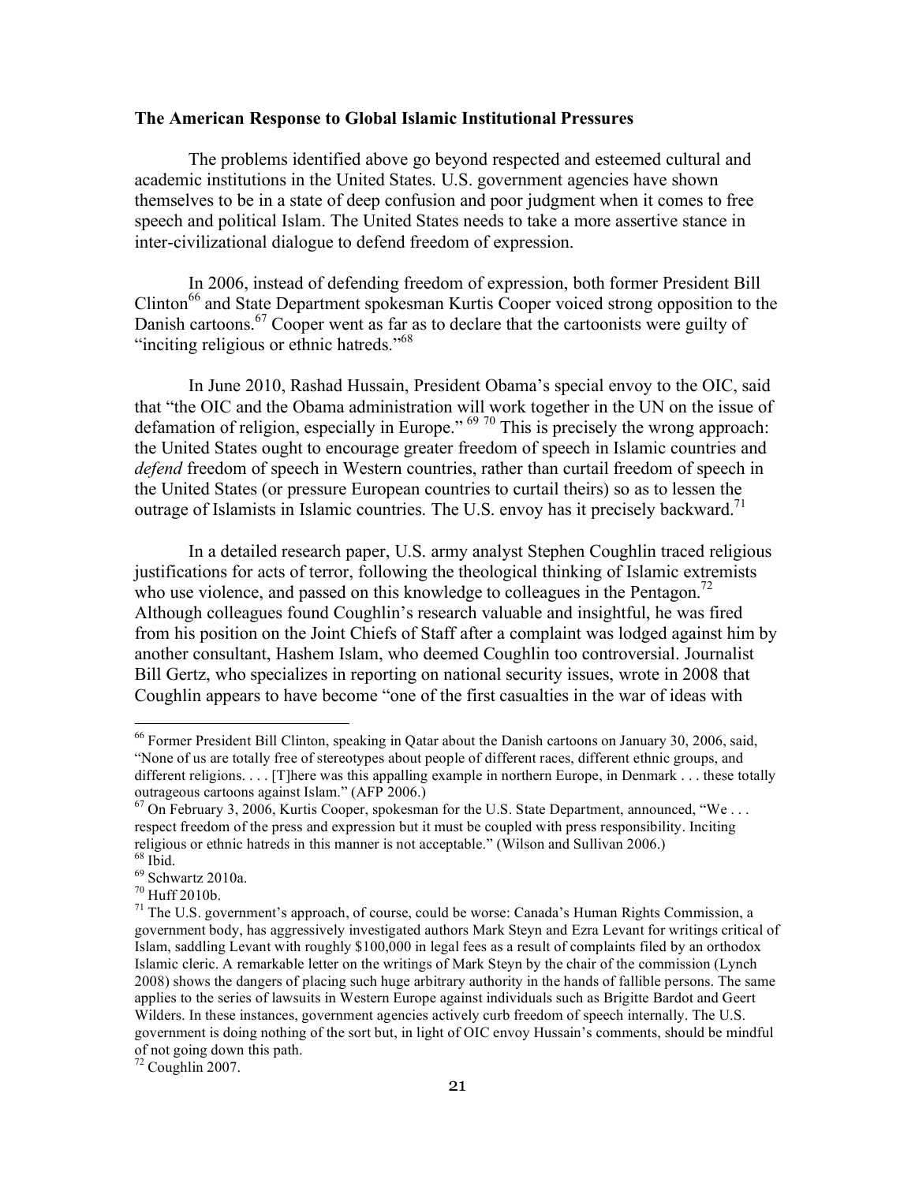**The American Response to Global Islamic Institutional Pressures**

The problems identified above go beyond respected and esteemed cultural and academic institutions in the United States. U.S. government agencies have shown themselves to be in a state of deep confusion and poor judgment when it comes to free speech and political Islam. The United States needs to take a more assertive stance in inter-civilizational dialogue to defend freedom of expression.

In 2006, instead of defending freedom of expression, both former President Bill Clinton[66] and State Department spokesman Kurtis Cooper voiced strong opposition to the Danish cartoons.[67] Cooper went as far as to declare that the cartoonists were guilty of "inciting religious or ethnic hatreds."[68]

In June 2010, Rashad Hussain, President Obama's special envoy to the OIC, said that "the OIC and the Obama administration will work together in the UN on the issue of defamation of religion, especially in Europe." [69] [70] This is precisely the wrong approach: the United States ought to encourage greater freedom of speech in Islamic countries and *defend* freedom of speech in Western countries, rather than curtail freedom of speech in the United States (or pressure European countries to curtail theirs) so as to lessen the outrage of Islamists in Islamic countries. The U.S. envoy has it precisely backward.[71]

In a detailed research paper, U.S. army analyst Stephen Coughlin traced religious justifications for acts of terror, following the theological thinking of Islamic extremists who use violence, and passed on this knowledge to colleagues in the Pentagon.[72] Although colleagues found Coughlin's research valuable and insightful, he was fired from his position on the Joint Chiefs of Staff after a complaint was lodged against him by another consultant, Hashem Islam, who deemed Coughlin too controversial. Journalist Bill Gertz, who specializes in reporting on national security issues, wrote in 2008 that Coughlin appears to have become "one of the first casualties in the war of ideas with

---

[66] Former President Bill Clinton, speaking in Qatar about the Danish cartoons on January 30, 2006, said, "None of us are totally free of stereotypes about people of different races, different ethnic groups, and different religions. . . . [T]here was this appalling example in northern Europe, in Denmark . . . these totally outrageous cartoons against Islam." (AFP 2006.)

[67] On February 3, 2006, Kurtis Cooper, spokesman for the U.S. State Department, announced, "We . . . respect freedom of the press and expression but it must be coupled with press responsibility. Inciting religious or ethnic hatreds in this manner is not acceptable." (Wilson and Sullivan 2006.)

[68] Ibid.

[69] Schwartz 2010a.

[70] Huff 2010b.

[71] The U.S. government's approach, of course, could be worse: Canada's Human Rights Commission, a government body, has aggressively investigated authors Mark Steyn and Ezra Levant for writings critical of Islam, saddling Levant with roughly $100,000 in legal fees as a result of complaints filed by an orthodox Islamic cleric. A remarkable letter on the writings of Mark Steyn by the chair of the commission (Lynch 2008) shows the dangers of placing such huge arbitrary authority in the hands of fallible persons. The same applies to the series of lawsuits in Western Europe against individuals such as Brigitte Bardot and Geert Wilders. In these instances, government agencies actively curb freedom of speech internally. The U.S. government is doing nothing of the sort but, in light of OIC envoy Hussain's comments, should be mindful of not going down this path.

[72] Coughlin 2007.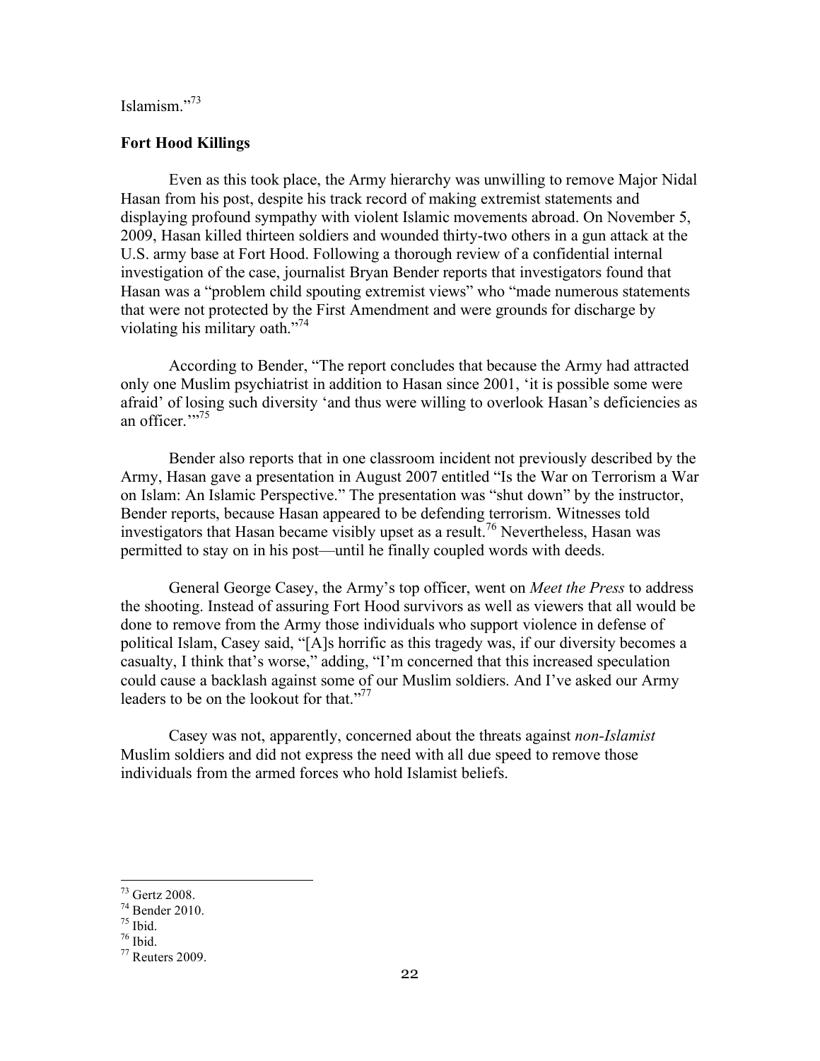Islamism."[73]

### Fort Hood Killings

Even as this took place, the Army hierarchy was unwilling to remove Major Nidal Hasan from his post, despite his track record of making extremist statements and displaying profound sympathy with violent Islamic movements abroad. On November 5, 2009, Hasan killed thirteen soldiers and wounded thirty-two others in a gun attack at the U.S. army base at Fort Hood. Following a thorough review of a confidential internal investigation of the case, journalist Bryan Bender reports that investigators found that Hasan was a "problem child spouting extremist views" who "made numerous statements that were not protected by the First Amendment and were grounds for discharge by violating his military oath."[74]

According to Bender, "The report concludes that because the Army had attracted only one Muslim psychiatrist in addition to Hasan since 2001, 'it is possible some were afraid' of losing such diversity 'and thus were willing to overlook Hasan's deficiencies as an officer.'"[75]

Bender also reports that in one classroom incident not previously described by the Army, Hasan gave a presentation in August 2007 entitled "Is the War on Terrorism a War on Islam: An Islamic Perspective." The presentation was "shut down" by the instructor, Bender reports, because Hasan appeared to be defending terrorism. Witnesses told investigators that Hasan became visibly upset as a result.[76] Nevertheless, Hasan was permitted to stay on in his post—until he finally coupled words with deeds.

General George Casey, the Army's top officer, went on *Meet the Press* to address the shooting. Instead of assuring Fort Hood survivors as well as viewers that all would be done to remove from the Army those individuals who support violence in defense of political Islam, Casey said, "[A]s horrific as this tragedy was, if our diversity becomes a casualty, I think that's worse," adding, "I'm concerned that this increased speculation could cause a backlash against some of our Muslim soldiers. And I've asked our Army leaders to be on the lookout for that."[77]

Casey was not, apparently, concerned about the threats against *non-Islamist* Muslim soldiers and did not express the need with all due speed to remove those individuals from the armed forces who hold Islamist beliefs.

---

[73] Gertz 2008.
[74] Bender 2010.
[75] Ibid.
[76] Ibid.
[77] Reuters 2009.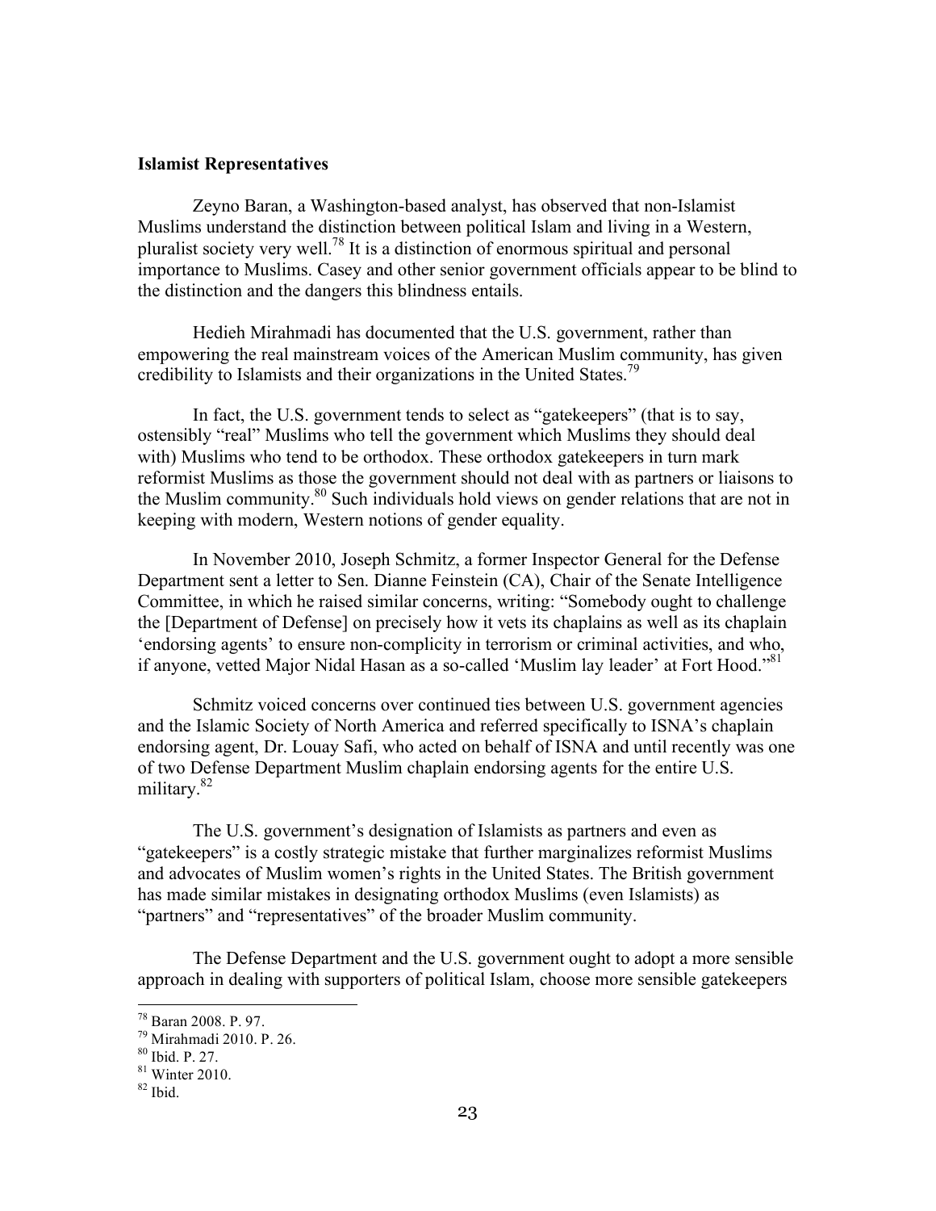**Islamist Representatives**

Zeyno Baran, a Washington-based analyst, has observed that non-Islamist Muslims understand the distinction between political Islam and living in a Western, pluralist society very well.[78] It is a distinction of enormous spiritual and personal importance to Muslims. Casey and other senior government officials appear to be blind to the distinction and the dangers this blindness entails.

Hedieh Mirahmadi has documented that the U.S. government, rather than empowering the real mainstream voices of the American Muslim community, has given credibility to Islamists and their organizations in the United States.[79]

In fact, the U.S. government tends to select as "gatekeepers" (that is to say, ostensibly "real" Muslims who tell the government which Muslims they should deal with) Muslims who tend to be orthodox. These orthodox gatekeepers in turn mark reformist Muslims as those the government should not deal with as partners or liaisons to the Muslim community.[80] Such individuals hold views on gender relations that are not in keeping with modern, Western notions of gender equality.

In November 2010, Joseph Schmitz, a former Inspector General for the Defense Department sent a letter to Sen. Dianne Feinstein (CA), Chair of the Senate Intelligence Committee, in which he raised similar concerns, writing: "Somebody ought to challenge the [Department of Defense] on precisely how it vets its chaplains as well as its chaplain 'endorsing agents' to ensure non-complicity in terrorism or criminal activities, and who, if anyone, vetted Major Nidal Hasan as a so-called 'Muslim lay leader' at Fort Hood."[81]

Schmitz voiced concerns over continued ties between U.S. government agencies and the Islamic Society of North America and referred specifically to ISNA's chaplain endorsing agent, Dr. Louay Safi, who acted on behalf of ISNA and until recently was one of two Defense Department Muslim chaplain endorsing agents for the entire U.S. military.[82]

The U.S. government's designation of Islamists as partners and even as "gatekeepers" is a costly strategic mistake that further marginalizes reformist Muslims and advocates of Muslim women's rights in the United States. The British government has made similar mistakes in designating orthodox Muslims (even Islamists) as "partners" and "representatives" of the broader Muslim community.

The Defense Department and the U.S. government ought to adopt a more sensible approach in dealing with supporters of political Islam, choose more sensible gatekeepers

---

[78] Baran 2008. P. 97.
[79] Mirahmadi 2010. P. 26.
[80] Ibid. P. 27.
[81] Winter 2010.
[82] Ibid.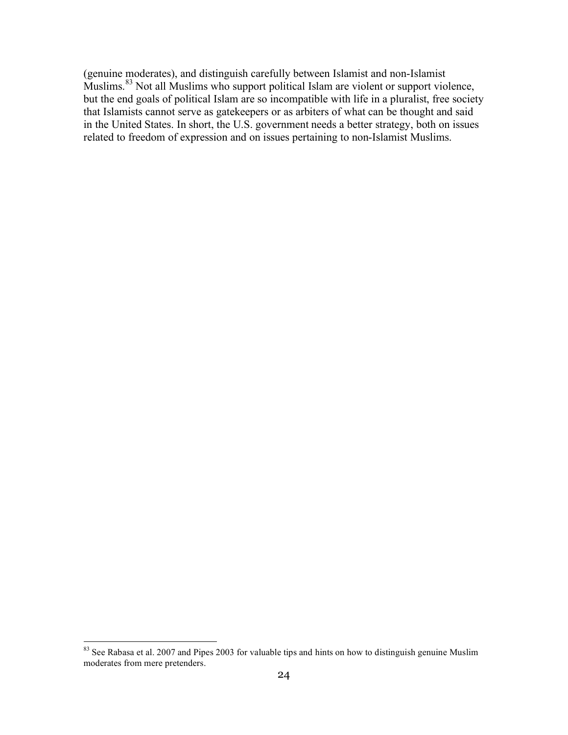(genuine moderates), and distinguish carefully between Islamist and non-Islamist Muslims.[83] Not all Muslims who support political Islam are violent or support violence, but the end goals of political Islam are so incompatible with life in a pluralist, free society that Islamists cannot serve as gatekeepers or as arbiters of what can be thought and said in the United States. In short, the U.S. government needs a better strategy, both on issues related to freedom of expression and on issues pertaining to non-Islamist Muslims.

[83] See Rabasa et al. 2007 and Pipes 2003 for valuable tips and hints on how to distinguish genuine Muslim moderates from mere pretenders.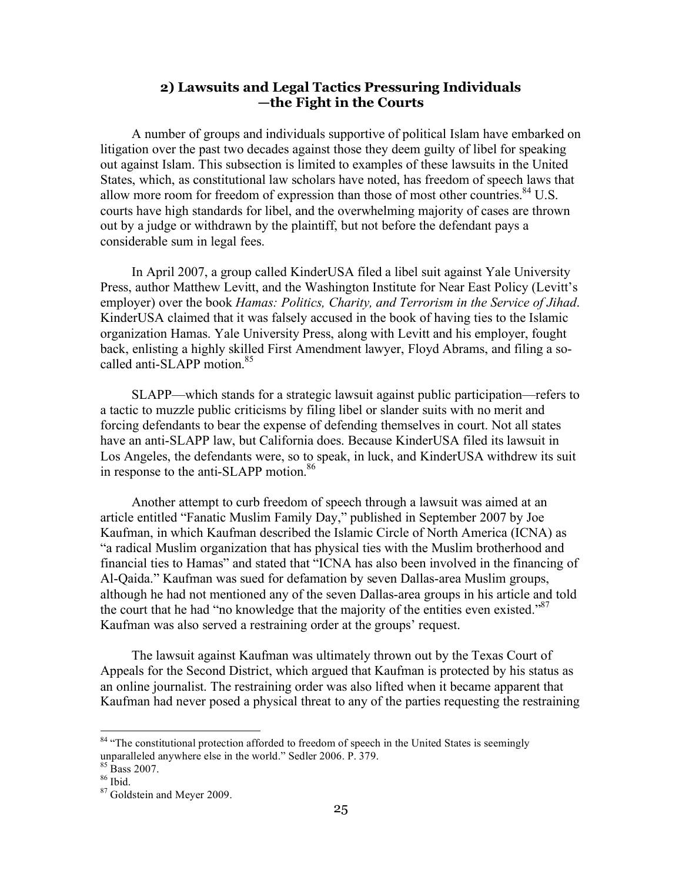## 2) Lawsuits and Legal Tactics Pressuring Individuals —the Fight in the Courts

A number of groups and individuals supportive of political Islam have embarked on litigation over the past two decades against those they deem guilty of libel for speaking out against Islam. This subsection is limited to examples of these lawsuits in the United States, which, as constitutional law scholars have noted, has freedom of speech laws that allow more room for freedom of expression than those of most other countries.[84] U.S. courts have high standards for libel, and the overwhelming majority of cases are thrown out by a judge or withdrawn by the plaintiff, but not before the defendant pays a considerable sum in legal fees.

In April 2007, a group called KinderUSA filed a libel suit against Yale University Press, author Matthew Levitt, and the Washington Institute for Near East Policy (Levitt's employer) over the book *Hamas: Politics, Charity, and Terrorism in the Service of Jihad*. KinderUSA claimed that it was falsely accused in the book of having ties to the Islamic organization Hamas. Yale University Press, along with Levitt and his employer, fought back, enlisting a highly skilled First Amendment lawyer, Floyd Abrams, and filing a so-called anti-SLAPP motion.[85]

SLAPP—which stands for a strategic lawsuit against public participation—refers to a tactic to muzzle public criticisms by filing libel or slander suits with no merit and forcing defendants to bear the expense of defending themselves in court. Not all states have an anti-SLAPP law, but California does. Because KinderUSA filed its lawsuit in Los Angeles, the defendants were, so to speak, in luck, and KinderUSA withdrew its suit in response to the anti-SLAPP motion.[86]

Another attempt to curb freedom of speech through a lawsuit was aimed at an article entitled "Fanatic Muslim Family Day," published in September 2007 by Joe Kaufman, in which Kaufman described the Islamic Circle of North America (ICNA) as "a radical Muslim organization that has physical ties with the Muslim brotherhood and financial ties to Hamas" and stated that "ICNA has also been involved in the financing of Al-Qaida." Kaufman was sued for defamation by seven Dallas-area Muslim groups, although he had not mentioned any of the seven Dallas-area groups in his article and told the court that he had "no knowledge that the majority of the entities even existed."[87] Kaufman was also served a restraining order at the groups' request.

The lawsuit against Kaufman was ultimately thrown out by the Texas Court of Appeals for the Second District, which argued that Kaufman is protected by his status as an online journalist. The restraining order was also lifted when it became apparent that Kaufman had never posed a physical threat to any of the parties requesting the restraining

---

[84] "The constitutional protection afforded to freedom of speech in the United States is seemingly unparalleled anywhere else in the world." Sedler 2006. P. 379.

[85] Bass 2007.

[86] Ibid.

[87] Goldstein and Meyer 2009.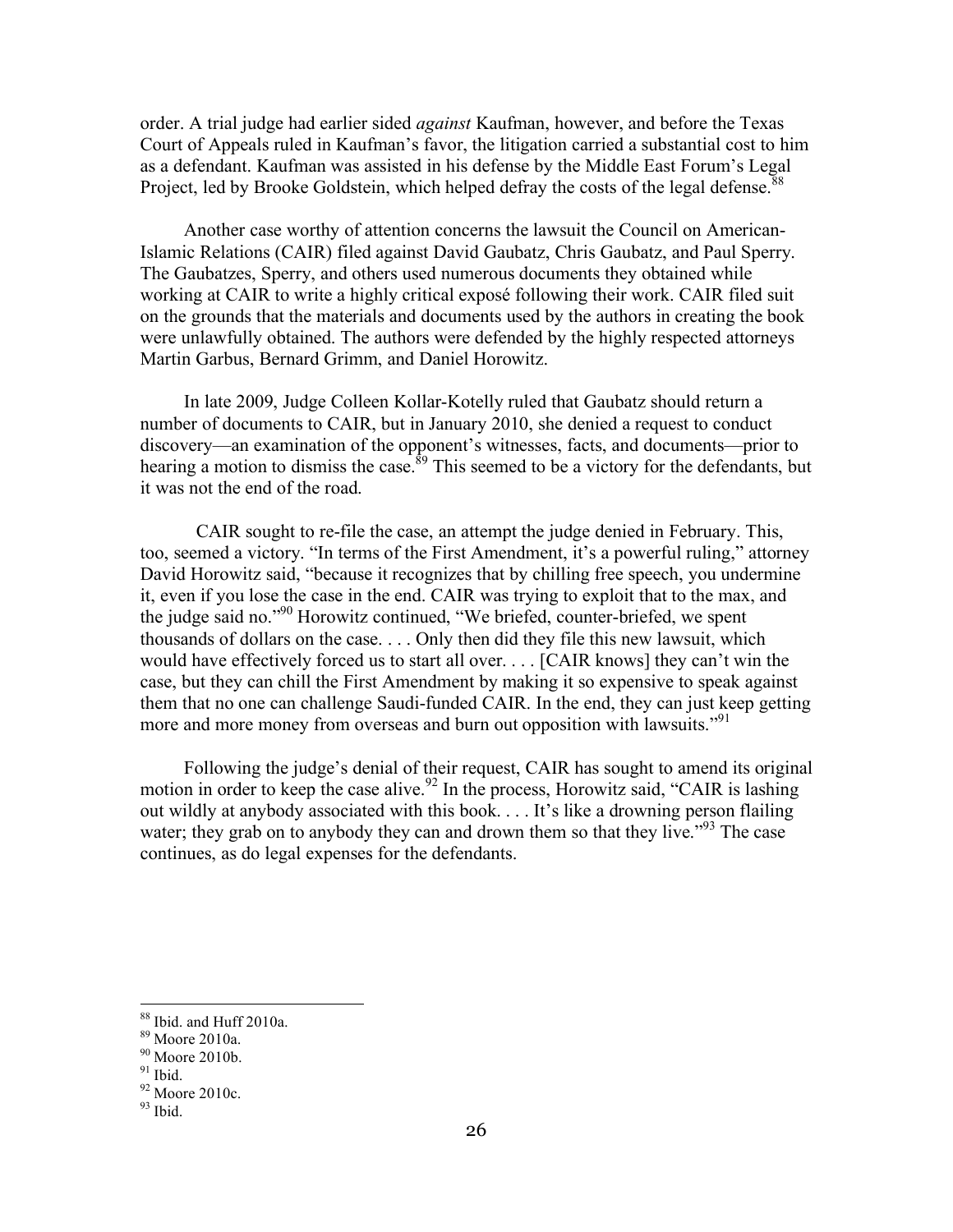order. A trial judge had earlier sided *against* Kaufman, however, and before the Texas Court of Appeals ruled in Kaufman's favor, the litigation carried a substantial cost to him as a defendant. Kaufman was assisted in his defense by the Middle East Forum's Legal Project, led by Brooke Goldstein, which helped defray the costs of the legal defense.[88]

Another case worthy of attention concerns the lawsuit the Council on American-Islamic Relations (CAIR) filed against David Gaubatz, Chris Gaubatz, and Paul Sperry. The Gaubatzes, Sperry, and others used numerous documents they obtained while working at CAIR to write a highly critical exposé following their work. CAIR filed suit on the grounds that the materials and documents used by the authors in creating the book were unlawfully obtained. The authors were defended by the highly respected attorneys Martin Garbus, Bernard Grimm, and Daniel Horowitz.

In late 2009, Judge Colleen Kollar-Kotelly ruled that Gaubatz should return a number of documents to CAIR, but in January 2010, she denied a request to conduct discovery—an examination of the opponent's witnesses, facts, and documents—prior to hearing a motion to dismiss the case.[89] This seemed to be a victory for the defendants, but it was not the end of the road.

CAIR sought to re-file the case, an attempt the judge denied in February. This, too, seemed a victory. "In terms of the First Amendment, it's a powerful ruling," attorney David Horowitz said, "because it recognizes that by chilling free speech, you undermine it, even if you lose the case in the end. CAIR was trying to exploit that to the max, and the judge said no."[90] Horowitz continued, "We briefed, counter-briefed, we spent thousands of dollars on the case. . . . Only then did they file this new lawsuit, which would have effectively forced us to start all over. . . . [CAIR knows] they can't win the case, but they can chill the First Amendment by making it so expensive to speak against them that no one can challenge Saudi-funded CAIR. In the end, they can just keep getting more and more money from overseas and burn out opposition with lawsuits."[91]

Following the judge's denial of their request, CAIR has sought to amend its original motion in order to keep the case alive.[92] In the process, Horowitz said, "CAIR is lashing out wildly at anybody associated with this book. . . . It's like a drowning person flailing water; they grab on to anybody they can and drown them so that they live."[93] The case continues, as do legal expenses for the defendants.

---

[88] Ibid. and Huff 2010a.
[89] Moore 2010a.
[90] Moore 2010b.
[91] Ibid.
[92] Moore 2010c.
[93] Ibid.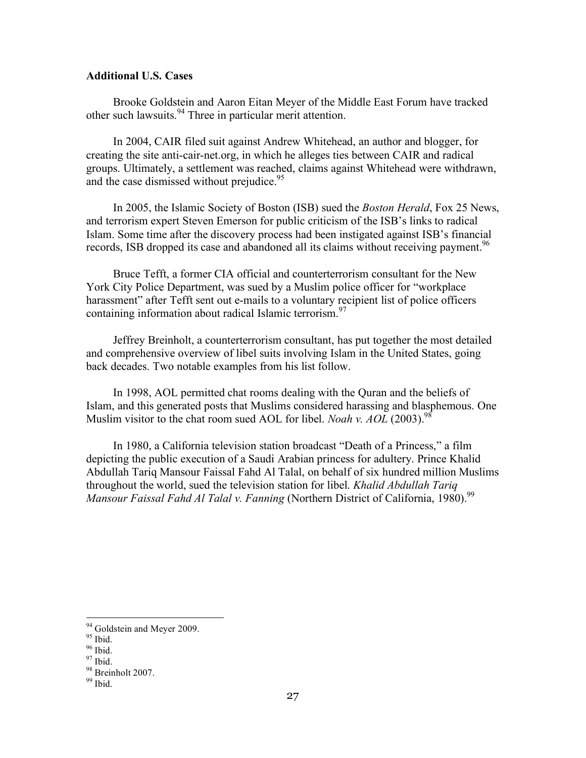**Additional U.S. Cases**

Brooke Goldstein and Aaron Eitan Meyer of the Middle East Forum have tracked other such lawsuits.[94] Three in particular merit attention.

In 2004, CAIR filed suit against Andrew Whitehead, an author and blogger, for creating the site anti-cair-net.org, in which he alleges ties between CAIR and radical groups. Ultimately, a settlement was reached, claims against Whitehead were withdrawn, and the case dismissed without prejudice.[95]

In 2005, the Islamic Society of Boston (ISB) sued the *Boston Herald*, Fox 25 News, and terrorism expert Steven Emerson for public criticism of the ISB's links to radical Islam. Some time after the discovery process had been instigated against ISB's financial records, ISB dropped its case and abandoned all its claims without receiving payment.[96]

Bruce Tefft, a former CIA official and counterterrorism consultant for the New York City Police Department, was sued by a Muslim police officer for "workplace harassment" after Tefft sent out e-mails to a voluntary recipient list of police officers containing information about radical Islamic terrorism.[97]

Jeffrey Breinholt, a counterterrorism consultant, has put together the most detailed and comprehensive overview of libel suits involving Islam in the United States, going back decades. Two notable examples from his list follow.

In 1998, AOL permitted chat rooms dealing with the Quran and the beliefs of Islam, and this generated posts that Muslims considered harassing and blasphemous. One Muslim visitor to the chat room sued AOL for libel. *Noah v. AOL* (2003).[98]

In 1980, a California television station broadcast "Death of a Princess," a film depicting the public execution of a Saudi Arabian princess for adultery. Prince Khalid Abdullah Tariq Mansour Faissal Fahd Al Talal, on behalf of six hundred million Muslims throughout the world, sued the television station for libel. *Khalid Abdullah Tariq Mansour Faissal Fahd Al Talal v. Fanning* (Northern District of California, 1980).[99]

---

[94] Goldstein and Meyer 2009.
[95] Ibid.
[96] Ibid.
[97] Ibid.
[98] Breinholt 2007.
[99] Ibid.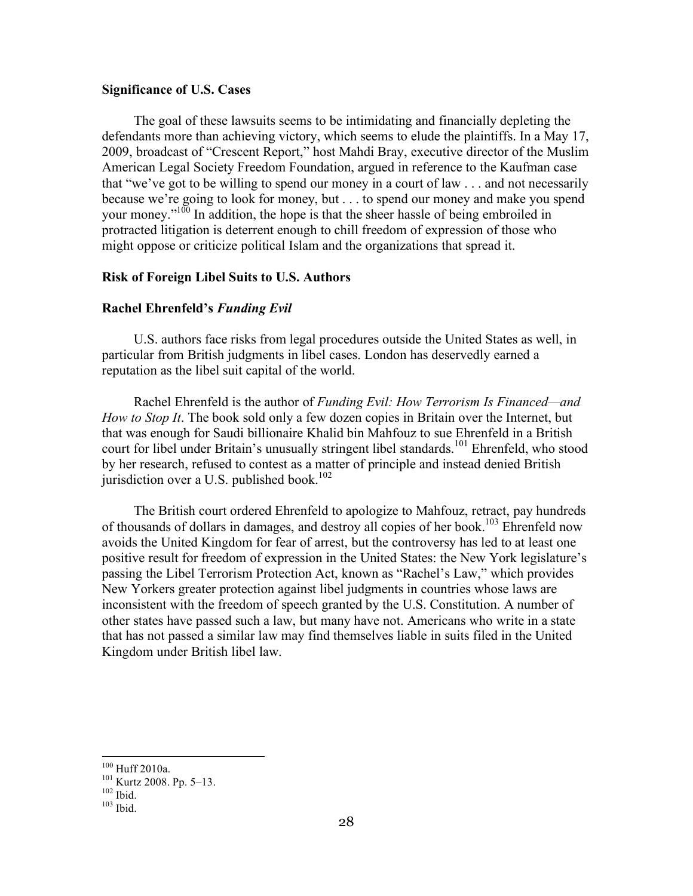**Significance of U.S. Cases**

The goal of these lawsuits seems to be intimidating and financially depleting the defendants more than achieving victory, which seems to elude the plaintiffs. In a May 17, 2009, broadcast of "Crescent Report," host Mahdi Bray, executive director of the Muslim American Legal Society Freedom Foundation, argued in reference to the Kaufman case that "we've got to be willing to spend our money in a court of law . . . and not necessarily because we're going to look for money, but . . . to spend our money and make you spend your money."[100] In addition, the hope is that the sheer hassle of being embroiled in protracted litigation is deterrent enough to chill freedom of expression of those who might oppose or criticize political Islam and the organizations that spread it.

**Risk of Foreign Libel Suits to U.S. Authors**

**Rachel Ehrenfeld's *Funding Evil***

U.S. authors face risks from legal procedures outside the United States as well, in particular from British judgments in libel cases. London has deservedly earned a reputation as the libel suit capital of the world.

Rachel Ehrenfeld is the author of *Funding Evil: How Terrorism Is Financed—and How to Stop It*. The book sold only a few dozen copies in Britain over the Internet, but that was enough for Saudi billionaire Khalid bin Mahfouz to sue Ehrenfeld in a British court for libel under Britain's unusually stringent libel standards.[101] Ehrenfeld, who stood by her research, refused to contest as a matter of principle and instead denied British jurisdiction over a U.S. published book.[102]

The British court ordered Ehrenfeld to apologize to Mahfouz, retract, pay hundreds of thousands of dollars in damages, and destroy all copies of her book.[103] Ehrenfeld now avoids the United Kingdom for fear of arrest, but the controversy has led to at least one positive result for freedom of expression in the United States: the New York legislature's passing the Libel Terrorism Protection Act, known as "Rachel's Law," which provides New Yorkers greater protection against libel judgments in countries whose laws are inconsistent with the freedom of speech granted by the U.S. Constitution. A number of other states have passed such a law, but many have not. Americans who write in a state that has not passed a similar law may find themselves liable in suits filed in the United Kingdom under British libel law.

---

[100] Huff 2010a.

[101] Kurtz 2008. Pp. 5–13.

[102] Ibid.

[103] Ibid.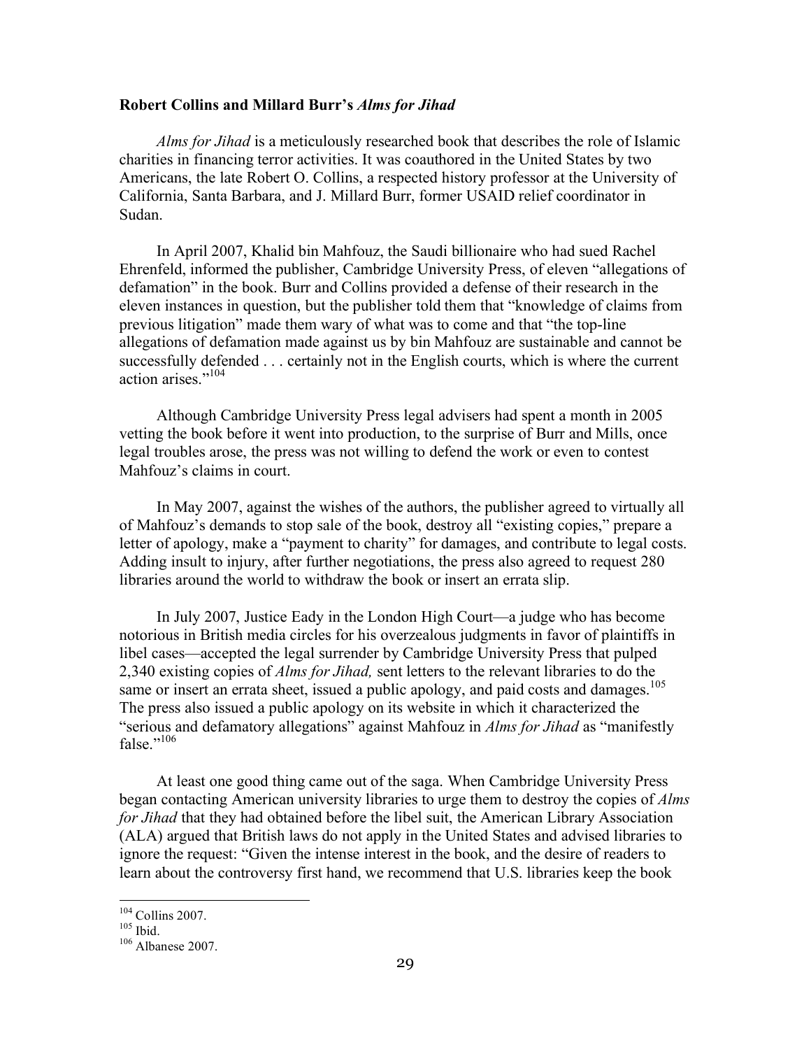**Robert Collins and Millard Burr's *Alms for Jihad***

*Alms for Jihad* is a meticulously researched book that describes the role of Islamic charities in financing terror activities. It was coauthored in the United States by two Americans, the late Robert O. Collins, a respected history professor at the University of California, Santa Barbara, and J. Millard Burr, former USAID relief coordinator in Sudan.

In April 2007, Khalid bin Mahfouz, the Saudi billionaire who had sued Rachel Ehrenfeld, informed the publisher, Cambridge University Press, of eleven "allegations of defamation" in the book. Burr and Collins provided a defense of their research in the eleven instances in question, but the publisher told them that "knowledge of claims from previous litigation" made them wary of what was to come and that "the top-line allegations of defamation made against us by bin Mahfouz are sustainable and cannot be successfully defended . . . certainly not in the English courts, which is where the current action arises."[104]

Although Cambridge University Press legal advisers had spent a month in 2005 vetting the book before it went into production, to the surprise of Burr and Mills, once legal troubles arose, the press was not willing to defend the work or even to contest Mahfouz's claims in court.

In May 2007, against the wishes of the authors, the publisher agreed to virtually all of Mahfouz's demands to stop sale of the book, destroy all "existing copies," prepare a letter of apology, make a "payment to charity" for damages, and contribute to legal costs. Adding insult to injury, after further negotiations, the press also agreed to request 280 libraries around the world to withdraw the book or insert an errata slip.

In July 2007, Justice Eady in the London High Court—a judge who has become notorious in British media circles for his overzealous judgments in favor of plaintiffs in libel cases—accepted the legal surrender by Cambridge University Press that pulped 2,340 existing copies of *Alms for Jihad,* sent letters to the relevant libraries to do the same or insert an errata sheet, issued a public apology, and paid costs and damages.[105] The press also issued a public apology on its website in which it characterized the "serious and defamatory allegations" against Mahfouz in *Alms for Jihad* as "manifestly false."[106]

At least one good thing came out of the saga. When Cambridge University Press began contacting American university libraries to urge them to destroy the copies of *Alms for Jihad* that they had obtained before the libel suit, the American Library Association (ALA) argued that British laws do not apply in the United States and advised libraries to ignore the request: "Given the intense interest in the book, and the desire of readers to learn about the controversy first hand, we recommend that U.S. libraries keep the book

---

[104] Collins 2007.

[105] Ibid.

[106] Albanese 2007.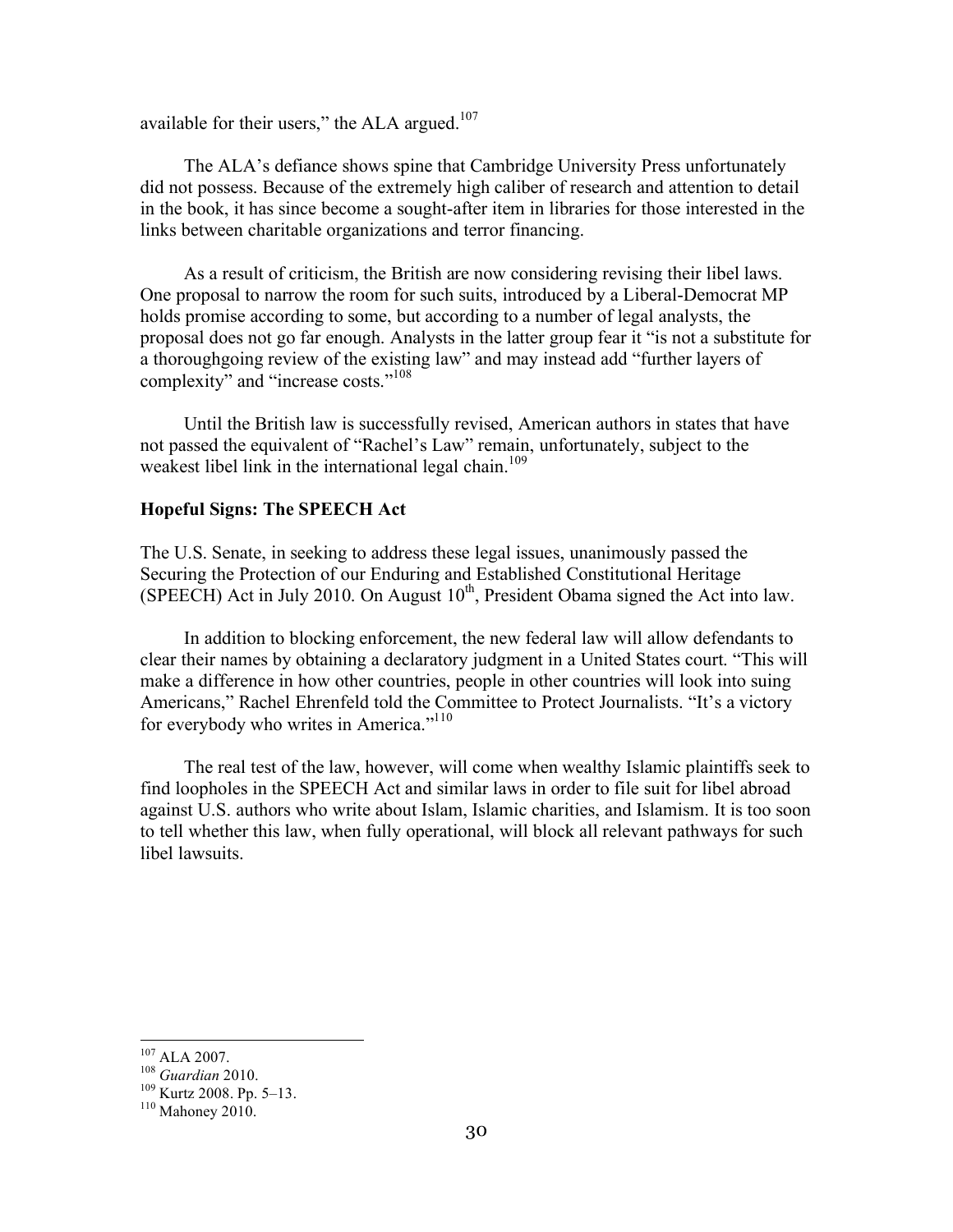available for their users," the ALA argued.[107]

The ALA's defiance shows spine that Cambridge University Press unfortunately did not possess. Because of the extremely high caliber of research and attention to detail in the book, it has since become a sought-after item in libraries for those interested in the links between charitable organizations and terror financing.

As a result of criticism, the British are now considering revising their libel laws. One proposal to narrow the room for such suits, introduced by a Liberal-Democrat MP holds promise according to some, but according to a number of legal analysts, the proposal does not go far enough. Analysts in the latter group fear it "is not a substitute for a thoroughgoing review of the existing law" and may instead add "further layers of complexity" and "increase costs."[108]

Until the British law is successfully revised, American authors in states that have not passed the equivalent of "Rachel's Law" remain, unfortunately, subject to the weakest libel link in the international legal chain.[109]

### Hopeful Signs: The SPEECH Act

The U.S. Senate, in seeking to address these legal issues, unanimously passed the Securing the Protection of our Enduring and Established Constitutional Heritage (SPEECH) Act in July 2010. On August 10th, President Obama signed the Act into law.

In addition to blocking enforcement, the new federal law will allow defendants to clear their names by obtaining a declaratory judgment in a United States court. "This will make a difference in how other countries, people in other countries will look into suing Americans," Rachel Ehrenfeld told the Committee to Protect Journalists. "It's a victory for everybody who writes in America."[110]

The real test of the law, however, will come when wealthy Islamic plaintiffs seek to find loopholes in the SPEECH Act and similar laws in order to file suit for libel abroad against U.S. authors who write about Islam, Islamic charities, and Islamism. It is too soon to tell whether this law, when fully operational, will block all relevant pathways for such libel lawsuits.

---

[107] ALA 2007.

[108] *Guardian* 2010.

[109] Kurtz 2008. Pp. 5–13.

[110] Mahoney 2010.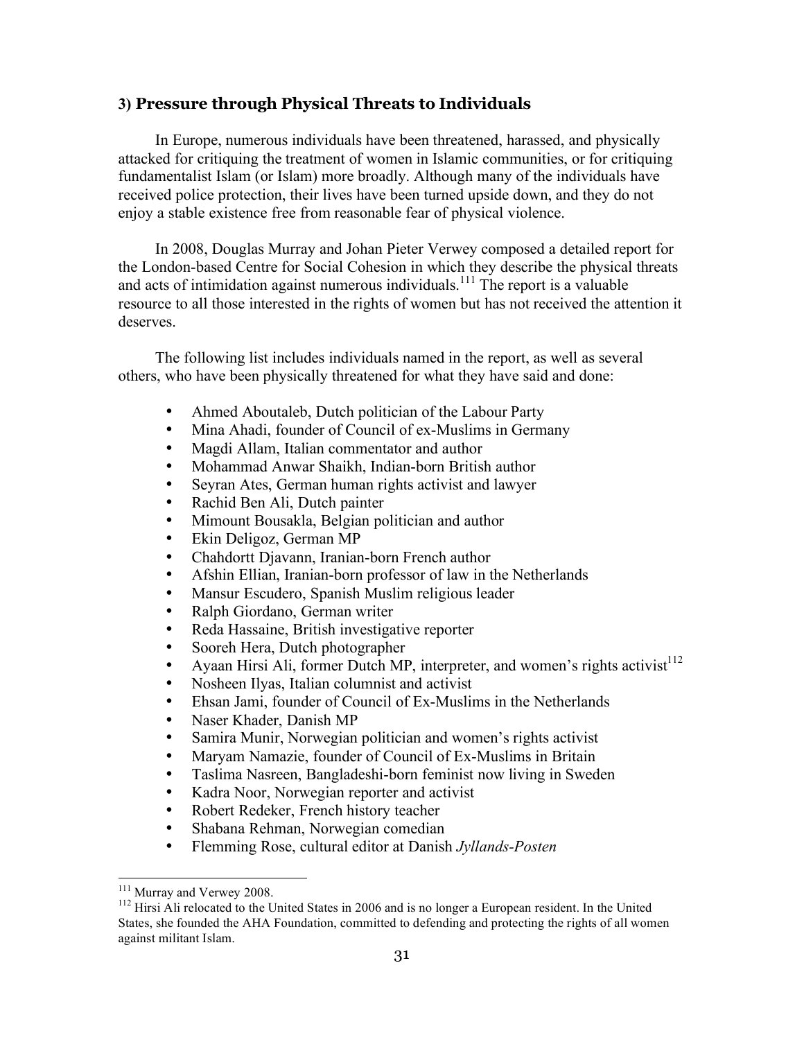### 3) Pressure through Physical Threats to Individuals

In Europe, numerous individuals have been threatened, harassed, and physically attacked for critiquing the treatment of women in Islamic communities, or for critiquing fundamentalist Islam (or Islam) more broadly. Although many of the individuals have received police protection, their lives have been turned upside down, and they do not enjoy a stable existence free from reasonable fear of physical violence.

In 2008, Douglas Murray and Johan Pieter Verwey composed a detailed report for the London-based Centre for Social Cohesion in which they describe the physical threats and acts of intimidation against numerous individuals.[111] The report is a valuable resource to all those interested in the rights of women but has not received the attention it deserves.

The following list includes individuals named in the report, as well as several others, who have been physically threatened for what they have said and done:

- Ahmed Aboutaleb, Dutch politician of the Labour Party
- Mina Ahadi, founder of Council of ex-Muslims in Germany
- Magdi Allam, Italian commentator and author
- Mohammad Anwar Shaikh, Indian-born British author
- Seyran Ates, German human rights activist and lawyer
- Rachid Ben Ali, Dutch painter
- Mimount Bousakla, Belgian politician and author
- Ekin Deligoz, German MP
- Chahdortt Djavann, Iranian-born French author
- Afshin Ellian, Iranian-born professor of law in the Netherlands
- Mansur Escudero, Spanish Muslim religious leader
- Ralph Giordano, German writer
- Reda Hassaine, British investigative reporter
- Sooreh Hera, Dutch photographer
- Ayaan Hirsi Ali, former Dutch MP, interpreter, and women's rights activist[112]
- Nosheen Ilyas, Italian columnist and activist
- Ehsan Jami, founder of Council of Ex-Muslims in the Netherlands
- Naser Khader, Danish MP
- Samira Munir, Norwegian politician and women's rights activist
- Maryam Namazie, founder of Council of Ex-Muslims in Britain
- Taslima Nasreen, Bangladeshi-born feminist now living in Sweden
- Kadra Noor, Norwegian reporter and activist
- Robert Redeker, French history teacher
- Shabana Rehman, Norwegian comedian
- Flemming Rose, cultural editor at Danish *Jyllands-Posten*

---

[111] Murray and Verwey 2008.

[112] Hirsi Ali relocated to the United States in 2006 and is no longer a European resident. In the United States, she founded the AHA Foundation, committed to defending and protecting the rights of all women against militant Islam.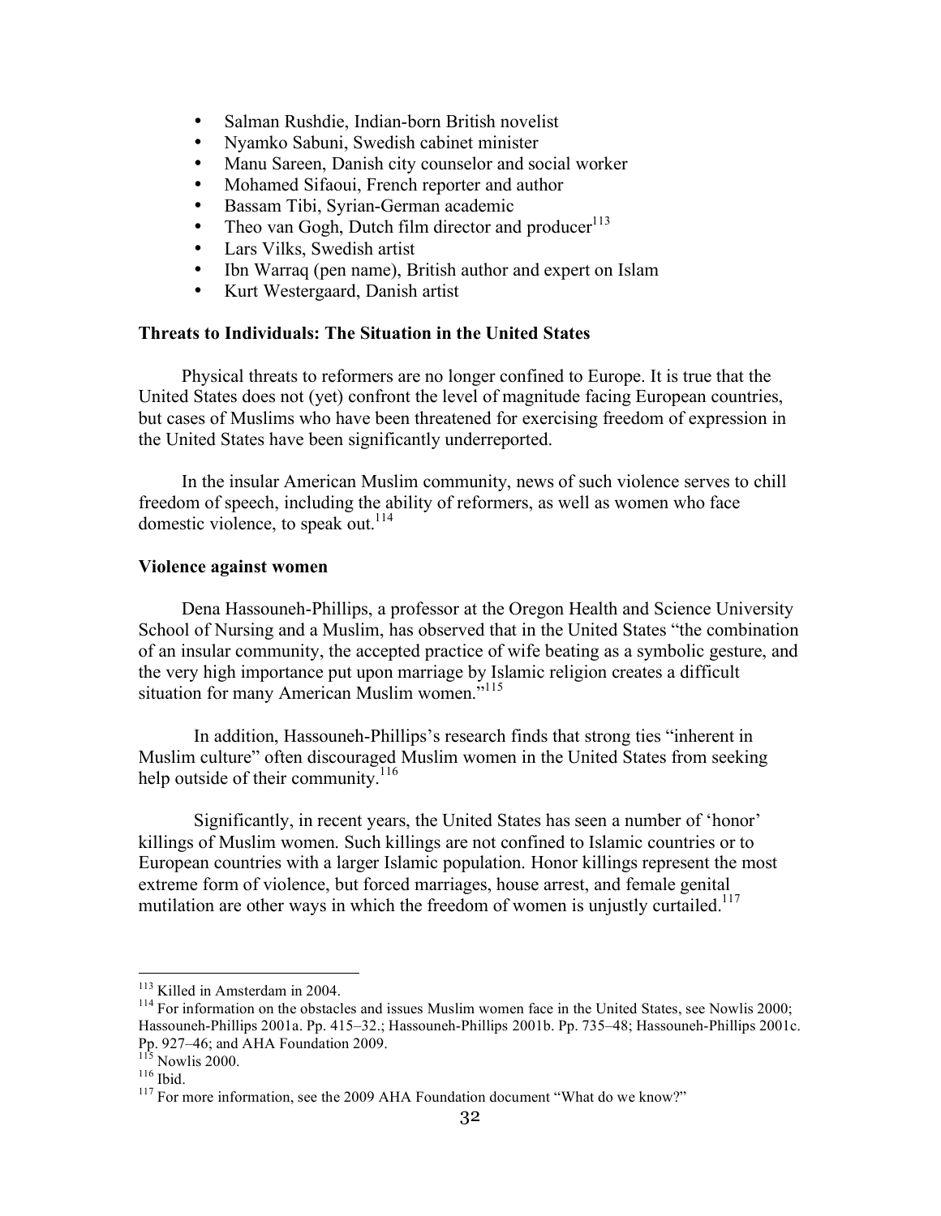- Salman Rushdie, Indian-born British novelist
- Nyamko Sabuni, Swedish cabinet minister
- Manu Sareen, Danish city counselor and social worker
- Mohamed Sifaoui, French reporter and author
- Bassam Tibi, Syrian-German academic
- Theo van Gogh, Dutch film director and producer[113]
- Lars Vilks, Swedish artist
- Ibn Warraq (pen name), British author and expert on Islam
- Kurt Westergaard, Danish artist

**Threats to Individuals: The Situation in the United States**

Physical threats to reformers are no longer confined to Europe. It is true that the United States does not (yet) confront the level of magnitude facing European countries, but cases of Muslims who have been threatened for exercising freedom of expression in the United States have been significantly underreported.

In the insular American Muslim community, news of such violence serves to chill freedom of speech, including the ability of reformers, as well as women who face domestic violence, to speak out.[114]

**Violence against women**

Dena Hassouneh-Phillips, a professor at the Oregon Health and Science University School of Nursing and a Muslim, has observed that in the United States "the combination of an insular community, the accepted practice of wife beating as a symbolic gesture, and the very high importance put upon marriage by Islamic religion creates a difficult situation for many American Muslim women."[115]

In addition, Hassouneh-Phillips's research finds that strong ties "inherent in Muslim culture" often discouraged Muslim women in the United States from seeking help outside of their community.[116]

Significantly, in recent years, the United States has seen a number of 'honor' killings of Muslim women. Such killings are not confined to Islamic countries or to European countries with a larger Islamic population. Honor killings represent the most extreme form of violence, but forced marriages, house arrest, and female genital mutilation are other ways in which the freedom of women is unjustly curtailed.[117]

---

[113] Killed in Amsterdam in 2004.

[114] For information on the obstacles and issues Muslim women face in the United States, see Nowlis 2000; Hassouneh-Phillips 2001a. Pp. 415–32.; Hassouneh-Phillips 2001b. Pp. 735–48; Hassouneh-Phillips 2001c. Pp. 927–46; and AHA Foundation 2009.

[115] Nowlis 2000.

[116] Ibid.

[117] For more information, see the 2009 AHA Foundation document "What do we know?"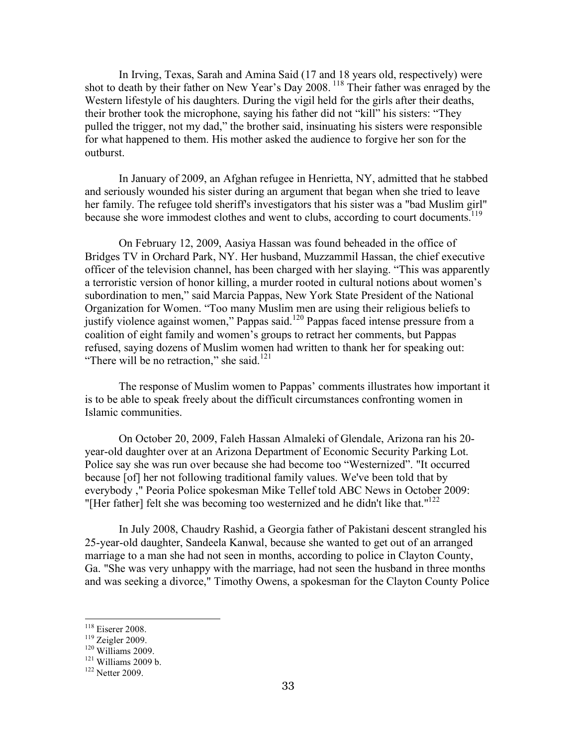In Irving, Texas, Sarah and Amina Said (17 and 18 years old, respectively) were shot to death by their father on New Year's Day 2008. [118] Their father was enraged by the Western lifestyle of his daughters. During the vigil held for the girls after their deaths, their brother took the microphone, saying his father did not "kill" his sisters: "They pulled the trigger, not my dad," the brother said, insinuating his sisters were responsible for what happened to them. His mother asked the audience to forgive her son for the outburst.

In January of 2009, an Afghan refugee in Henrietta, NY, admitted that he stabbed and seriously wounded his sister during an argument that began when she tried to leave her family. The refugee told sheriff's investigators that his sister was a "bad Muslim girl" because she wore immodest clothes and went to clubs, according to court documents.[119]

On February 12, 2009, Aasiya Hassan was found beheaded in the office of Bridges TV in Orchard Park, NY. Her husband, Muzzammil Hassan, the chief executive officer of the television channel, has been charged with her slaying. "This was apparently a terroristic version of honor killing, a murder rooted in cultural notions about women's subordination to men," said Marcia Pappas, New York State President of the National Organization for Women. "Too many Muslim men are using their religious beliefs to justify violence against women," Pappas said.[120] Pappas faced intense pressure from a coalition of eight family and women's groups to retract her comments, but Pappas refused, saying dozens of Muslim women had written to thank her for speaking out: "There will be no retraction," she said.[121]

The response of Muslim women to Pappas' comments illustrates how important it is to be able to speak freely about the difficult circumstances confronting women in Islamic communities.

On October 20, 2009, Faleh Hassan Almaleki of Glendale, Arizona ran his 20-year-old daughter over at an Arizona Department of Economic Security Parking Lot. Police say she was run over because she had become too "Westernized". "It occurred because [of] her not following traditional family values. We've been told that by everybody ," Peoria Police spokesman Mike Tellef told ABC News in October 2009: "[Her father] felt she was becoming too westernized and he didn't like that."[122]

In July 2008, Chaudry Rashid, a Georgia father of Pakistani descent strangled his 25-year-old daughter, Sandeela Kanwal, because she wanted to get out of an arranged marriage to a man she had not seen in months, according to police in Clayton County, Ga. "She was very unhappy with the marriage, had not seen the husband in three months and was seeking a divorce," Timothy Owens, a spokesman for the Clayton County Police

---

[118] Eiserer 2008.

[119] Zeigler 2009.

[120] Williams 2009.

[121] Williams 2009 b.

[122] Netter 2009.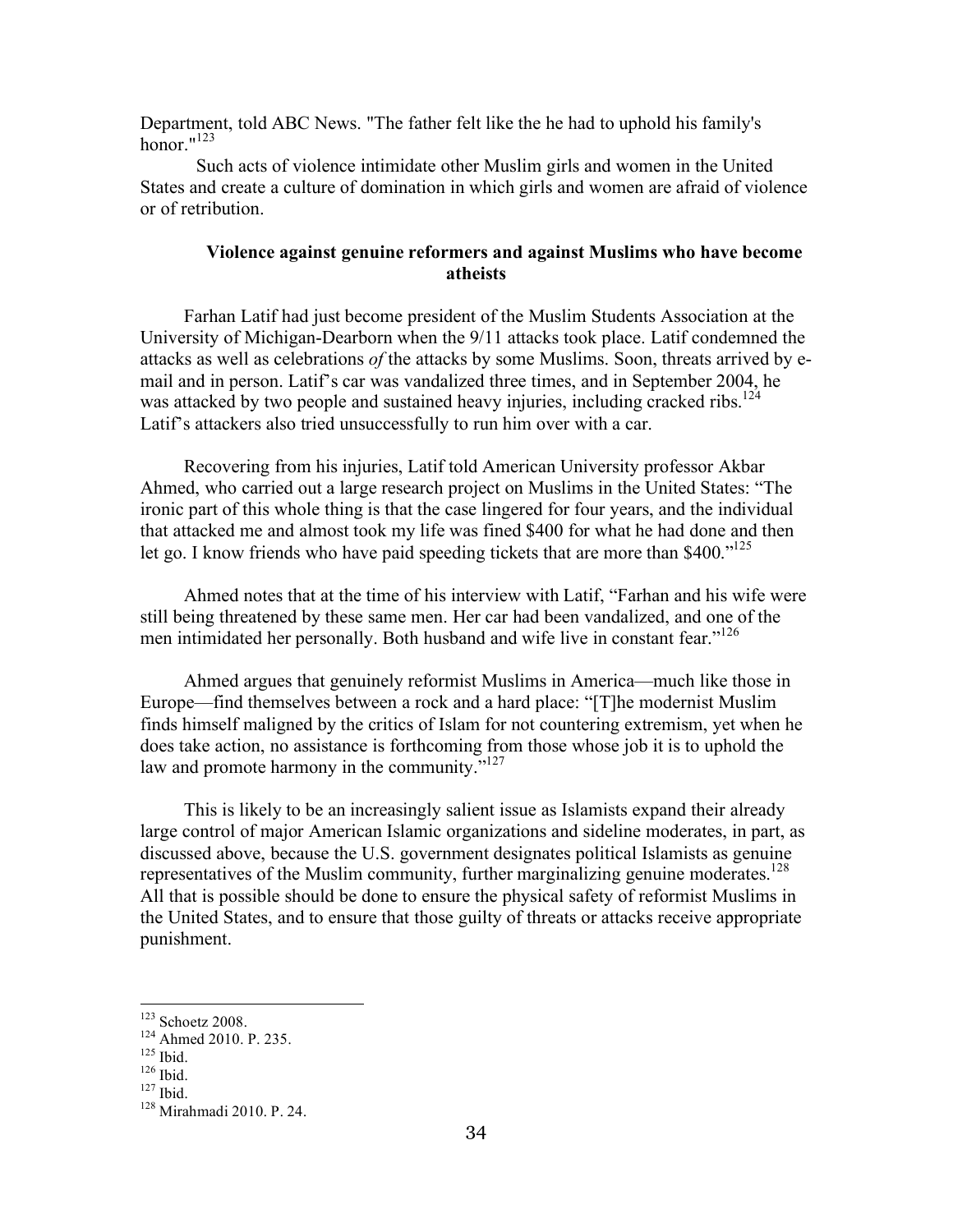Department, told ABC News. "The father felt like the he had to uphold his family's honor."[123]

Such acts of violence intimidate other Muslim girls and women in the United States and create a culture of domination in which girls and women are afraid of violence or of retribution.

### Violence against genuine reformers and against Muslims who have become atheists

Farhan Latif had just become president of the Muslim Students Association at the University of Michigan-Dearborn when the 9/11 attacks took place. Latif condemned the attacks as well as celebrations *of* the attacks by some Muslims. Soon, threats arrived by e-mail and in person. Latif's car was vandalized three times, and in September 2004, he was attacked by two people and sustained heavy injuries, including cracked ribs.[124] Latif's attackers also tried unsuccessfully to run him over with a car.

Recovering from his injuries, Latif told American University professor Akbar Ahmed, who carried out a large research project on Muslims in the United States: "The ironic part of this whole thing is that the case lingered for four years, and the individual that attacked me and almost took my life was fined $400 for what he had done and then let go. I know friends who have paid speeding tickets that are more than $400."[125]

Ahmed notes that at the time of his interview with Latif, "Farhan and his wife were still being threatened by these same men. Her car had been vandalized, and one of the men intimidated her personally. Both husband and wife live in constant fear."[126]

Ahmed argues that genuinely reformist Muslims in America—much like those in Europe—find themselves between a rock and a hard place: "[T]he modernist Muslim finds himself maligned by the critics of Islam for not countering extremism, yet when he does take action, no assistance is forthcoming from those whose job it is to uphold the law and promote harmony in the community."[127]

This is likely to be an increasingly salient issue as Islamists expand their already large control of major American Islamic organizations and sideline moderates, in part, as discussed above, because the U.S. government designates political Islamists as genuine representatives of the Muslim community, further marginalizing genuine moderates.[128] All that is possible should be done to ensure the physical safety of reformist Muslims in the United States, and to ensure that those guilty of threats or attacks receive appropriate punishment.

---

[123] Schoetz 2008.
[124] Ahmed 2010. P. 235.
[125] Ibid.
[126] Ibid.
[127] Ibid.
[128] Mirahmadi 2010. P. 24.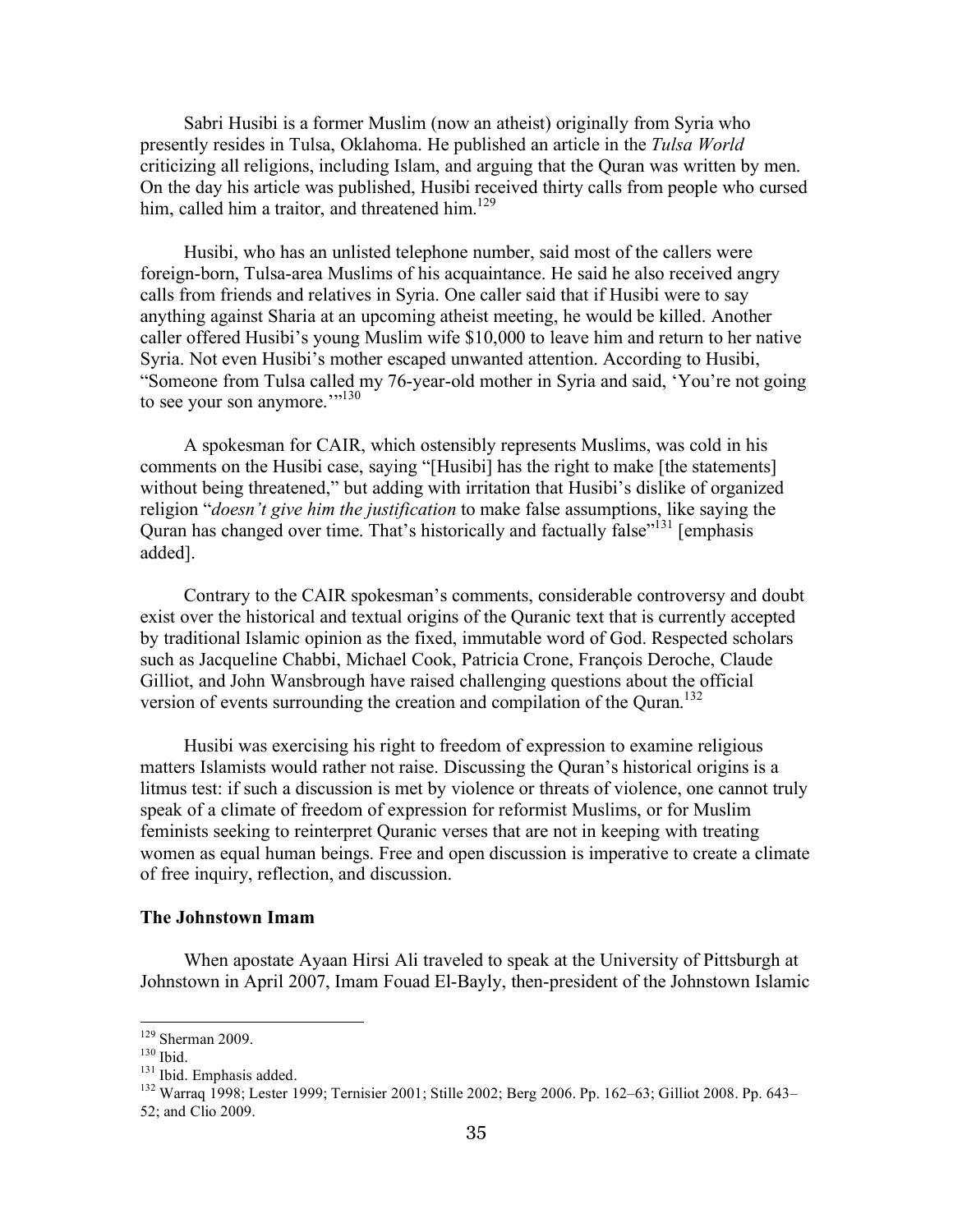Sabri Husibi is a former Muslim (now an atheist) originally from Syria who presently resides in Tulsa, Oklahoma. He published an article in the *Tulsa World* criticizing all religions, including Islam, and arguing that the Quran was written by men. On the day his article was published, Husibi received thirty calls from people who cursed him, called him a traitor, and threatened him.[129]

Husibi, who has an unlisted telephone number, said most of the callers were foreign-born, Tulsa-area Muslims of his acquaintance. He said he also received angry calls from friends and relatives in Syria. One caller said that if Husibi were to say anything against Sharia at an upcoming atheist meeting, he would be killed. Another caller offered Husibi's young Muslim wife $10,000 to leave him and return to her native Syria. Not even Husibi's mother escaped unwanted attention. According to Husibi, "Someone from Tulsa called my 76-year-old mother in Syria and said, 'You're not going to see your son anymore.'"[130]

A spokesman for CAIR, which ostensibly represents Muslims, was cold in his comments on the Husibi case, saying "[Husibi] has the right to make [the statements] without being threatened," but adding with irritation that Husibi's dislike of organized religion "*doesn't give him the justification* to make false assumptions, like saying the Quran has changed over time. That's historically and factually false"[131] [emphasis added].

Contrary to the CAIR spokesman's comments, considerable controversy and doubt exist over the historical and textual origins of the Quranic text that is currently accepted by traditional Islamic opinion as the fixed, immutable word of God. Respected scholars such as Jacqueline Chabbi, Michael Cook, Patricia Crone, François Deroche, Claude Gilliot, and John Wansbrough have raised challenging questions about the official version of events surrounding the creation and compilation of the Quran.[132]

Husibi was exercising his right to freedom of expression to examine religious matters Islamists would rather not raise. Discussing the Quran's historical origins is a litmus test: if such a discussion is met by violence or threats of violence, one cannot truly speak of a climate of freedom of expression for reformist Muslims, or for Muslim feminists seeking to reinterpret Quranic verses that are not in keeping with treating women as equal human beings. Free and open discussion is imperative to create a climate of free inquiry, reflection, and discussion.

**The Johnstown Imam**

When apostate Ayaan Hirsi Ali traveled to speak at the University of Pittsburgh at Johnstown in April 2007, Imam Fouad El-Bayly, then-president of the Johnstown Islamic

---

[129] Sherman 2009.

[130] Ibid.

[131] Ibid. Emphasis added.

[132] Warraq 1998; Lester 1999; Ternisier 2001; Stille 2002; Berg 2006. Pp. 162–63; Gilliot 2008. Pp. 643–52; and Clio 2009.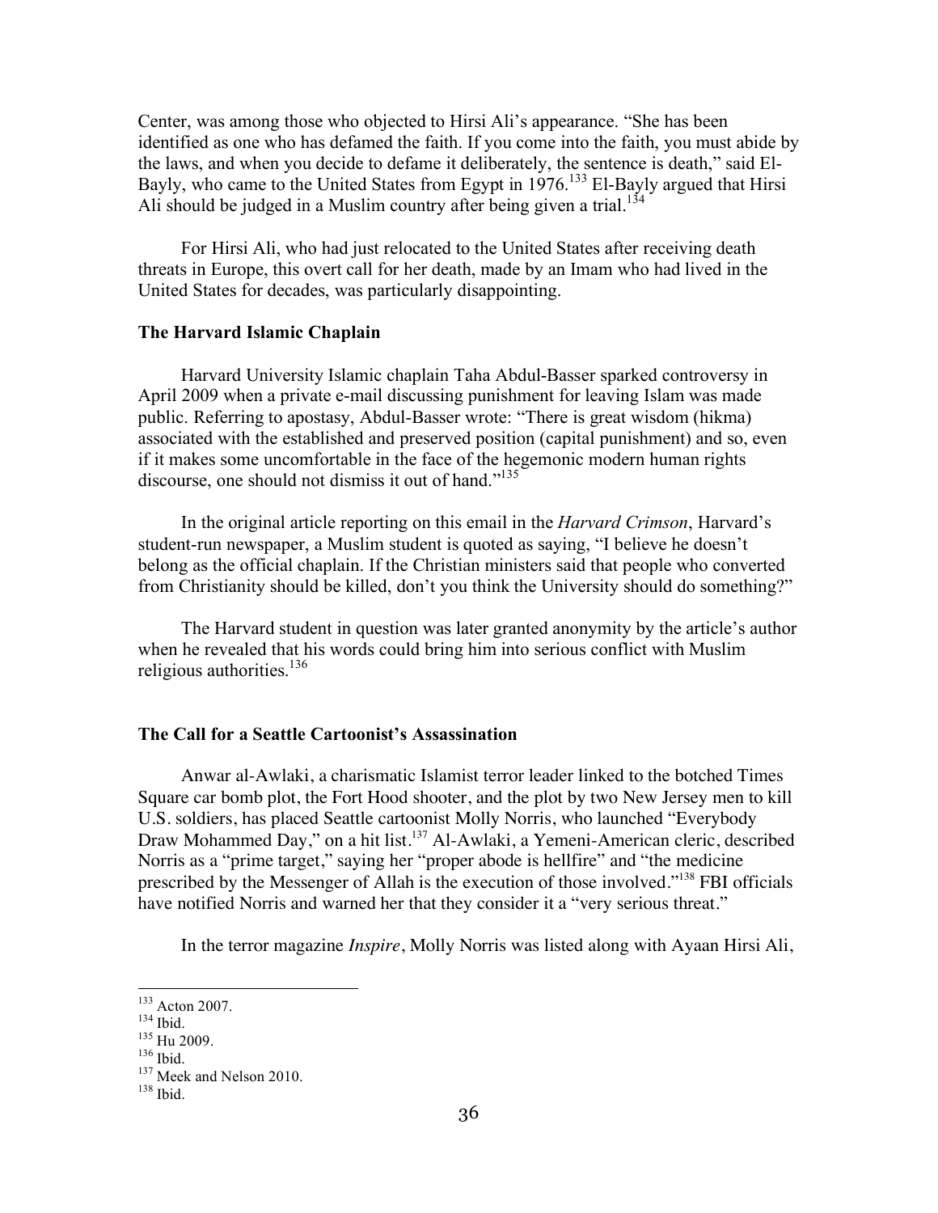Center, was among those who objected to Hirsi Ali's appearance. "She has been identified as one who has defamed the faith. If you come into the faith, you must abide by the laws, and when you decide to defame it deliberately, the sentence is death," said El-Bayly, who came to the United States from Egypt in 1976.[133] El-Bayly argued that Hirsi Ali should be judged in a Muslim country after being given a trial.[134]

For Hirsi Ali, who had just relocated to the United States after receiving death threats in Europe, this overt call for her death, made by an Imam who had lived in the United States for decades, was particularly disappointing.

### The Harvard Islamic Chaplain

Harvard University Islamic chaplain Taha Abdul-Basser sparked controversy in April 2009 when a private e-mail discussing punishment for leaving Islam was made public. Referring to apostasy, Abdul-Basser wrote: "There is great wisdom (hikma) associated with the established and preserved position (capital punishment) and so, even if it makes some uncomfortable in the face of the hegemonic modern human rights discourse, one should not dismiss it out of hand."[135]

In the original article reporting on this email in the *Harvard Crimson*, Harvard's student-run newspaper, a Muslim student is quoted as saying, "I believe he doesn't belong as the official chaplain. If the Christian ministers said that people who converted from Christianity should be killed, don't you think the University should do something?"

The Harvard student in question was later granted anonymity by the article's author when he revealed that his words could bring him into serious conflict with Muslim religious authorities.[136]

### The Call for a Seattle Cartoonist's Assassination

Anwar al-Awlaki, a charismatic Islamist terror leader linked to the botched Times Square car bomb plot, the Fort Hood shooter, and the plot by two New Jersey men to kill U.S. soldiers, has placed Seattle cartoonist Molly Norris, who launched "Everybody Draw Mohammed Day," on a hit list.[137] Al-Awlaki, a Yemeni-American cleric, described Norris as a "prime target," saying her "proper abode is hellfire" and "the medicine prescribed by the Messenger of Allah is the execution of those involved."[138] FBI officials have notified Norris and warned her that they consider it a "very serious threat."

In the terror magazine *Inspire*, Molly Norris was listed along with Ayaan Hirsi Ali,

---

[133] Acton 2007.
[134] Ibid.
[135] Hu 2009.
[136] Ibid.
[137] Meek and Nelson 2010.
[138] Ibid.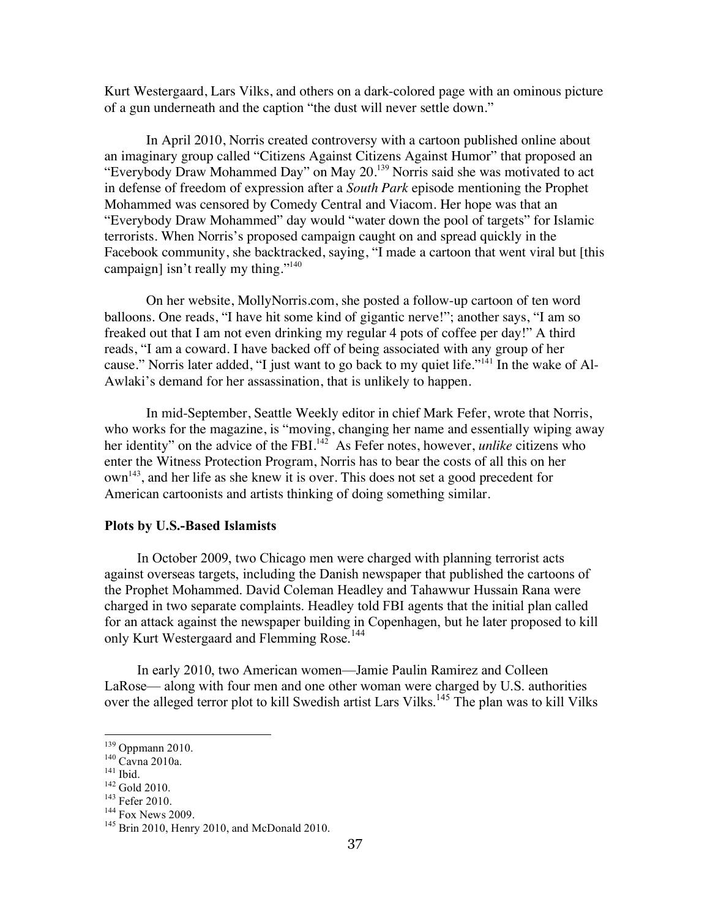Kurt Westergaard, Lars Vilks, and others on a dark-colored page with an ominous picture of a gun underneath and the caption "the dust will never settle down."

In April 2010, Norris created controversy with a cartoon published online about an imaginary group called "Citizens Against Citizens Against Humor" that proposed an "Everybody Draw Mohammed Day" on May 20.[139] Norris said she was motivated to act in defense of freedom of expression after a *South Park* episode mentioning the Prophet Mohammed was censored by Comedy Central and Viacom. Her hope was that an "Everybody Draw Mohammed" day would "water down the pool of targets" for Islamic terrorists. When Norris's proposed campaign caught on and spread quickly in the Facebook community, she backtracked, saying, "I made a cartoon that went viral but [this campaign] isn't really my thing."[140]

On her website, MollyNorris.com, she posted a follow-up cartoon of ten word balloons. One reads, "I have hit some kind of gigantic nerve!"; another says, "I am so freaked out that I am not even drinking my regular 4 pots of coffee per day!" A third reads, "I am a coward. I have backed off of being associated with any group of her cause." Norris later added, "I just want to go back to my quiet life."[141] In the wake of Al-Awlaki's demand for her assassination, that is unlikely to happen.

In mid-September, Seattle Weekly editor in chief Mark Fefer, wrote that Norris, who works for the magazine, is "moving, changing her name and essentially wiping away her identity" on the advice of the FBI.[142] As Fefer notes, however, *unlike* citizens who enter the Witness Protection Program, Norris has to bear the costs of all this on her own[143], and her life as she knew it is over. This does not set a good precedent for American cartoonists and artists thinking of doing something similar.

**Plots by U.S.-Based Islamists**

In October 2009, two Chicago men were charged with planning terrorist acts against overseas targets, including the Danish newspaper that published the cartoons of the Prophet Mohammed. David Coleman Headley and Tahawwur Hussain Rana were charged in two separate complaints. Headley told FBI agents that the initial plan called for an attack against the newspaper building in Copenhagen, but he later proposed to kill only Kurt Westergaard and Flemming Rose.[144]

In early 2010, two American women—Jamie Paulin Ramirez and Colleen LaRose— along with four men and one other woman were charged by U.S. authorities over the alleged terror plot to kill Swedish artist Lars Vilks.[145] The plan was to kill Vilks

---

[139] Oppmann 2010.
[140] Cavna 2010a.
[141] Ibid.
[142] Gold 2010.
[143] Fefer 2010.
[144] Fox News 2009.
[145] Brin 2010, Henry 2010, and McDonald 2010.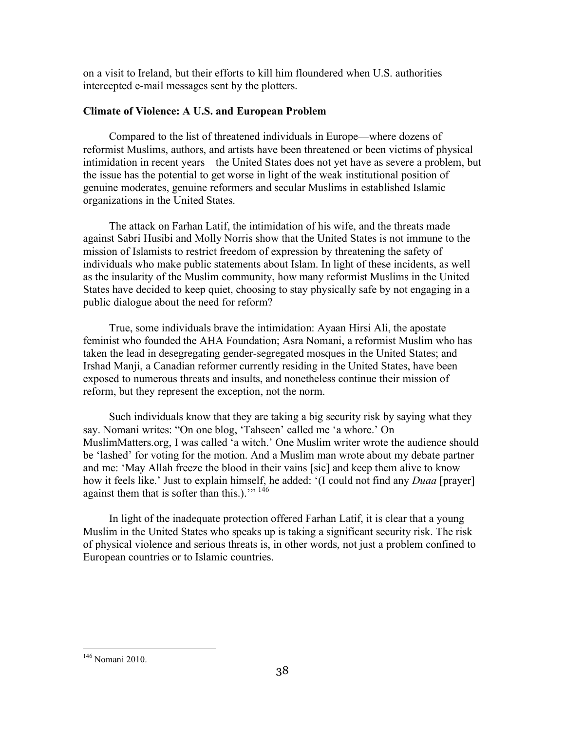on a visit to Ireland, but their efforts to kill him floundered when U.S. authorities intercepted e-mail messages sent by the plotters.

### Climate of Violence: A U.S. and European Problem

Compared to the list of threatened individuals in Europe—where dozens of reformist Muslims, authors, and artists have been threatened or been victims of physical intimidation in recent years—the United States does not yet have as severe a problem, but the issue has the potential to get worse in light of the weak institutional position of genuine moderates, genuine reformers and secular Muslims in established Islamic organizations in the United States.

The attack on Farhan Latif, the intimidation of his wife, and the threats made against Sabri Husibi and Molly Norris show that the United States is not immune to the mission of Islamists to restrict freedom of expression by threatening the safety of individuals who make public statements about Islam. In light of these incidents, as well as the insularity of the Muslim community, how many reformist Muslims in the United States have decided to keep quiet, choosing to stay physically safe by not engaging in a public dialogue about the need for reform?

True, some individuals brave the intimidation: Ayaan Hirsi Ali, the apostate feminist who founded the AHA Foundation; Asra Nomani, a reformist Muslim who has taken the lead in desegregating gender-segregated mosques in the United States; and Irshad Manji, a Canadian reformer currently residing in the United States, have been exposed to numerous threats and insults, and nonetheless continue their mission of reform, but they represent the exception, not the norm.

Such individuals know that they are taking a big security risk by saying what they say. Nomani writes: "On one blog, 'Tahseen' called me 'a whore.' On MuslimMatters.org, I was called 'a witch.' One Muslim writer wrote the audience should be 'lashed' for voting for the motion. And a Muslim man wrote about my debate partner and me: 'May Allah freeze the blood in their vains [sic] and keep them alive to know how it feels like.' Just to explain himself, he added: '(I could not find any *Duaa* [prayer] against them that is softer than this.).'"[146]

In light of the inadequate protection offered Farhan Latif, it is clear that a young Muslim in the United States who speaks up is taking a significant security risk. The risk of physical violence and serious threats is, in other words, not just a problem confined to European countries or to Islamic countries.

---

[146] Nomani 2010.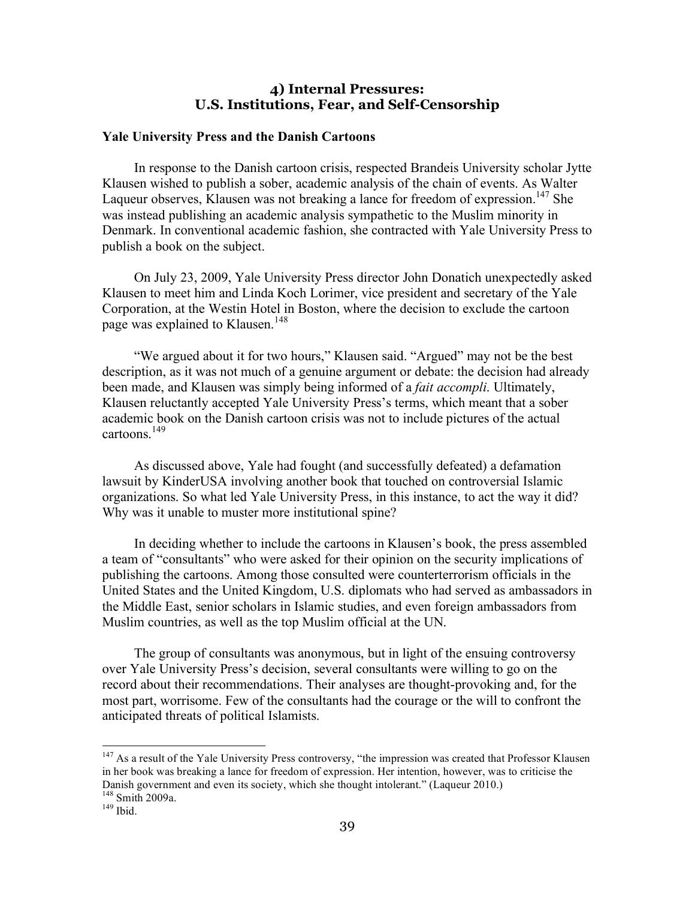## 4) Internal Pressures: U.S. Institutions, Fear, and Self-Censorship

### Yale University Press and the Danish Cartoons

In response to the Danish cartoon crisis, respected Brandeis University scholar Jytte Klausen wished to publish a sober, academic analysis of the chain of events. As Walter Laqueur observes, Klausen was not breaking a lance for freedom of expression.[147] She was instead publishing an academic analysis sympathetic to the Muslim minority in Denmark. In conventional academic fashion, she contracted with Yale University Press to publish a book on the subject.

On July 23, 2009, Yale University Press director John Donatich unexpectedly asked Klausen to meet him and Linda Koch Lorimer, vice president and secretary of the Yale Corporation, at the Westin Hotel in Boston, where the decision to exclude the cartoon page was explained to Klausen.[148]

"We argued about it for two hours," Klausen said. "Argued" may not be the best description, as it was not much of a genuine argument or debate: the decision had already been made, and Klausen was simply being informed of a *fait accompli*. Ultimately, Klausen reluctantly accepted Yale University Press's terms, which meant that a sober academic book on the Danish cartoon crisis was not to include pictures of the actual cartoons.[149]

As discussed above, Yale had fought (and successfully defeated) a defamation lawsuit by KinderUSA involving another book that touched on controversial Islamic organizations. So what led Yale University Press, in this instance, to act the way it did? Why was it unable to muster more institutional spine?

In deciding whether to include the cartoons in Klausen's book, the press assembled a team of "consultants" who were asked for their opinion on the security implications of publishing the cartoons. Among those consulted were counterterrorism officials in the United States and the United Kingdom, U.S. diplomats who had served as ambassadors in the Middle East, senior scholars in Islamic studies, and even foreign ambassadors from Muslim countries, as well as the top Muslim official at the UN.

The group of consultants was anonymous, but in light of the ensuing controversy over Yale University Press's decision, several consultants were willing to go on the record about their recommendations. Their analyses are thought-provoking and, for the most part, worrisome. Few of the consultants had the courage or the will to confront the anticipated threats of political Islamists.

---

[147] As a result of the Yale University Press controversy, "the impression was created that Professor Klausen in her book was breaking a lance for freedom of expression. Her intention, however, was to criticise the Danish government and even its society, which she thought intolerant." (Laqueur 2010.)

[148] Smith 2009a.

[149] Ibid.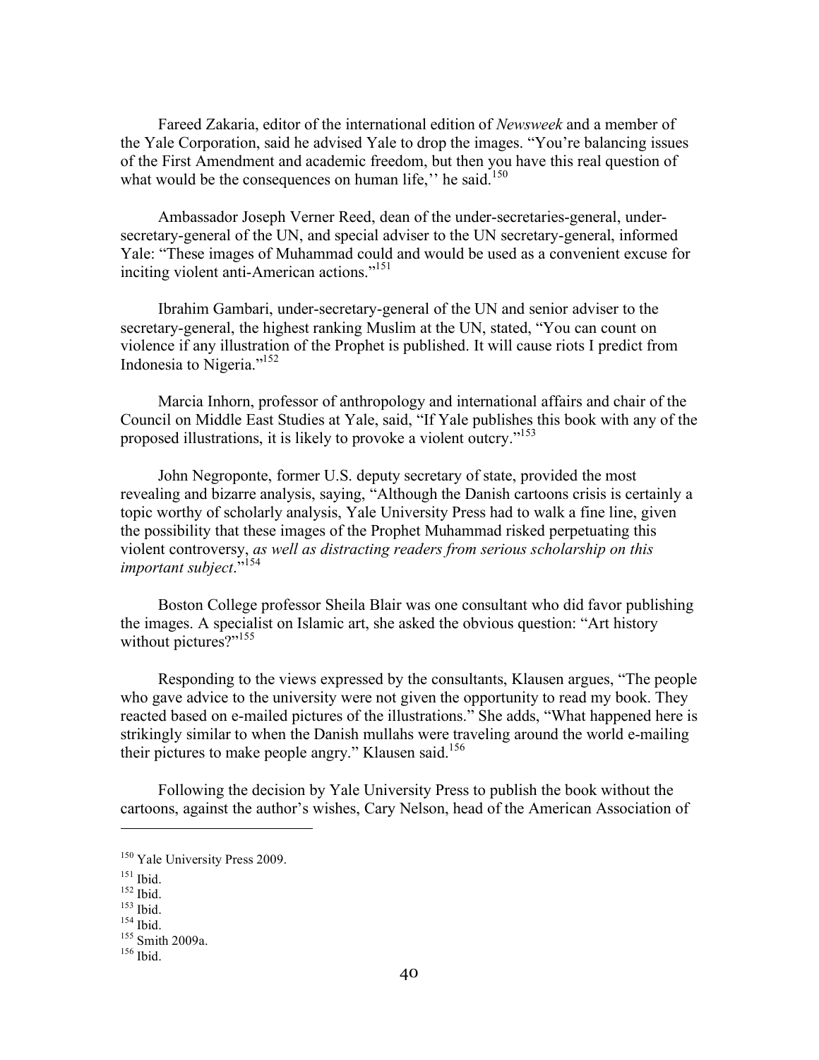Fareed Zakaria, editor of the international edition of *Newsweek* and a member of the Yale Corporation, said he advised Yale to drop the images. "You're balancing issues of the First Amendment and academic freedom, but then you have this real question of what would be the consequences on human life,'' he said.[150]

Ambassador Joseph Verner Reed, dean of the under-secretaries-general, under-secretary-general of the UN, and special adviser to the UN secretary-general, informed Yale: "These images of Muhammad could and would be used as a convenient excuse for inciting violent anti-American actions."[151]

Ibrahim Gambari, under-secretary-general of the UN and senior adviser to the secretary-general, the highest ranking Muslim at the UN, stated, "You can count on violence if any illustration of the Prophet is published. It will cause riots I predict from Indonesia to Nigeria."[152]

Marcia Inhorn, professor of anthropology and international affairs and chair of the Council on Middle East Studies at Yale, said, "If Yale publishes this book with any of the proposed illustrations, it is likely to provoke a violent outcry."[153]

John Negroponte, former U.S. deputy secretary of state, provided the most revealing and bizarre analysis, saying, "Although the Danish cartoons crisis is certainly a topic worthy of scholarly analysis, Yale University Press had to walk a fine line, given the possibility that these images of the Prophet Muhammad risked perpetuating this violent controversy, *as well as distracting readers from serious scholarship on this important subject*."[154]

Boston College professor Sheila Blair was one consultant who did favor publishing the images. A specialist on Islamic art, she asked the obvious question: "Art history without pictures?"[155]

Responding to the views expressed by the consultants, Klausen argues, "The people who gave advice to the university were not given the opportunity to read my book. They reacted based on e-mailed pictures of the illustrations." She adds, "What happened here is strikingly similar to when the Danish mullahs were traveling around the world e-mailing their pictures to make people angry." Klausen said.[156]

Following the decision by Yale University Press to publish the book without the cartoons, against the author's wishes, Cary Nelson, head of the American Association of

---

[150] Yale University Press 2009.

[151] Ibid.

[152] Ibid.

[153] Ibid.

[154] Ibid.

[155] Smith 2009a.

[156] Ibid.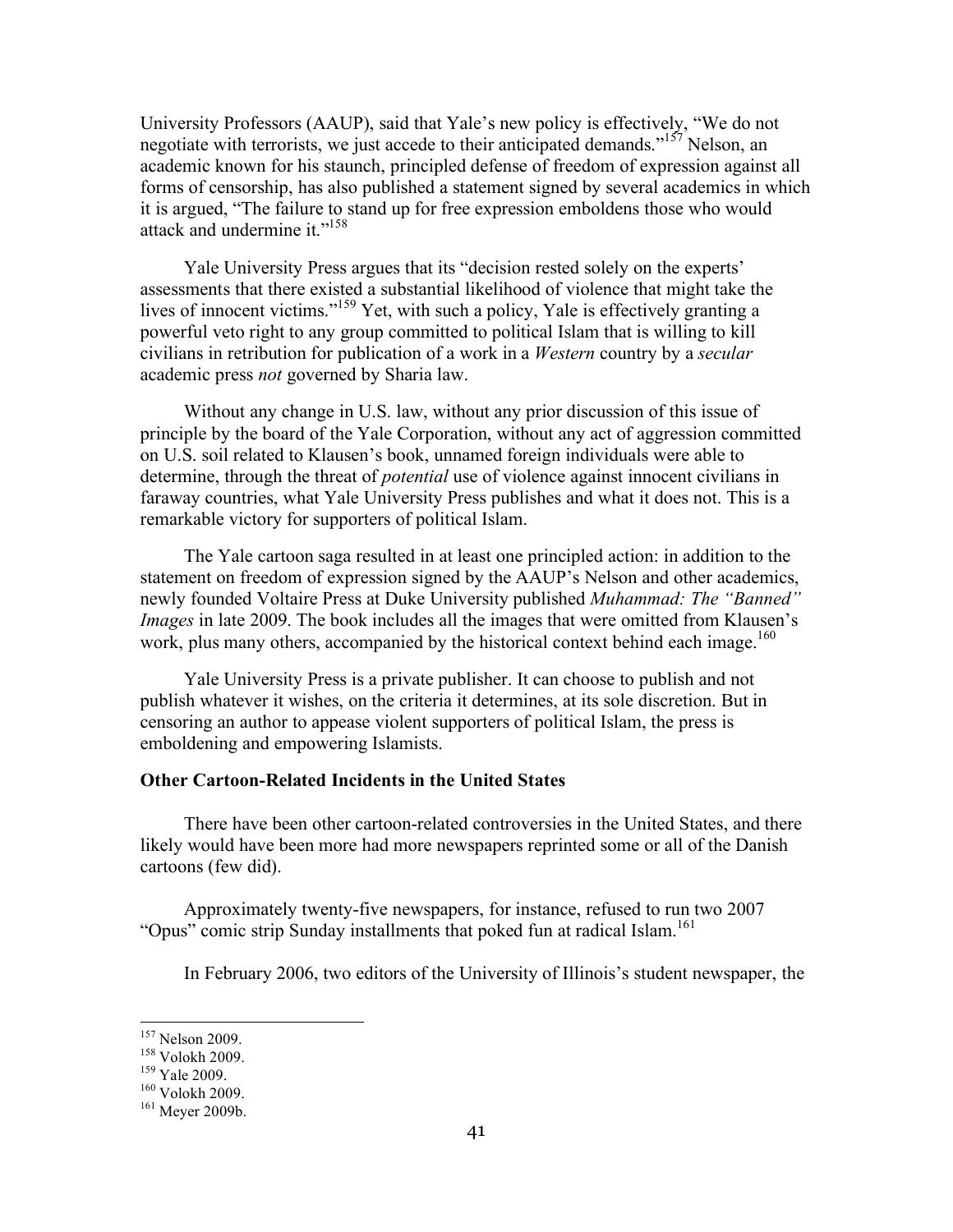University Professors (AAUP), said that Yale's new policy is effectively, "We do not negotiate with terrorists, we just accede to their anticipated demands."[157] Nelson, an academic known for his staunch, principled defense of expression against all forms of censorship, has also published a statement signed by several academics in which it is argued, "The failure to stand up for free expression emboldens those who would attack and undermine it."[158]

Yale University Press argues that its "decision rested solely on the experts' assessments that there existed a substantial likelihood of violence that might take the lives of innocent victims."[159] Yet, with such a policy, Yale is effectively granting a powerful veto right to any group committed to political Islam that is willing to kill civilians in retribution for publication of a work in a *Western* country by a *secular* academic press *not* governed by Sharia law.

Without any change in U.S. law, without any prior discussion of this issue of principle by the board of the Yale Corporation, without any act of aggression committed on U.S. soil related to Klausen's book, unnamed foreign individuals were able to determine, through the threat of *potential* use of violence against innocent civilians in faraway countries, what Yale University Press publishes and what it does not. This is a remarkable victory for supporters of political Islam.

The Yale cartoon saga resulted in at least one principled action: in addition to the statement on freedom of expression signed by the AAUP's Nelson and other academics, newly founded Voltaire Press at Duke University published *Muhammad: The "Banned" Images* in late 2009. The book includes all the images that were omitted from Klausen's work, plus many others, accompanied by the historical context behind each image.[160]

Yale University Press is a private publisher. It can choose to publish and not publish whatever it wishes, on the criteria it determines, at its sole discretion. But in censoring an author to appease violent supporters of political Islam, the press is emboldening and empowering Islamists.

**Other Cartoon-Related Incidents in the United States**

There have been other cartoon-related controversies in the United States, and there likely would have been more had more newspapers reprinted some or all of the Danish cartoons (few did).

Approximately twenty-five newspapers, for instance, refused to run two 2007 "Opus" comic strip Sunday installments that poked fun at radical Islam.[161]

In February 2006, two editors of the University of Illinois's student newspaper, the

---

[157] Nelson 2009.
[158] Volokh 2009.
[159] Yale 2009.
[160] Volokh 2009.
[161] Meyer 2009b.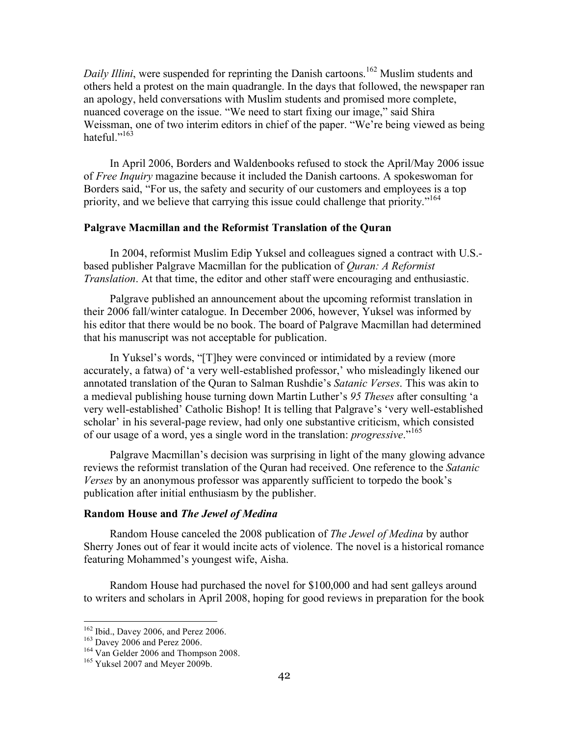*Daily Illini*, were suspended for reprinting the Danish cartoons.[162] Muslim students and others held a protest on the main quadrangle. In the days that followed, the newspaper ran an apology, held conversations with Muslim students and promised more complete, nuanced coverage on the issue. "We need to start fixing our image," said Shira Weissman, one of two interim editors in chief of the paper. "We're being viewed as being hateful."[163]

In April 2006, Borders and Waldenbooks refused to stock the April/May 2006 issue of *Free Inquiry* magazine because it included the Danish cartoons. A spokeswoman for Borders said, "For us, the safety and security of our customers and employees is a top priority, and we believe that carrying this issue could challenge that priority."[164]

### Palgrave Macmillan and the Reformist Translation of the Quran

In 2004, reformist Muslim Edip Yuksel and colleagues signed a contract with U.S.-based publisher Palgrave Macmillan for the publication of *Quran: A Reformist Translation*. At that time, the editor and other staff were encouraging and enthusiastic.

Palgrave published an announcement about the upcoming reformist translation in their 2006 fall/winter catalogue. In December 2006, however, Yuksel was informed by his editor that there would be no book. The board of Palgrave Macmillan had determined that his manuscript was not acceptable for publication.

In Yuksel's words, "[T]hey were convinced or intimidated by a review (more accurately, a fatwa) of 'a very well-established professor,' who misleadingly likened our annotated translation of the Quran to Salman Rushdie's *Satanic Verses*. This was akin to a medieval publishing house turning down Martin Luther's *95 Theses* after consulting 'a very well-established' Catholic Bishop! It is telling that Palgrave's 'very well-established scholar' in his several-page review, had only one substantive criticism, which consisted of our usage of a word, yes a single word in the translation: *progressive*."[165]

Palgrave Macmillan's decision was surprising in light of the many glowing advance reviews the reformist translation of the Quran had received. One reference to the *Satanic Verses* by an anonymous professor was apparently sufficient to torpedo the book's publication after initial enthusiasm by the publisher.

### Random House and *The Jewel of Medina*

Random House canceled the 2008 publication of *The Jewel of Medina* by author Sherry Jones out of fear it would incite acts of violence. The novel is a historical romance featuring Mohammed's youngest wife, Aisha.

Random House had purchased the novel for $100,000 and had sent galleys around to writers and scholars in April 2008, hoping for good reviews in preparation for the book

---

[162] Ibid., Davey 2006, and Perez 2006.

[163] Davey 2006 and Perez 2006.

[164] Van Gelder 2006 and Thompson 2008.

[165] Yuksel 2007 and Meyer 2009b.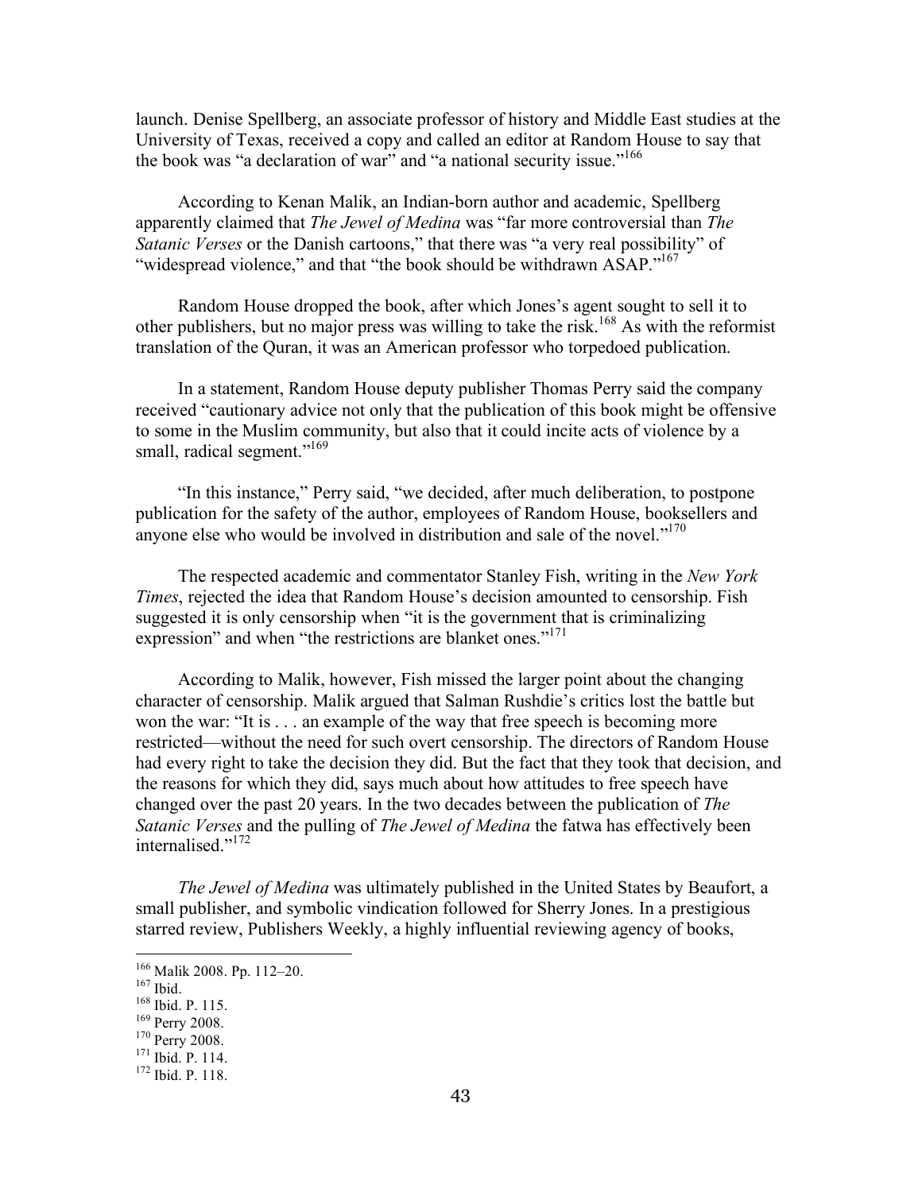launch. Denise Spellberg, an associate professor of history and Middle East studies at the University of Texas, received a copy and called an editor at Random House to say that the book was "a declaration of war" and "a national security issue."[166]

According to Kenan Malik, an Indian-born author and academic, Spellberg apparently claimed that *The Jewel of Medina* was "far more controversial than *The Satanic Verses* or the Danish cartoons," that there was "a very real possibility" of "widespread violence," and that "the book should be withdrawn ASAP."[167]

Random House dropped the book, after which Jones's agent sought to sell it to other publishers, but no major press was willing to take the risk.[168] As with the reformist translation of the Quran, it was an American professor who torpedoed publication.

In a statement, Random House deputy publisher Thomas Perry said the company received "cautionary advice not only that the publication of this book might be offensive to some in the Muslim community, but also that it could incite acts of violence by a small, radical segment."[169]

"In this instance," Perry said, "we decided, after much deliberation, to postpone publication for the safety of the author, employees of Random House, booksellers and anyone else who would be involved in distribution and sale of the novel."[170]

The respected academic and commentator Stanley Fish, writing in the *New York Times*, rejected the idea that Random House's decision amounted to censorship. Fish suggested it is only censorship when "it is the government that is criminalizing expression" and when "the restrictions are blanket ones."[171]

According to Malik, however, Fish missed the larger point about the changing character of censorship. Malik argued that Salman Rushdie's critics lost the battle but won the war: "It is . . . an example of the way that free speech is becoming more restricted—without the need for such overt censorship. The directors of Random House had every right to take the decision they did. But the fact that they took that decision, and the reasons for which they did, says much about how attitudes to free speech have changed over the past 20 years. In the two decades between the publication of *The Satanic Verses* and the pulling of *The Jewel of Medina* the fatwa has effectively been internalised."[172]

*The Jewel of Medina* was ultimately published in the United States by Beaufort, a small publisher, and symbolic vindication followed for Sherry Jones. In a prestigious starred review, Publishers Weekly, a highly influential reviewing agency of books,

---

[166] Malik 2008. Pp. 112–20.
[167] Ibid.
[168] Ibid. P. 115.
[169] Perry 2008.
[170] Perry 2008.
[171] Ibid. P. 114.
[172] Ibid. P. 118.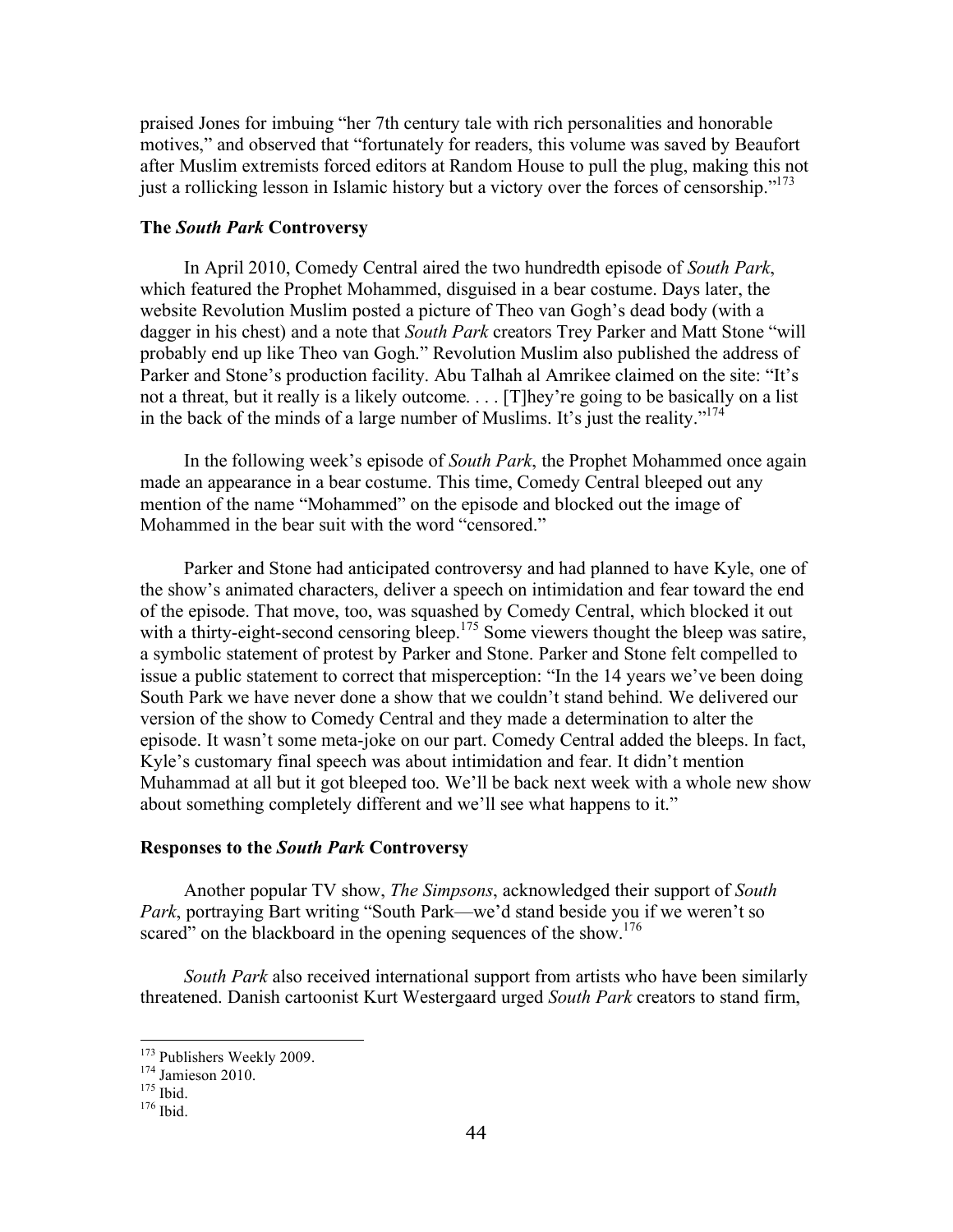praised Jones for imbuing "her 7th century tale with rich personalities and honorable motives," and observed that "fortunately for readers, this volume was saved by Beaufort after Muslim extremists forced editors at Random House to pull the plug, making this not just a rollicking lesson in Islamic history but a victory over the forces of censorship."[173]

### The *South Park* Controversy

In April 2010, Comedy Central aired the two hundredth episode of *South Park*, which featured the Prophet Mohammed, disguised in a bear costume. Days later, the website Revolution Muslim posted a picture of Theo van Gogh's dead body (with a dagger in his chest) and a note that *South Park* creators Trey Parker and Matt Stone "will probably end up like Theo van Gogh." Revolution Muslim also published the address of Parker and Stone's production facility. Abu Talhah al Amrikee claimed on the site: "It's not a threat, but it really is a likely outcome. . . . [T]hey're going to be basically on a list in the back of the minds of a large number of Muslims. It's just the reality."[174]

In the following week's episode of *South Park*, the Prophet Mohammed once again made an appearance in a bear costume. This time, Comedy Central bleeped out any mention of the name "Mohammed" on the episode and blocked out the image of Mohammed in the bear suit with the word "censored."

Parker and Stone had anticipated controversy and had planned to have Kyle, one of the show's animated characters, deliver a speech on intimidation and fear toward the end of the episode. That move, too, was squashed by Comedy Central, which blocked it out with a thirty-eight-second censoring bleep.[175] Some viewers thought the bleep was satire, a symbolic statement of protest by Parker and Stone. Parker and Stone felt compelled to issue a public statement to correct that misperception: "In the 14 years we've been doing South Park we have never done a show that we couldn't stand behind. We delivered our version of the show to Comedy Central and they made a determination to alter the episode. It wasn't some meta-joke on our part. Comedy Central added the bleeps. In fact, Kyle's customary final speech was about intimidation and fear. It didn't mention Muhammad at all but it got bleeped too. We'll be back next week with a whole new show about something completely different and we'll see what happens to it."

### Responses to the *South Park* Controversy

Another popular TV show, *The Simpsons*, acknowledged their support of *South Park*, portraying Bart writing "South Park—we'd stand beside you if we weren't so scared" on the blackboard in the opening sequences of the show.[176]

*South Park* also received international support from artists who have been similarly threatened. Danish cartoonist Kurt Westergaard urged *South Park* creators to stand firm,

---

[173] Publishers Weekly 2009.
[174] Jamieson 2010.
[175] Ibid.
[176] Ibid.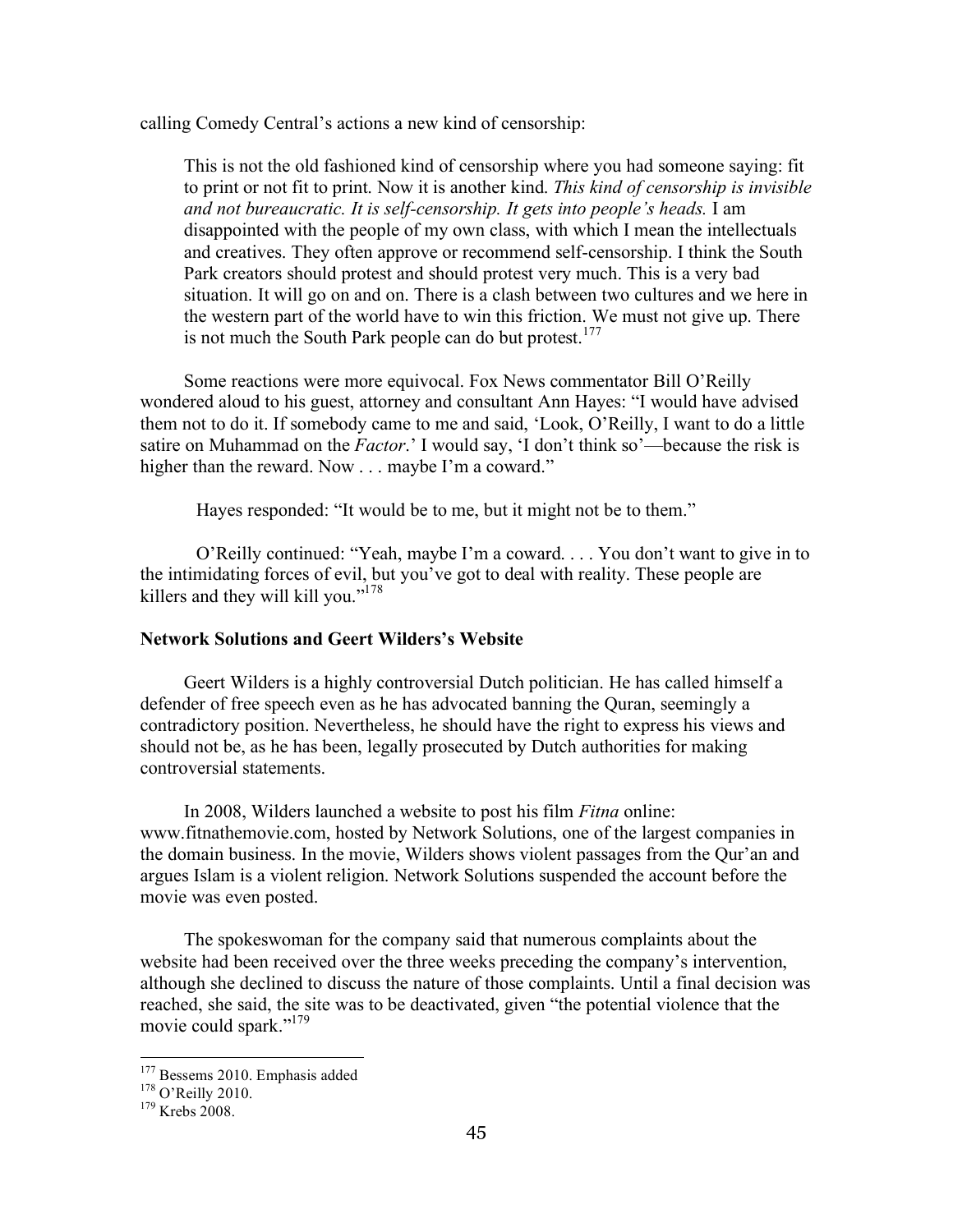calling Comedy Central's actions a new kind of censorship:

> This is not the old fashioned kind of censorship where you had someone saying: fit to print or not fit to print. Now it is another kind. *This kind of censorship is invisible and not bureaucratic. It is self-censorship. It gets into people's heads.* I am disappointed with the people of my own class, with which I mean the intellectuals and creatives. They often approve or recommend self-censorship. I think the South Park creators should protest and should protest very much. This is a very bad situation. It will go on and on. There is a clash between two cultures and we here in the western part of the world have to win this friction. We must not give up. There is not much the South Park people can do but protest.[177]

Some reactions were more equivocal. Fox News commentator Bill O'Reilly wondered aloud to his guest, attorney and consultant Ann Hayes: "I would have advised them not to do it. If somebody came to me and said, 'Look, O'Reilly, I want to do a little satire on Muhammad on the *Factor*.' I would say, 'I don't think so'—because the risk is higher than the reward. Now . . . maybe I'm a coward."

Hayes responded: "It would be to me, but it might not be to them."

O'Reilly continued: "Yeah, maybe I'm a coward. . . . You don't want to give in to the intimidating forces of evil, but you've got to deal with reality. These people are killers and they will kill you."[178]

### Network Solutions and Geert Wilders's Website

Geert Wilders is a highly controversial Dutch politician. He has called himself a defender of free speech even as he has advocated banning the Quran, seemingly a contradictory position. Nevertheless, he should have the right to express his views and should not be, as he has been, legally prosecuted by Dutch authorities for making controversial statements.

In 2008, Wilders launched a website to post his film *Fitna* online: www.fitnathemovie.com, hosted by Network Solutions, one of the largest companies in the domain business. In the movie, Wilders shows violent passages from the Qur'an and argues Islam is a violent religion. Network Solutions suspended the account before the movie was even posted.

The spokeswoman for the company said that numerous complaints about the website had been received over the three weeks preceding the company's intervention, although she declined to discuss the nature of those complaints. Until a final decision was reached, she said, the site was to be deactivated, given "the potential violence that the movie could spark."[179]

---

[177] Bessems 2010. Emphasis added

[178] O'Reilly 2010.

[179] Krebs 2008.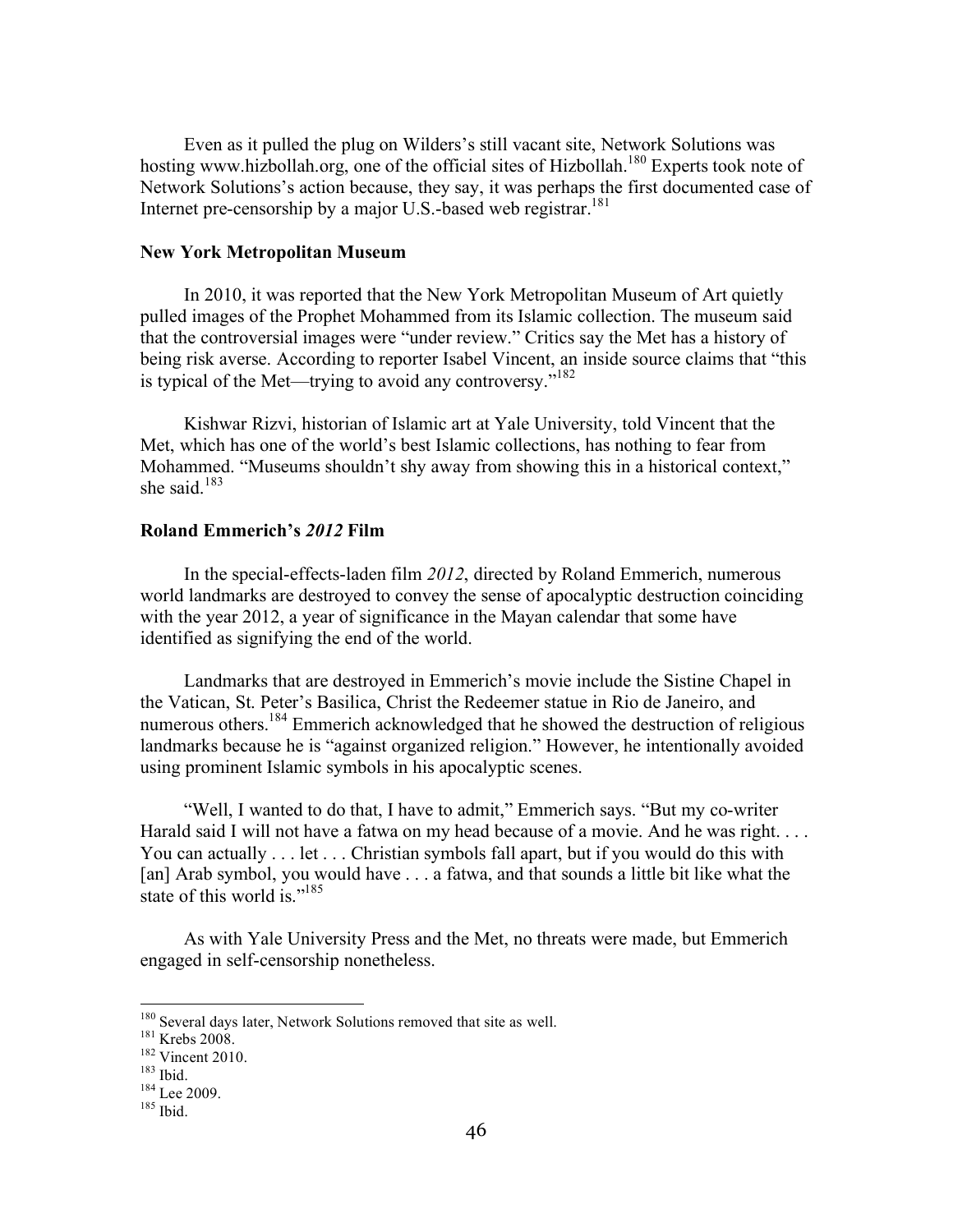Even as it pulled the plug on Wilders's still vacant site, Network Solutions was hosting www.hizbollah.org, one of the official sites of Hizbollah.[180] Experts took note of Network Solutions's action because, they say, it was perhaps the first documented case of Internet pre-censorship by a major U.S.-based web registrar.[181]

### New York Metropolitan Museum

In 2010, it was reported that the New York Metropolitan Museum of Art quietly pulled images of the Prophet Mohammed from its Islamic collection. The museum said that the controversial images were "under review." Critics say the Met has a history of being risk averse. According to reporter Isabel Vincent, an inside source claims that "this is typical of the Met—trying to avoid any controversy."[182]

Kishwar Rizvi, historian of Islamic art at Yale University, told Vincent that the Met, which has one of the world's best Islamic collections, has nothing to fear from Mohammed. "Museums shouldn't shy away from showing this in a historical context," she said.[183]

### Roland Emmerich's *2012* Film

In the special-effects-laden film *2012*, directed by Roland Emmerich, numerous world landmarks are destroyed to convey the sense of apocalyptic destruction coinciding with the year 2012, a year of significance in the Mayan calendar that some have identified as signifying the end of the world.

Landmarks that are destroyed in Emmerich's movie include the Sistine Chapel in the Vatican, St. Peter's Basilica, Christ the Redeemer statue in Rio de Janeiro, and numerous others.[184] Emmerich acknowledged that he showed the destruction of religious landmarks because he is "against organized religion." However, he intentionally avoided using prominent Islamic symbols in his apocalyptic scenes.

"Well, I wanted to do that, I have to admit," Emmerich says. "But my co-writer Harald said I will not have a fatwa on my head because of a movie. And he was right. . . . You can actually . . . let . . . Christian symbols fall apart, but if you would do this with [an] Arab symbol, you would have . . . a fatwa, and that sounds a little bit like what the state of this world is."[185]

As with Yale University Press and the Met, no threats were made, but Emmerich engaged in self-censorship nonetheless.

---

[180] Several days later, Network Solutions removed that site as well.
[181] Krebs 2008.
[182] Vincent 2010.
[183] Ibid.
[184] Lee 2009.
[185] Ibid.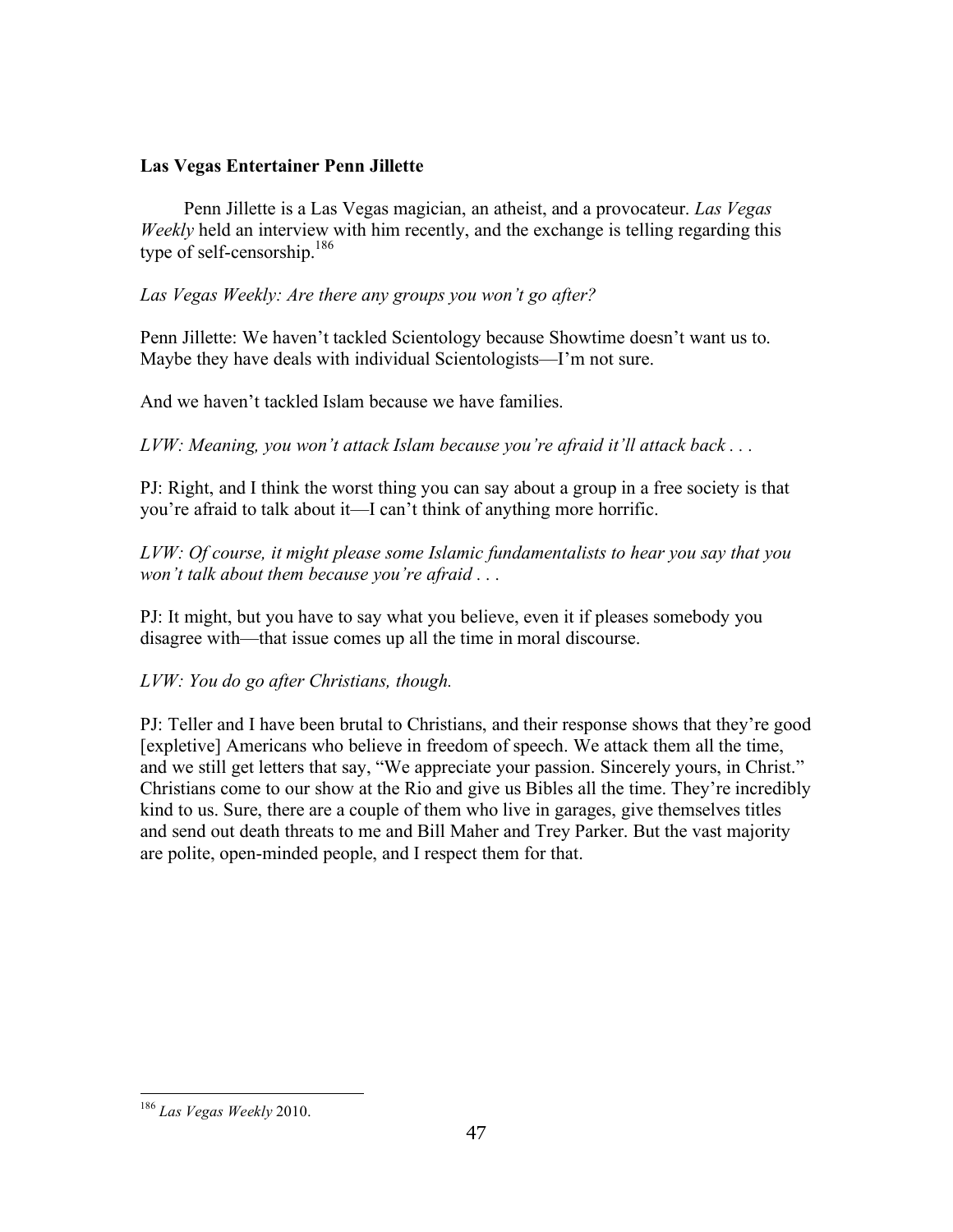**Las Vegas Entertainer Penn Jillette**

Penn Jillette is a Las Vegas magician, an atheist, and a provocateur. *Las Vegas Weekly* held an interview with him recently, and the exchange is telling regarding this type of self-censorship.[186]

*Las Vegas Weekly: Are there any groups you won't go after?*

Penn Jillette: We haven't tackled Scientology because Showtime doesn't want us to. Maybe they have deals with individual Scientologists—I'm not sure.

And we haven't tackled Islam because we have families.

*LVW: Meaning, you won't attack Islam because you're afraid it'll attack back . . .*

PJ: Right, and I think the worst thing you can say about a group in a free society is that you're afraid to talk about it—I can't think of anything more horrific.

*LVW: Of course, it might please some Islamic fundamentalists to hear you say that you won't talk about them because you're afraid . . .*

PJ: It might, but you have to say what you believe, even it if pleases somebody you disagree with—that issue comes up all the time in moral discourse.

*LVW: You do go after Christians, though.*

PJ: Teller and I have been brutal to Christians, and their response shows that they're good [expletive] Americans who believe in freedom of speech. We attack them all the time, and we still get letters that say, "We appreciate your passion. Sincerely yours, in Christ." Christians come to our show at the Rio and give us Bibles all the time. They're incredibly kind to us. Sure, there are a couple of them who live in garages, give themselves titles and send out death threats to me and Bill Maher and Trey Parker. But the vast majority are polite, open-minded people, and I respect them for that.

---

[186] *Las Vegas Weekly* 2010.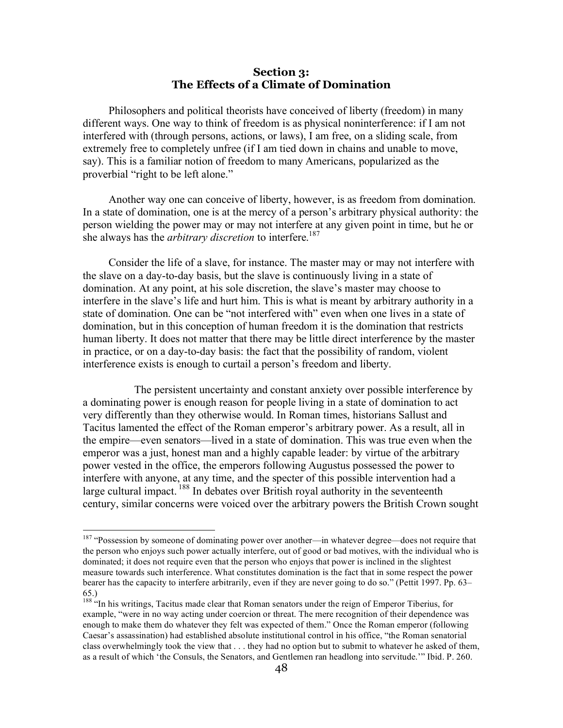## Section 3:
## The Effects of a Climate of Domination

Philosophers and political theorists have conceived of liberty (freedom) in many different ways. One way to think of freedom is as physical noninterference: if I am not interfered with (through persons, actions, or laws), I am free, on a sliding scale, from extremely free to completely unfree (if I am tied down in chains and unable to move, say). This is a familiar notion of freedom to many Americans, popularized as the proverbial "right to be left alone."

Another way one can conceive of liberty, however, is as freedom from domination. In a state of domination, one is at the mercy of a person's arbitrary physical authority: the person wielding the power may or may not interfere at any given point in time, but he or she always has the *arbitrary discretion* to interfere.[187]

Consider the life of a slave, for instance. The master may or may not interfere with the slave on a day-to-day basis, but the slave is continuously living in a state of domination. At any point, at his sole discretion, the slave's master may choose to interfere in the slave's life and hurt him. This is what is meant by arbitrary authority in a state of domination. One can be "not interfered with" even when one lives in a state of domination, but in this conception of human freedom it is the domination that restricts human liberty. It does not matter that there may be little direct interference by the master in practice, or on a day-to-day basis: the fact that the possibility of random, violent interference exists is enough to curtail a person's freedom and liberty.

The persistent uncertainty and constant anxiety over possible interference by a dominating power is enough reason for people living in a state of domination to act very differently than they otherwise would. In Roman times, historians Sallust and Tacitus lamented the effect of the Roman emperor's arbitrary power. As a result, all in the empire—even senators—lived in a state of domination. This was true even when the emperor was a just, honest man and a highly capable leader: by virtue of the arbitrary power vested in the office, the emperors following Augustus possessed the power to interfere with anyone, at any time, and the specter of this possible intervention had a large cultural impact.[188] In debates over British royal authority in the seventeenth century, similar concerns were voiced over the arbitrary powers the British Crown sought

---

[187] "Possession by someone of dominating power over another—in whatever degree—does not require that the person who enjoys such power actually interfere, out of good or bad motives, with the individual who is dominated; it does not require even that the person who enjoys that power is inclined in the slightest measure towards such interference. What constitutes domination is the fact that in some respect the power bearer has the capacity to interfere arbitrarily, even if they are never going to do so." (Pettit 1997. Pp. 63–65.)

[188] "In his writings, Tacitus made clear that Roman senators under the reign of Emperor Tiberius, for example, "were in no way acting under coercion or threat. The mere recognition of their dependence was enough to make them do whatever they felt was expected of them." Once the Roman emperor (following Caesar's assassination) had established absolute institutional control in his office, "the Roman senatorial class overwhelmingly took the view that . . . they had no option but to submit to whatever he asked of them, as a result of which 'the Consuls, the Senators, and Gentlemen ran headlong into servitude.'" Ibid. P. 260.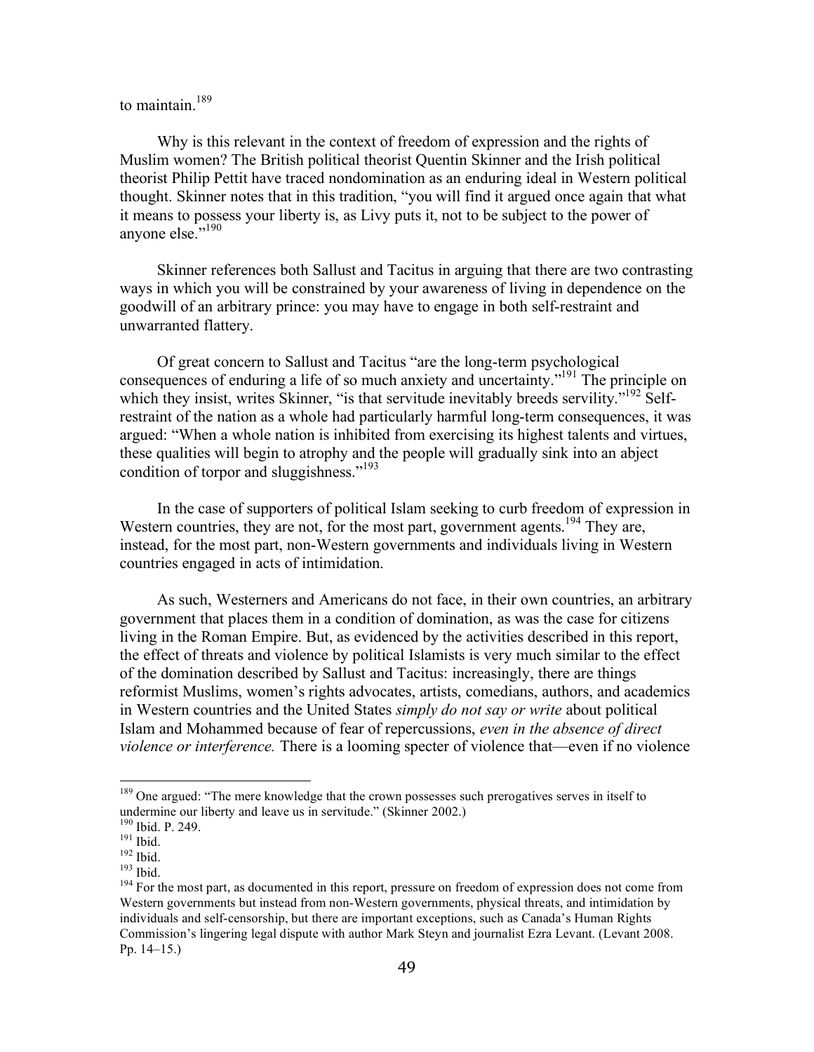to maintain.[189]

Why is this relevant in the context of freedom of expression and the rights of Muslim women? The British political theorist Quentin Skinner and the Irish political theorist Philip Pettit have traced nondomination as an enduring ideal in Western political thought. Skinner notes that in this tradition, "you will find it argued once again that what it means to possess your liberty is, as Livy puts it, not to be subject to the power of anyone else."[190]

Skinner references both Sallust and Tacitus in arguing that there are two contrasting ways in which you will be constrained by your awareness of living in dependence on the goodwill of an arbitrary prince: you may have to engage in both self-restraint and unwarranted flattery.

Of great concern to Sallust and Tacitus "are the long-term psychological consequences of enduring a life of so much anxiety and uncertainty."[191] The principle on which they insist, writes Skinner, "is that servitude inevitably breeds servility."[192] Self-restraint of the nation as a whole had particularly harmful long-term consequences, it was argued: "When a whole nation is inhibited from exercising its highest talents and virtues, these qualities will begin to atrophy and the people will gradually sink into an abject condition of torpor and sluggishness."[193]

In the case of supporters of political Islam seeking to curb freedom of expression in Western countries, they are not, for the most part, government agents.[194] They are, instead, for the most part, non-Western governments and individuals living in Western countries engaged in acts of intimidation.

As such, Westerners and Americans do not face, in their own countries, an arbitrary government that places them in a condition of domination, as was the case for citizens living in the Roman Empire. But, as evidenced by the activities described in this report, the effect of threats and violence by political Islamists is very much similar to the effect of the domination described by Sallust and Tacitus: increasingly, there are things reformist Muslims, women's rights advocates, artists, comedians, authors, and academics in Western countries and the United States *simply do not say or write* about political Islam and Mohammed because of fear of repercussions, *even in the absence of direct violence or interference.* There is a looming specter of violence that—even if no violence

---

[189] One argued: "The mere knowledge that the crown possesses such prerogatives serves in itself to undermine our liberty and leave us in servitude." (Skinner 2002.)

[190] Ibid. P. 249.

[191] Ibid.

[192] Ibid.

[193] Ibid.

[194] For the most part, as documented in this report, pressure on freedom of expression does not come from Western governments but instead from non-Western governments, physical threats, and intimidation by individuals and self-censorship, but there are important exceptions, such as Canada's Human Rights Commission's lingering legal dispute with author Mark Steyn and journalist Ezra Levant. (Levant 2008. Pp. 14–15.)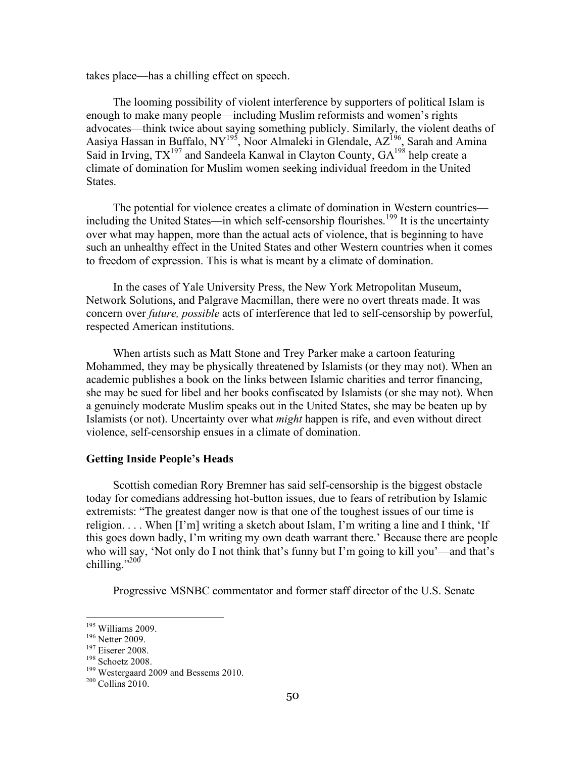takes place—has a chilling effect on speech.

The looming possibility of violent interference by supporters of political Islam is enough to make many people—including Muslim reformists and women's rights advocates—think twice about saying something publicly. Similarly, the violent deaths of Aasiya Hassan in Buffalo, NY[195], Noor Almaleki in Glendale, AZ[196], Sarah and Amina Said in Irving, TX[197] and Sandeela Kanwal in Clayton County, GA[198] help create a climate of domination for Muslim women seeking individual freedom in the United States.

The potential for violence creates a climate of domination in Western countries—including the United States—in which self-censorship flourishes.[199] It is the uncertainty over what may happen, more than the actual acts of violence, that is beginning to have such an unhealthy effect in the United States and other Western countries when it comes to freedom of expression. This is what is meant by a climate of domination.

In the cases of Yale University Press, the New York Metropolitan Museum, Network Solutions, and Palgrave Macmillan, there were no overt threats made. It was concern over *future, possible* acts of interference that led to self-censorship by powerful, respected American institutions.

When artists such as Matt Stone and Trey Parker make a cartoon featuring Mohammed, they may be physically threatened by Islamists (or they may not). When an academic publishes a book on the links between Islamic charities and terror financing, she may be sued for libel and her books confiscated by Islamists (or she may not). When a genuinely moderate Muslim speaks out in the United States, she may be beaten up by Islamists (or not). Uncertainty over what *might* happen is rife, and even without direct violence, self-censorship ensues in a climate of domination.

**Getting Inside People's Heads**

Scottish comedian Rory Bremner has said self-censorship is the biggest obstacle today for comedians addressing hot-button issues, due to fears of retribution by Islamic extremists: "The greatest danger now is that one of the toughest issues of our time is religion. . . . When [I'm] writing a sketch about Islam, I'm writing a line and I think, 'If this goes down badly, I'm writing my own death warrant there.' Because there are people who will say, 'Not only do I not think that's funny but I'm going to kill you'—and that's chilling."[200]

Progressive MSNBC commentator and former staff director of the U.S. Senate

---

[195] Williams 2009.
[196] Netter 2009.
[197] Eiserer 2008.
[198] Schoetz 2008.
[199] Westergaard 2009 and Bessems 2010.
[200] Collins 2010.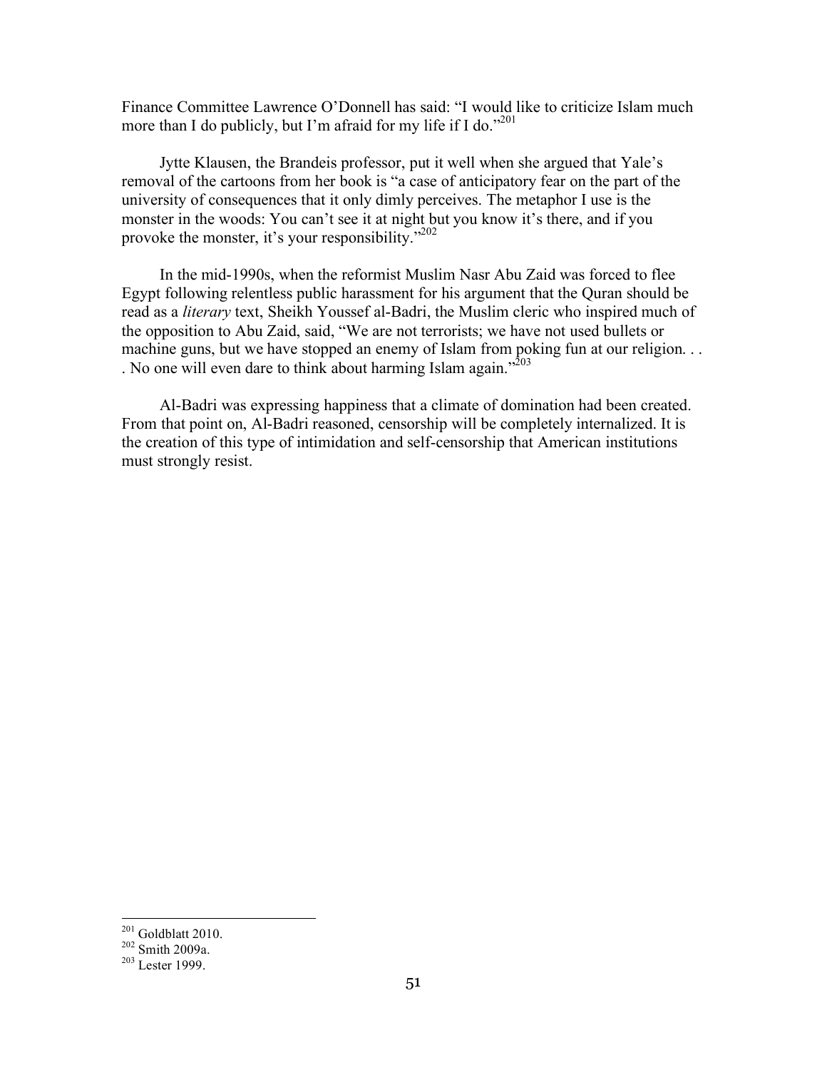Finance Committee Lawrence O'Donnell has said: "I would like to criticize Islam much more than I do publicly, but I'm afraid for my life if I do."[201]

Jytte Klausen, the Brandeis professor, put it well when she argued that Yale's removal of the cartoons from her book is "a case of anticipatory fear on the part of the university of consequences that it only dimly perceives. The metaphor I use is the monster in the woods: You can't see it at night but you know it's there, and if you provoke the monster, it's your responsibility."[202]

In the mid-1990s, when the reformist Muslim Nasr Abu Zaid was forced to flee Egypt following relentless public harassment for his argument that the Quran should be read as a *literary* text, Sheikh Youssef al-Badri, the Muslim cleric who inspired much of the opposition to Abu Zaid, said, "We are not terrorists; we have not used bullets or machine guns, but we have stopped an enemy of Islam from poking fun at our religion. . . . No one will even dare to think about harming Islam again."[203]

Al-Badri was expressing happiness that a climate of domination had been created. From that point on, Al-Badri reasoned, censorship will be completely internalized. It is the creation of this type of intimidation and self-censorship that American institutions must strongly resist.

---

[201] Goldblatt 2010.

[202] Smith 2009a.

[203] Lester 1999.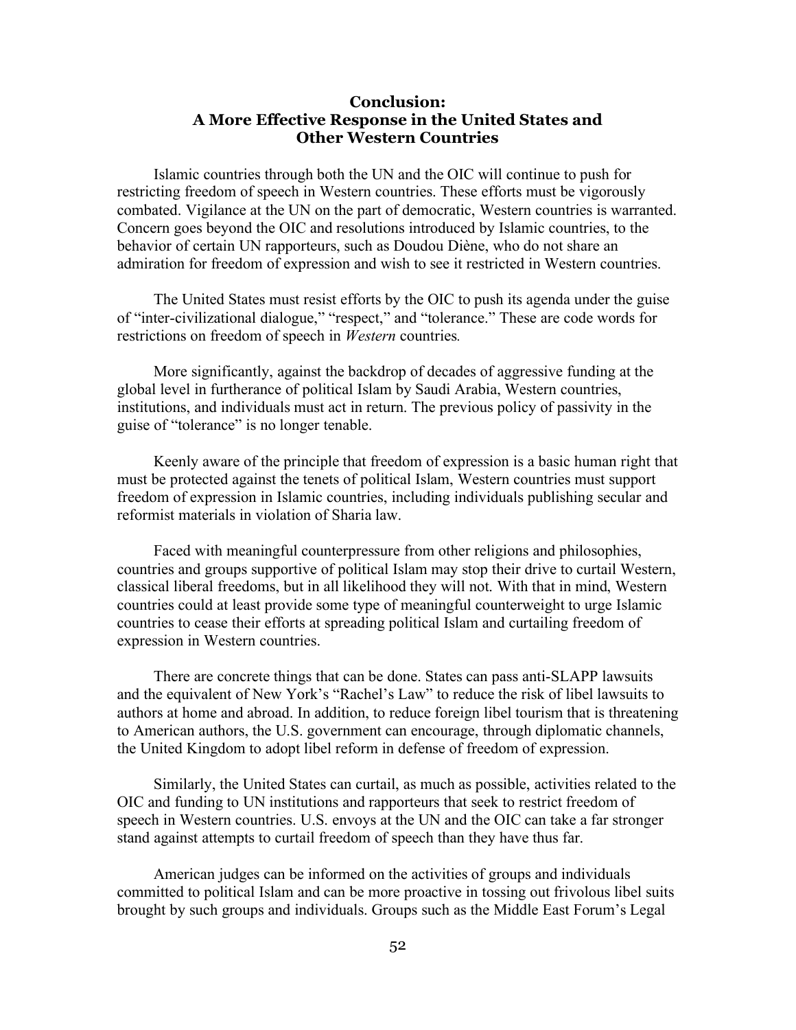## Conclusion: A More Effective Response in the United States and Other Western Countries

Islamic countries through both the UN and the OIC will continue to push for restricting freedom of speech in Western countries. These efforts must be vigorously combated. Vigilance at the UN on the part of democratic, Western countries is warranted. Concern goes beyond the OIC and resolutions introduced by Islamic countries, to the behavior of certain UN rapporteurs, such as Doudou Diène, who do not share an admiration for freedom of expression and wish to see it restricted in Western countries.

The United States must resist efforts by the OIC to push its agenda under the guise of "inter-civilizational dialogue," "respect," and "tolerance." These are code words for restrictions on freedom of speech in *Western* countries.

More significantly, against the backdrop of decades of aggressive funding at the global level in furtherance of political Islam by Saudi Arabia, Western countries, institutions, and individuals must act in return. The previous policy of passivity in the guise of "tolerance" is no longer tenable.

Keenly aware of the principle that freedom of expression is a basic human right that must be protected against the tenets of political Islam, Western countries must support freedom of expression in Islamic countries, including individuals publishing secular and reformist materials in violation of Sharia law.

Faced with meaningful counterpressure from other religions and philosophies, countries and groups supportive of political Islam may stop their drive to curtail Western, classical liberal freedoms, but in all likelihood they will not. With that in mind, Western countries could at least provide some type of meaningful counterweight to urge Islamic countries to cease their efforts at spreading political Islam and curtailing freedom of expression in Western countries.

There are concrete things that can be done. States can pass anti-SLAPP lawsuits and the equivalent of New York's "Rachel's Law" to reduce the risk of libel lawsuits to authors at home and abroad. In addition, to reduce foreign libel tourism that is threatening to American authors, the U.S. government can encourage, through diplomatic channels, the United Kingdom to adopt libel reform in defense of freedom of expression.

Similarly, the United States can curtail, as much as possible, activities related to the OIC and funding to UN institutions and rapporteurs that seek to restrict freedom of speech in Western countries. U.S. envoys at the UN and the OIC can take a far stronger stand against attempts to curtail freedom of speech than they have thus far.

American judges can be informed on the activities of groups and individuals committed to political Islam and can be more proactive in tossing out frivolous libel suits brought by such groups and individuals. Groups such as the Middle East Forum's Legal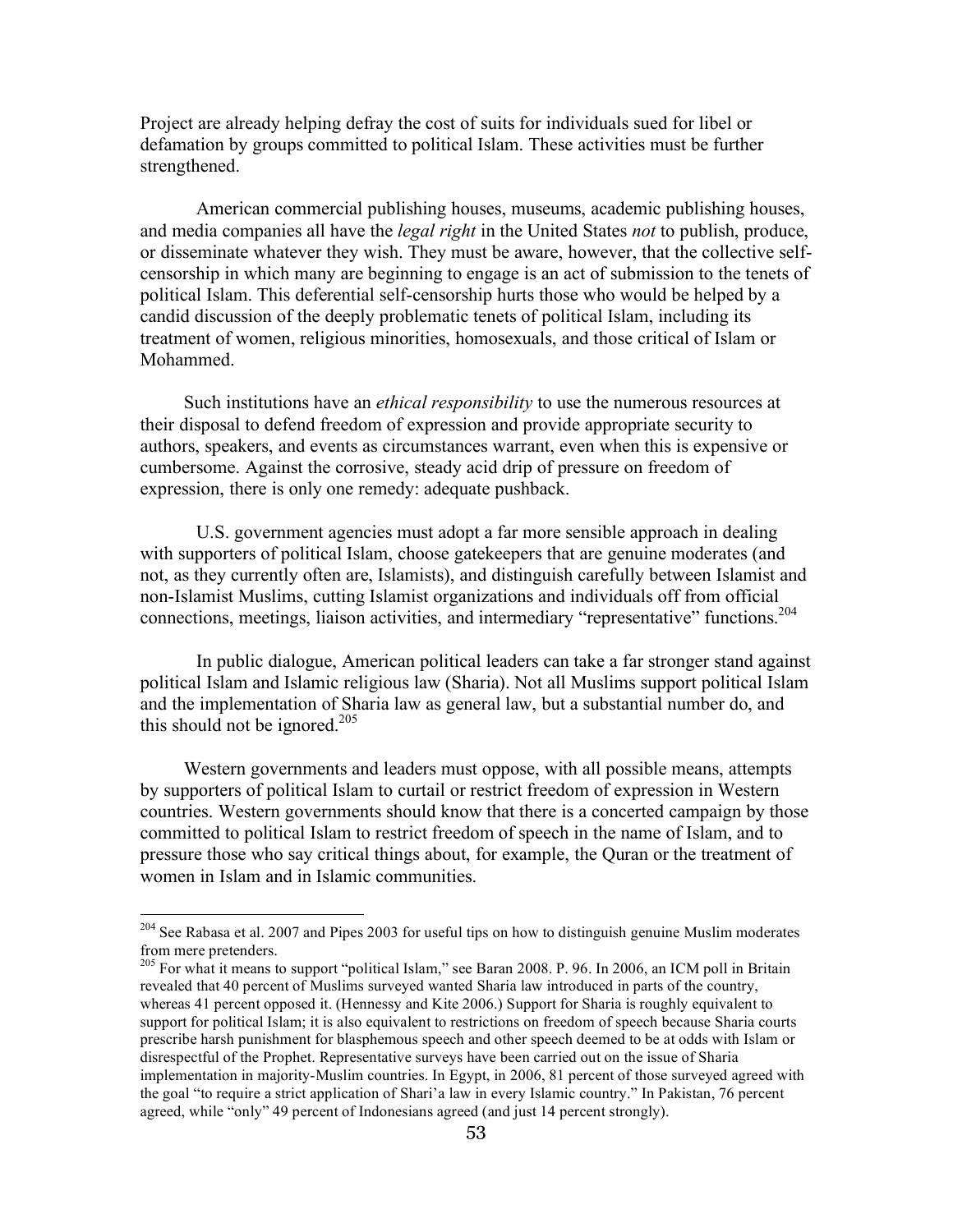Project are already helping defray the cost of suits for individuals sued for libel or defamation by groups committed to political Islam. These activities must be further strengthened.

American commercial publishing houses, museums, academic publishing houses, and media companies all have the *legal right* in the United States *not* to publish, produce, or disseminate whatever they wish. They must be aware, however, that the collective self-censorship in which many are beginning to engage is an act of submission to the tenets of political Islam. This deferential self-censorship hurts those who would be helped by a candid discussion of the deeply problematic tenets of political Islam, including its treatment of women, religious minorities, homosexuals, and those critical of Islam or Mohammed.

Such institutions have an *ethical responsibility* to use the numerous resources at their disposal to defend freedom of expression and provide appropriate security to authors, speakers, and events as circumstances warrant, even when this is expensive or cumbersome. Against the corrosive, steady acid drip of pressure on freedom of expression, there is only one remedy: adequate pushback.

U.S. government agencies must adopt a far more sensible approach in dealing with supporters of political Islam, choose gatekeepers that are genuine moderates (and not, as they currently often are, Islamists), and distinguish carefully between Islamist and non-Islamist Muslims, cutting Islamist organizations and individuals off from official connections, meetings, liaison activities, and intermediary "representative" functions.[204]

In public dialogue, American political leaders can take a far stronger stand against political Islam and Islamic religious law (Sharia). Not all Muslims support political Islam and the implementation of Sharia law as general law, but a substantial number do, and this should not be ignored.[205]

Western governments and leaders must oppose, with all possible means, attempts by supporters of political Islam to curtail or restrict freedom of expression in Western countries. Western governments should know that there is a concerted campaign by those committed to political Islam to restrict freedom of speech in the name of Islam, and to pressure those who say critical things about, for example, the Quran or the treatment of women in Islam and in Islamic communities.

---

[204] See Rabasa et al. 2007 and Pipes 2003 for useful tips on how to distinguish genuine Muslim moderates from mere pretenders.

[205] For what it means to support "political Islam," see Baran 2008. P. 96. In 2006, an ICM poll in Britain revealed that 40 percent of Muslims surveyed wanted Sharia law introduced in parts of the country, whereas 41 percent opposed it. (Hennessy and Kite 2006.) Support for Sharia is roughly equivalent to support for political Islam; it is also equivalent to restrictions on freedom of speech because Sharia courts prescribe harsh punishment for blasphemous speech and other speech deemed to be at odds with Islam or disrespectful of the Prophet. Representative surveys have been carried out on the issue of Sharia implementation in majority-Muslim countries. In Egypt, in 2006, 81 percent of those surveyed agreed with the goal "to require a strict application of Shari'a law in every Islamic country." In Pakistan, 76 percent agreed, while "only" 49 percent of Indonesians agreed (and just 14 percent strongly).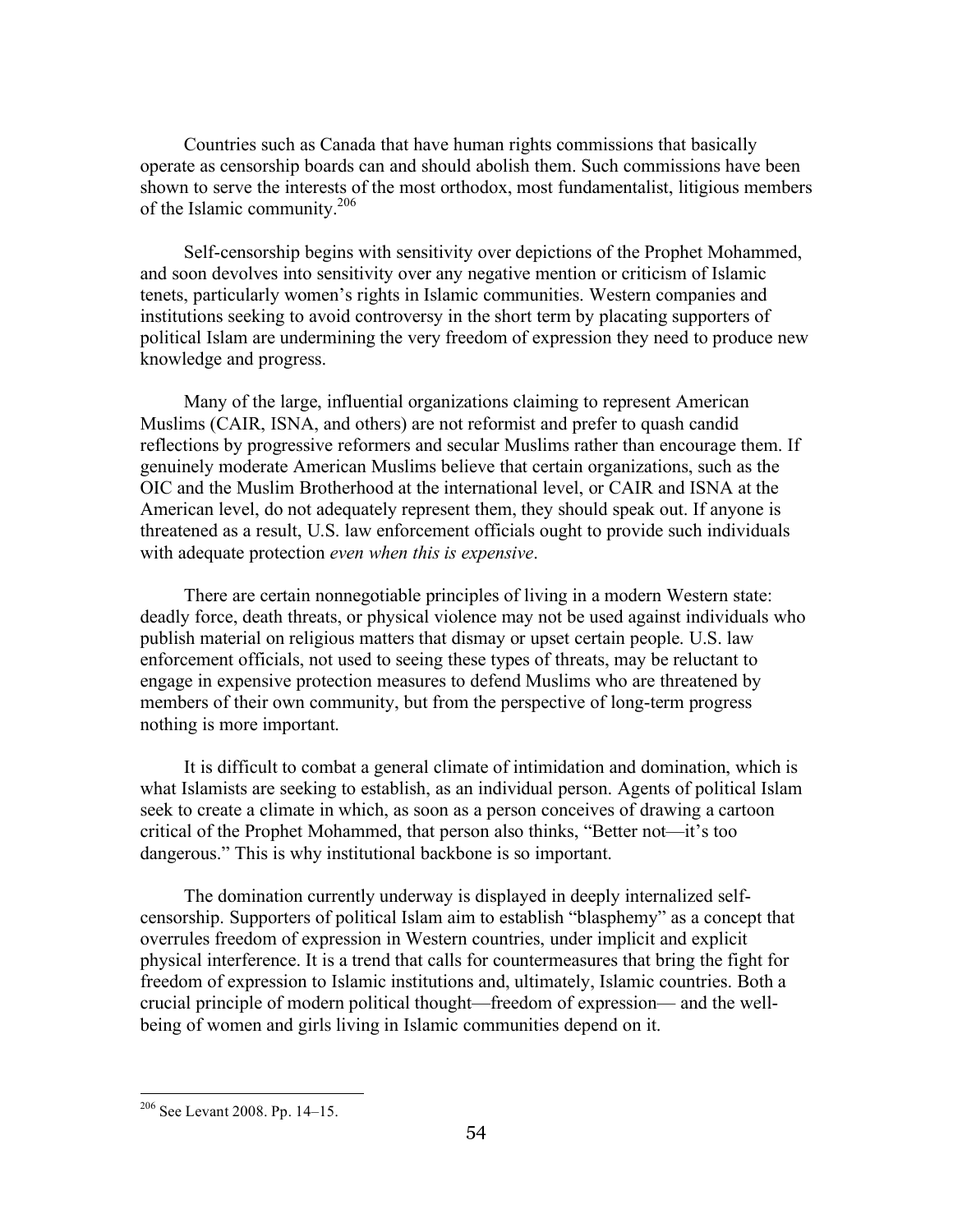Countries such as Canada that have human rights commissions that basically operate as censorship boards can and should abolish them. Such commissions have been shown to serve the interests of the most orthodox, most fundamentalist, litigious members of the Islamic community.[206]

Self-censorship begins with sensitivity over depictions of the Prophet Mohammed, and soon devolves into sensitivity over any negative mention or criticism of Islamic tenets, particularly women's rights in Islamic communities. Western companies and institutions seeking to avoid controversy in the short term by placating supporters of political Islam are undermining the very freedom of expression they need to produce new knowledge and progress.

Many of the large, influential organizations claiming to represent American Muslims (CAIR, ISNA, and others) are not reformist and prefer to quash candid reflections by progressive reformers and secular Muslims rather than encourage them. If genuinely moderate American Muslims believe that certain organizations, such as the OIC and the Muslim Brotherhood at the international level, or CAIR and ISNA at the American level, do not adequately represent them, they should speak out. If anyone is threatened as a result, U.S. law enforcement officials ought to provide such individuals with adequate protection *even when this is expensive*.

There are certain nonnegotiable principles of living in a modern Western state: deadly force, death threats, or physical violence may not be used against individuals who publish material on religious matters that dismay or upset certain people. U.S. law enforcement officials, not used to seeing these types of threats, may be reluctant to engage in expensive protection measures to defend Muslims who are threatened by members of their own community, but from the perspective of long-term progress nothing is more important.

It is difficult to combat a general climate of intimidation and domination, which is what Islamists are seeking to establish, as an individual person. Agents of political Islam seek to create a climate in which, as soon as a person conceives of drawing a cartoon critical of the Prophet Mohammed, that person also thinks, "Better not—it's too dangerous." This is why institutional backbone is so important.

The domination currently underway is displayed in deeply internalized self-censorship. Supporters of political Islam aim to establish "blasphemy" as a concept that overrules freedom of expression in Western countries, under implicit and explicit physical interference. It is a trend that calls for countermeasures that bring the fight for freedom of expression to Islamic institutions and, ultimately, Islamic countries. Both a crucial principle of modern political thought—freedom of expression— and the well-being of women and girls living in Islamic communities depend on it.

---

[206] See Levant 2008. Pp. 14–15.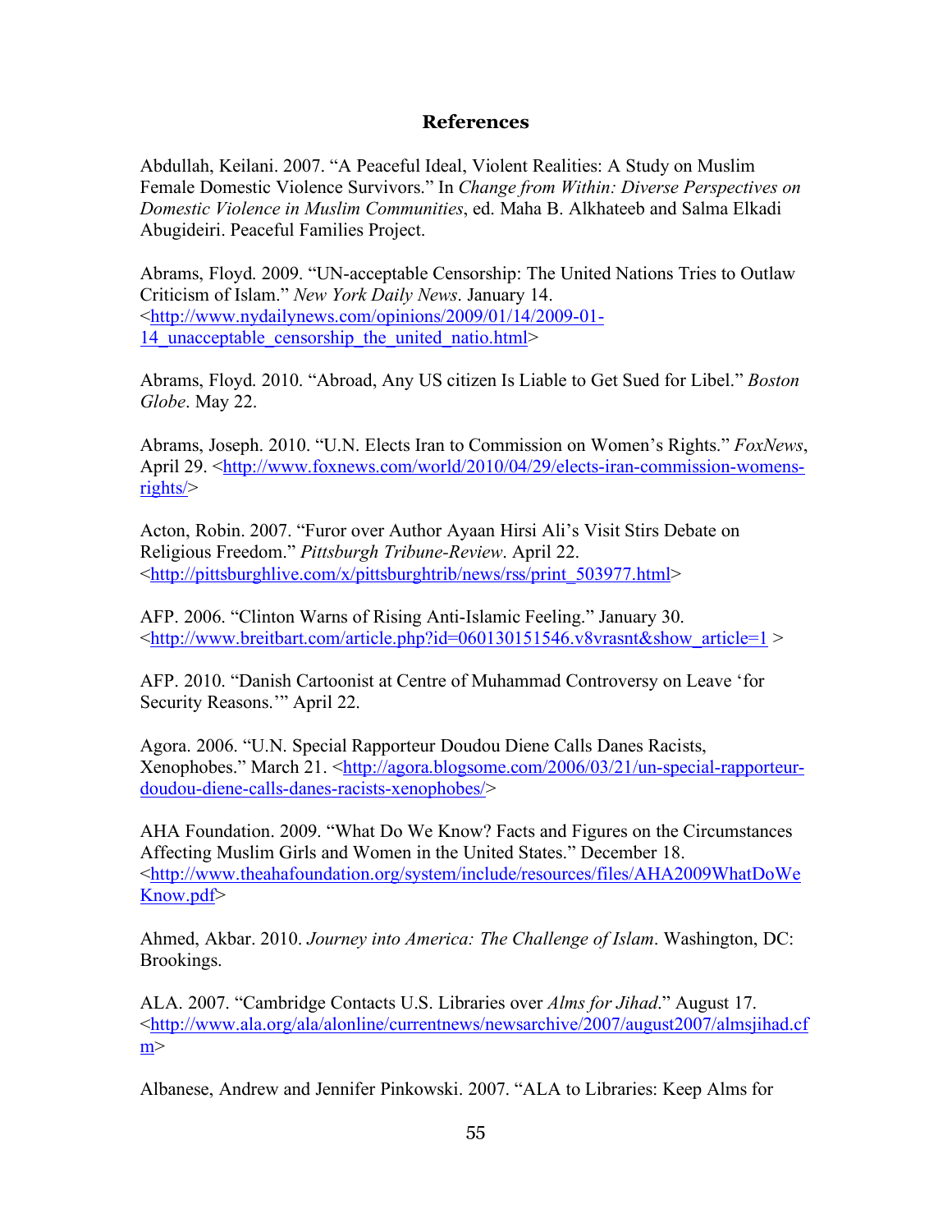## References

Abdullah, Keilani. 2007. "A Peaceful Ideal, Violent Realities: A Study on Muslim Female Domestic Violence Survivors." In *Change from Within: Diverse Perspectives on Domestic Violence in Muslim Communities*, ed. Maha B. Alkhateeb and Salma Elkadi Abugideiri. Peaceful Families Project.

Abrams, Floyd. 2009. "UN-acceptable Censorship: The United Nations Tries to Outlaw Criticism of Islam." *New York Daily News*. January 14. <http://www.nydailynews.com/opinions/2009/01/14/2009-01-14_unacceptable_censorship_the_united_natio.html>

Abrams, Floyd. 2010. "Abroad, Any US citizen Is Liable to Get Sued for Libel." *Boston Globe*. May 22.

Abrams, Joseph. 2010. "U.N. Elects Iran to Commission on Women's Rights." *FoxNews*, April 29. <http://www.foxnews.com/world/2010/04/29/elects-iran-commission-womens-rights/>

Acton, Robin. 2007. "Furor over Author Ayaan Hirsi Ali's Visit Stirs Debate on Religious Freedom." *Pittsburgh Tribune-Review*. April 22. <http://pittsburghlive.com/x/pittsburghtrib/news/rss/print_503977.html>

AFP. 2006. "Clinton Warns of Rising Anti-Islamic Feeling." January 30. <http://www.breitbart.com/article.php?id=060130151546.v8vrasnt&show_article=1 >

AFP. 2010. "Danish Cartoonist at Centre of Muhammad Controversy on Leave 'for Security Reasons.'" April 22.

Agora. 2006. "U.N. Special Rapporteur Doudou Diene Calls Danes Racists, Xenophobes." March 21. <http://agora.blogsome.com/2006/03/21/un-special-rapporteur-doudou-diene-calls-danes-racists-xenophobes/>

AHA Foundation. 2009. "What Do We Know? Facts and Figures on the Circumstances Affecting Muslim Girls and Women in the United States." December 18. <http://www.theahafoundation.org/system/include/resources/files/AHA2009WhatDoWeKnow.pdf>

Ahmed, Akbar. 2010. *Journey into America: The Challenge of Islam*. Washington, DC: Brookings.

ALA. 2007. "Cambridge Contacts U.S. Libraries over *Alms for Jihad*." August 17. <http://www.ala.org/ala/alonline/currentnews/newsarchive/2007/august2007/almsjihad.cfm>

Albanese, Andrew and Jennifer Pinkowski. 2007. "ALA to Libraries: Keep Alms for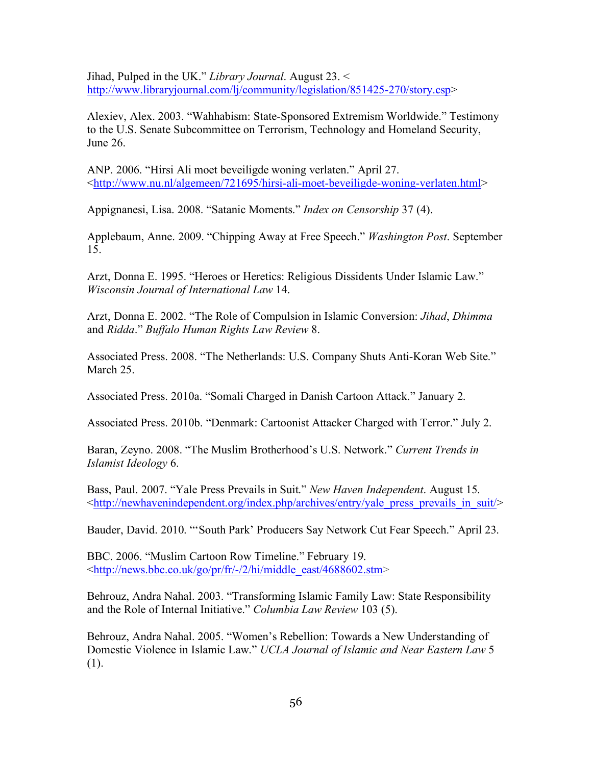Jihad, Pulped in the UK." *Library Journal*. August 23. < http://www.libraryjournal.com/lj/community/legislation/851425-270/story.csp>

Alexiev, Alex. 2003. "Wahhabism: State-Sponsored Extremism Worldwide." Testimony to the U.S. Senate Subcommittee on Terrorism, Technology and Homeland Security, June 26.

ANP. 2006. "Hirsi Ali moet beveiligde woning verlaten." April 27. <http://www.nu.nl/algemeen/721695/hirsi-ali-moet-beveiligde-woning-verlaten.html>

Appignanesi, Lisa. 2008. "Satanic Moments." *Index on Censorship* 37 (4).

Applebaum, Anne. 2009. "Chipping Away at Free Speech." *Washington Post*. September 15.

Arzt, Donna E. 1995. "Heroes or Heretics: Religious Dissidents Under Islamic Law." *Wisconsin Journal of International Law* 14.

Arzt, Donna E. 2002. "The Role of Compulsion in Islamic Conversion: *Jihad*, *Dhimma* and *Ridda*." *Buffalo Human Rights Law Review* 8.

Associated Press. 2008. "The Netherlands: U.S. Company Shuts Anti-Koran Web Site." March 25.

Associated Press. 2010a. "Somali Charged in Danish Cartoon Attack." January 2.

Associated Press. 2010b. "Denmark: Cartoonist Attacker Charged with Terror." July 2.

Baran, Zeyno. 2008. "The Muslim Brotherhood's U.S. Network." *Current Trends in Islamist Ideology* 6.

Bass, Paul. 2007. "Yale Press Prevails in Suit." *New Haven Independent*. August 15. <http://newhavenindependent.org/index.php/archives/entry/yale_press_prevails_in_suit/>

Bauder, David. 2010. "'South Park' Producers Say Network Cut Fear Speech." April 23.

BBC. 2006. "Muslim Cartoon Row Timeline." February 19. <http://news.bbc.co.uk/go/pr/fr/-/2/hi/middle_east/4688602.stm>

Behrouz, Andra Nahal. 2003. "Transforming Islamic Family Law: State Responsibility and the Role of Internal Initiative." *Columbia Law Review* 103 (5).

Behrouz, Andra Nahal. 2005. "Women's Rebellion: Towards a New Understanding of Domestic Violence in Islamic Law." *UCLA Journal of Islamic and Near Eastern Law* 5 (1).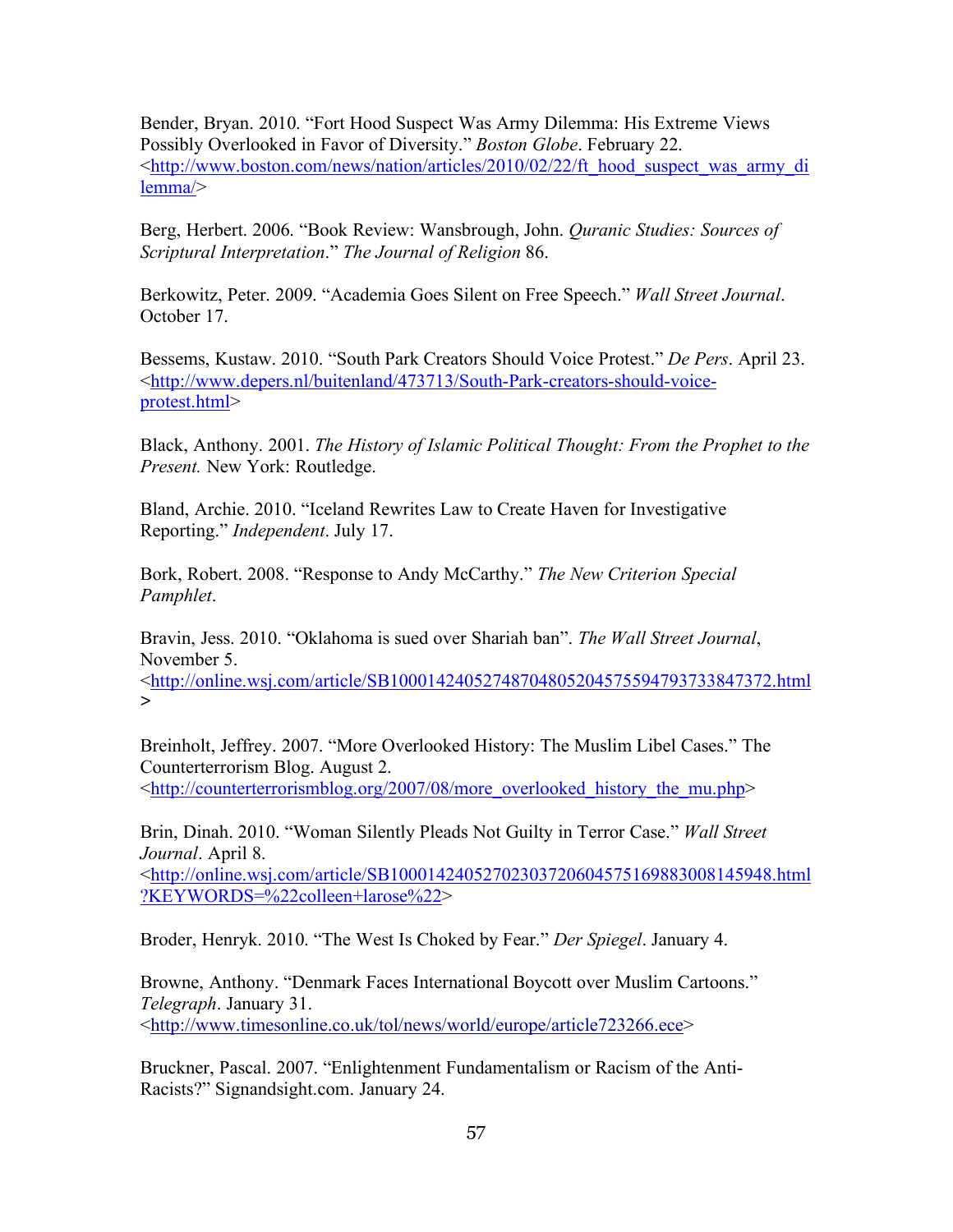Bender, Bryan. 2010. "Fort Hood Suspect Was Army Dilemma: His Extreme Views Possibly Overlooked in Favor of Diversity." *Boston Globe*. February 22. <http://www.boston.com/news/nation/articles/2010/02/22/ft_hood_suspect_was_army_dilemma/>

Berg, Herbert. 2006. "Book Review: Wansbrough, John. *Quranic Studies: Sources of Scriptural Interpretation*." *The Journal of Religion* 86.

Berkowitz, Peter. 2009. "Academia Goes Silent on Free Speech." *Wall Street Journal*. October 17.

Bessems, Kustaw. 2010. "South Park Creators Should Voice Protest." *De Pers*. April 23. <http://www.depers.nl/buitenland/473713/South-Park-creators-should-voice-protest.html>

Black, Anthony. 2001. *The History of Islamic Political Thought: From the Prophet to the Present.* New York: Routledge.

Bland, Archie. 2010. "Iceland Rewrites Law to Create Haven for Investigative Reporting." *Independent*. July 17.

Bork, Robert. 2008. "Response to Andy McCarthy." *The New Criterion Special Pamphlet*.

Bravin, Jess. 2010. "Oklahoma is sued over Shariah ban". *The Wall Street Journal*, November 5. <http://online.wsj.com/article/SB10001424052748704805204575594793733847372.html>

Breinholt, Jeffrey. 2007. "More Overlooked History: The Muslim Libel Cases." The Counterterrorism Blog. August 2. <http://counterterrorismblog.org/2007/08/more_overlooked_history_the_mu.php>

Brin, Dinah. 2010. "Woman Silently Pleads Not Guilty in Terror Case." *Wall Street Journal*. April 8. <http://online.wsj.com/article/SB10001424052702303720604575169883008145948.html?KEYWORDS=%22colleen+larose%22>

Broder, Henryk. 2010. "The West Is Choked by Fear." *Der Spiegel*. January 4.

Browne, Anthony. "Denmark Faces International Boycott over Muslim Cartoons." *Telegraph*. January 31. <http://www.timesonline.co.uk/tol/news/world/europe/article723266.ece>

Bruckner, Pascal. 2007. "Enlightenment Fundamentalism or Racism of the Anti-Racists?" Signandsight.com. January 24.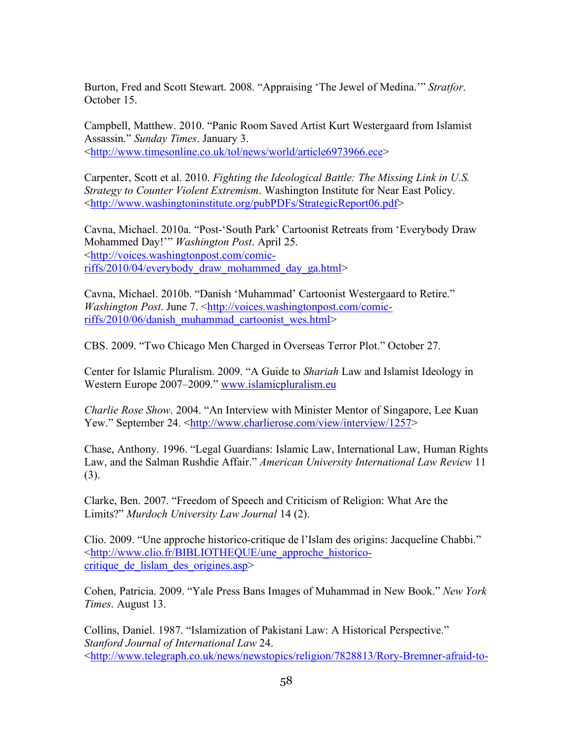Burton, Fred and Scott Stewart. 2008. "Appraising 'The Jewel of Medina.'" *Stratfor*. October 15.

Campbell, Matthew. 2010. "Panic Room Saved Artist Kurt Westergaard from Islamist Assassin." *Sunday Times*. January 3. <http://www.timesonline.co.uk/tol/news/world/article6973966.ece>

Carpenter, Scott et al. 2010. *Fighting the Ideological Battle: The Missing Link in U.S. Strategy to Counter Violent Extremism*. Washington Institute for Near East Policy. <http://www.washingtoninstitute.org/pubPDFs/StrategicReport06.pdf>

Cavna, Michael. 2010a. "Post-'South Park' Cartoonist Retreats from 'Everybody Draw Mohammed Day!'" *Washington Post*. April 25. <http://voices.washingtonpost.com/comic-riffs/2010/04/everybody_draw_mohammed_day_ga.html>

Cavna, Michael. 2010b. "Danish 'Muhammad' Cartoonist Westergaard to Retire." *Washington Post*. June 7. <http://voices.washingtonpost.com/comic-riffs/2010/06/danish_muhammad_cartoonist_wes.html>

CBS. 2009. "Two Chicago Men Charged in Overseas Terror Plot." October 27.

Center for Islamic Pluralism. 2009. "A Guide to *Shariah* Law and Islamist Ideology in Western Europe 2007–2009." www.islamicpluralism.eu

*Charlie Rose Show*. 2004. "An Interview with Minister Mentor of Singapore, Lee Kuan Yew." September 24. <http://www.charlierose.com/view/interview/1257>

Chase, Anthony. 1996. "Legal Guardians: Islamic Law, International Law, Human Rights Law, and the Salman Rushdie Affair." *American University International Law Review* 11 (3).

Clarke, Ben. 2007. "Freedom of Speech and Criticism of Religion: What Are the Limits?" *Murdoch University Law Journal* 14 (2).

Clio. 2009. "Une approche historico-critique de l'Islam des origins: Jacqueline Chabbi." <http://www.clio.fr/BIBLIOTHEQUE/une_approche_historico-critique_de_lislam_des_origines.asp>

Cohen, Patricia. 2009. "Yale Press Bans Images of Muhammad in New Book." *New York Times*. August 13.

Collins, Daniel. 1987. "Islamization of Pakistani Law: A Historical Perspective." *Stanford Journal of International Law* 24. <http://www.telegraph.co.uk/news/newstopics/religion/7828813/Rory-Bremner-afraid-to-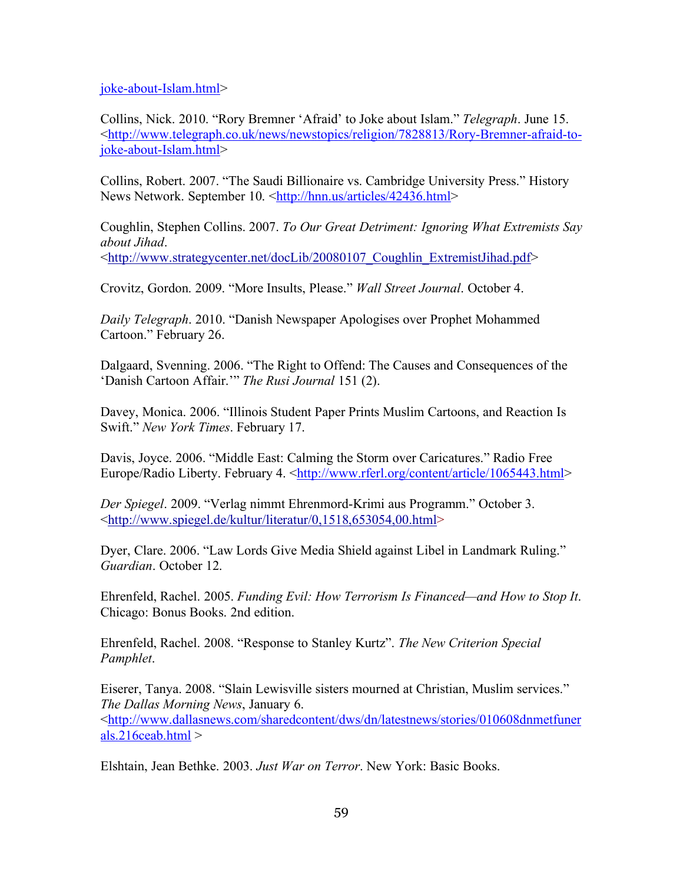joke-about-Islam.html>

Collins, Nick. 2010. “Rory Bremner ‘Afraid’ to Joke about Islam.” *Telegraph*. June 15. <http://www.telegraph.co.uk/news/newstopics/religion/7828813/Rory-Bremner-afraid-to-joke-about-Islam.html>

Collins, Robert. 2007. “The Saudi Billionaire vs. Cambridge University Press.” History News Network. September 10. <http://hnn.us/articles/42436.html>

Coughlin, Stephen Collins. 2007. *To Our Great Detriment: Ignoring What Extremists Say about Jihad*. <http://www.strategycenter.net/docLib/20080107_Coughlin_ExtremistJihad.pdf>

Crovitz, Gordon. 2009. “More Insults, Please.” *Wall Street Journal*. October 4.

*Daily Telegraph*. 2010. “Danish Newspaper Apologises over Prophet Mohammed Cartoon.” February 26.

Dalgaard, Svenning. 2006. “The Right to Offend: The Causes and Consequences of the ‘Danish Cartoon Affair.’” *The Rusi Journal* 151 (2).

Davey, Monica. 2006. “Illinois Student Paper Prints Muslim Cartoons, and Reaction Is Swift.” *New York Times*. February 17.

Davis, Joyce. 2006. “Middle East: Calming the Storm over Caricatures.” Radio Free Europe/Radio Liberty. February 4. <http://www.rferl.org/content/article/1065443.html>

*Der Spiegel*. 2009. “Verlag nimmt Ehrenmord-Krimi aus Programm.” October 3. <http://www.spiegel.de/kultur/literatur/0,1518,653054,00.html>

Dyer, Clare. 2006. “Law Lords Give Media Shield against Libel in Landmark Ruling.” *Guardian*. October 12.

Ehrenfeld, Rachel. 2005. *Funding Evil: How Terrorism Is Financed—and How to Stop It*. Chicago: Bonus Books. 2nd edition.

Ehrenfeld, Rachel. 2008. “Response to Stanley Kurtz”. *The New Criterion Special Pamphlet*.

Eiserer, Tanya. 2008. “Slain Lewisville sisters mourned at Christian, Muslim services.” *The Dallas Morning News*, January 6. <http://www.dallasnews.com/sharedcontent/dws/dn/latestnews/stories/010608dnmetfunerals.216ceab.html >

Elshtain, Jean Bethke. 2003. *Just War on Terror*. New York: Basic Books.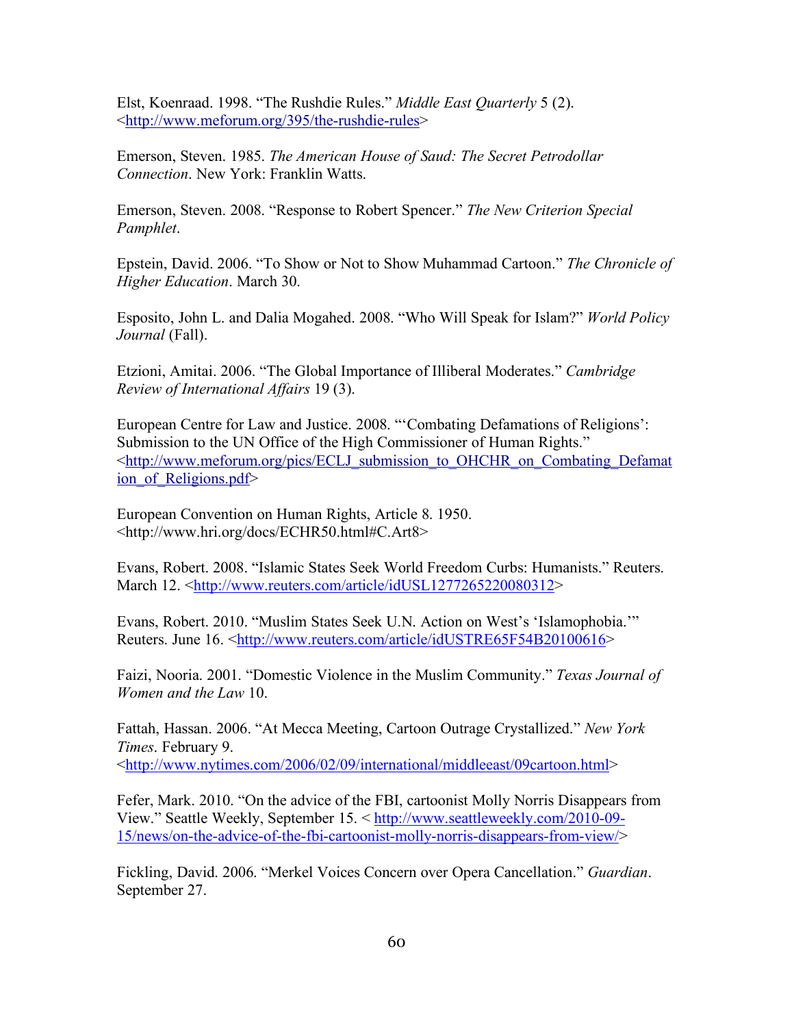Elst, Koenraad. 1998. "The Rushdie Rules." *Middle East Quarterly* 5 (2). <http://www.meforum.org/395/the-rushdie-rules>

Emerson, Steven. 1985. *The American House of Saud: The Secret Petrodollar Connection*. New York: Franklin Watts.

Emerson, Steven. 2008. "Response to Robert Spencer." *The New Criterion Special Pamphlet*.

Epstein, David. 2006. "To Show or Not to Show Muhammad Cartoon." *The Chronicle of Higher Education*. March 30.

Esposito, John L. and Dalia Mogahed. 2008. "Who Will Speak for Islam?" *World Policy Journal* (Fall).

Etzioni, Amitai. 2006. "The Global Importance of Illiberal Moderates." *Cambridge Review of International Affairs* 19 (3).

European Centre for Law and Justice. 2008. "'Combating Defamations of Religions': Submission to the UN Office of the High Commissioner of Human Rights." <http://www.meforum.org/pics/ECLJ_submission_to_OHCHR_on_Combating_Defamation_of_Religions.pdf>

European Convention on Human Rights, Article 8. 1950. <http://www.hri.org/docs/ECHR50.html#C.Art8>

Evans, Robert. 2008. "Islamic States Seek World Freedom Curbs: Humanists." Reuters. March 12. <http://www.reuters.com/article/idUSL1277265220080312>

Evans, Robert. 2010. "Muslim States Seek U.N. Action on West's 'Islamophobia.'" Reuters. June 16. <http://www.reuters.com/article/idUSTRE65F54B20100616>

Faizi, Nooria. 2001. "Domestic Violence in the Muslim Community." *Texas Journal of Women and the Law* 10.

Fattah, Hassan. 2006. "At Mecca Meeting, Cartoon Outrage Crystallized." *New York Times*. February 9. <http://www.nytimes.com/2006/02/09/international/middleeast/09cartoon.html>

Fefer, Mark. 2010. "On the advice of the FBI, cartoonist Molly Norris Disappears from View." Seattle Weekly, September 15. < http://www.seattleweekly.com/2010-09-15/news/on-the-advice-of-the-fbi-cartoonist-molly-norris-disappears-from-view/>

Fickling, David. 2006. "Merkel Voices Concern over Opera Cancellation." *Guardian*. September 27.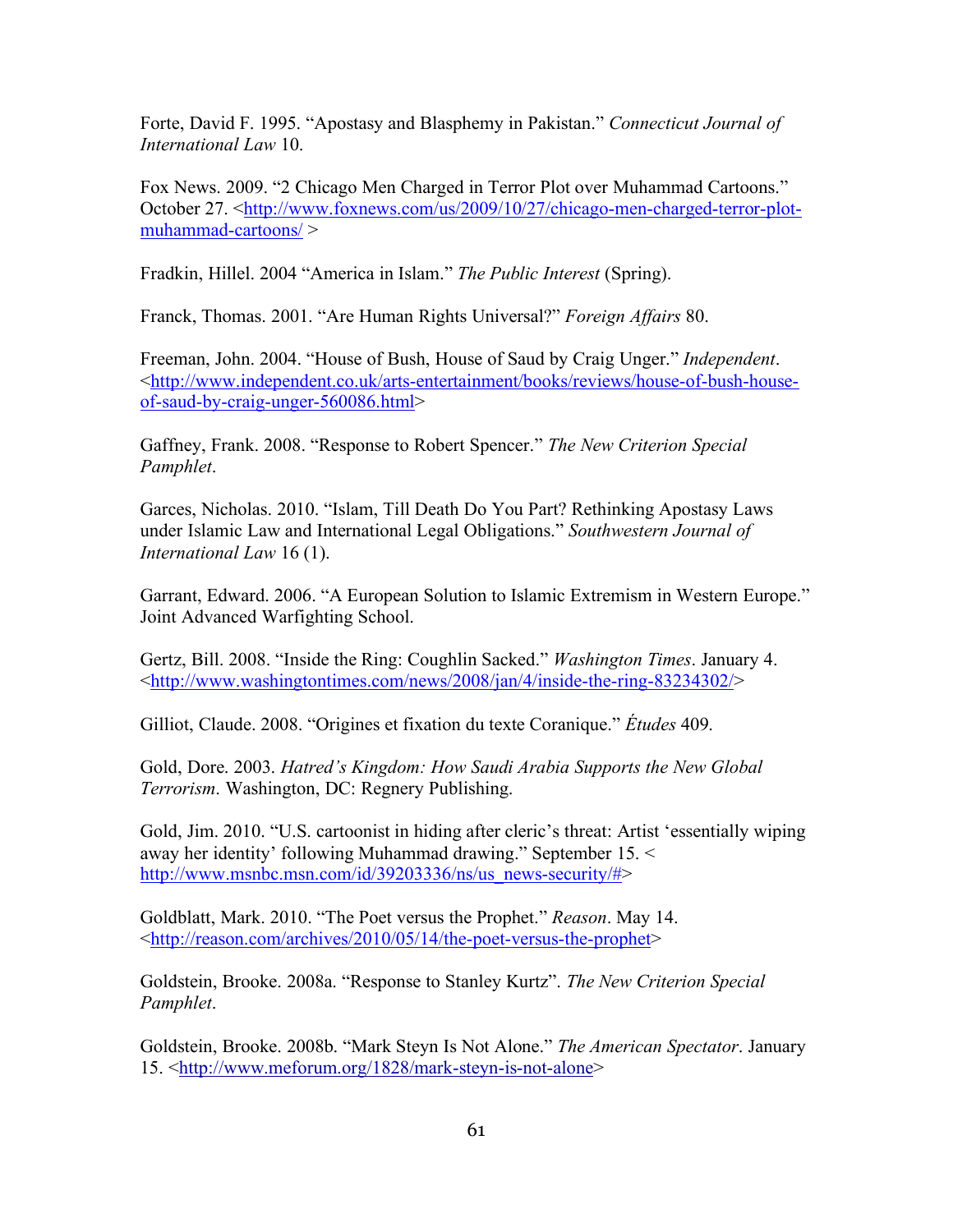Forte, David F. 1995. "Apostasy and Blasphemy in Pakistan." *Connecticut Journal of International Law* 10.

Fox News. 2009. "2 Chicago Men Charged in Terror Plot over Muhammad Cartoons." October 27. <http://www.foxnews.com/us/2009/10/27/chicago-men-charged-terror-plot-muhammad-cartoons/ >

Fradkin, Hillel. 2004 "America in Islam." *The Public Interest* (Spring).

Franck, Thomas. 2001. "Are Human Rights Universal?" *Foreign Affairs* 80.

Freeman, John. 2004. "House of Bush, House of Saud by Craig Unger." *Independent*. <http://www.independent.co.uk/arts-entertainment/books/reviews/house-of-bush-house-of-saud-by-craig-unger-560086.html>

Gaffney, Frank. 2008. "Response to Robert Spencer." *The New Criterion Special Pamphlet*.

Garces, Nicholas. 2010. "Islam, Till Death Do You Part? Rethinking Apostasy Laws under Islamic Law and International Legal Obligations." *Southwestern Journal of International Law* 16 (1).

Garrant, Edward. 2006. "A European Solution to Islamic Extremism in Western Europe." Joint Advanced Warfighting School.

Gertz, Bill. 2008. "Inside the Ring: Coughlin Sacked." *Washington Times*. January 4. <http://www.washingtontimes.com/news/2008/jan/4/inside-the-ring-83234302/>

Gilliot, Claude. 2008. "Origines et fixation du texte Coranique." *Études* 409.

Gold, Dore. 2003. *Hatred's Kingdom: How Saudi Arabia Supports the New Global Terrorism*. Washington, DC: Regnery Publishing.

Gold, Jim. 2010. "U.S. cartoonist in hiding after cleric's threat: Artist 'essentially wiping away her identity' following Muhammad drawing." September 15. < http://www.msnbc.msn.com/id/39203336/ns/us_news-security/#>

Goldblatt, Mark. 2010. "The Poet versus the Prophet." *Reason*. May 14. <http://reason.com/archives/2010/05/14/the-poet-versus-the-prophet>

Goldstein, Brooke. 2008a. "Response to Stanley Kurtz". *The New Criterion Special Pamphlet*.

Goldstein, Brooke. 2008b. "Mark Steyn Is Not Alone." *The American Spectator*. January 15. <http://www.meforum.org/1828/mark-steyn-is-not-alone>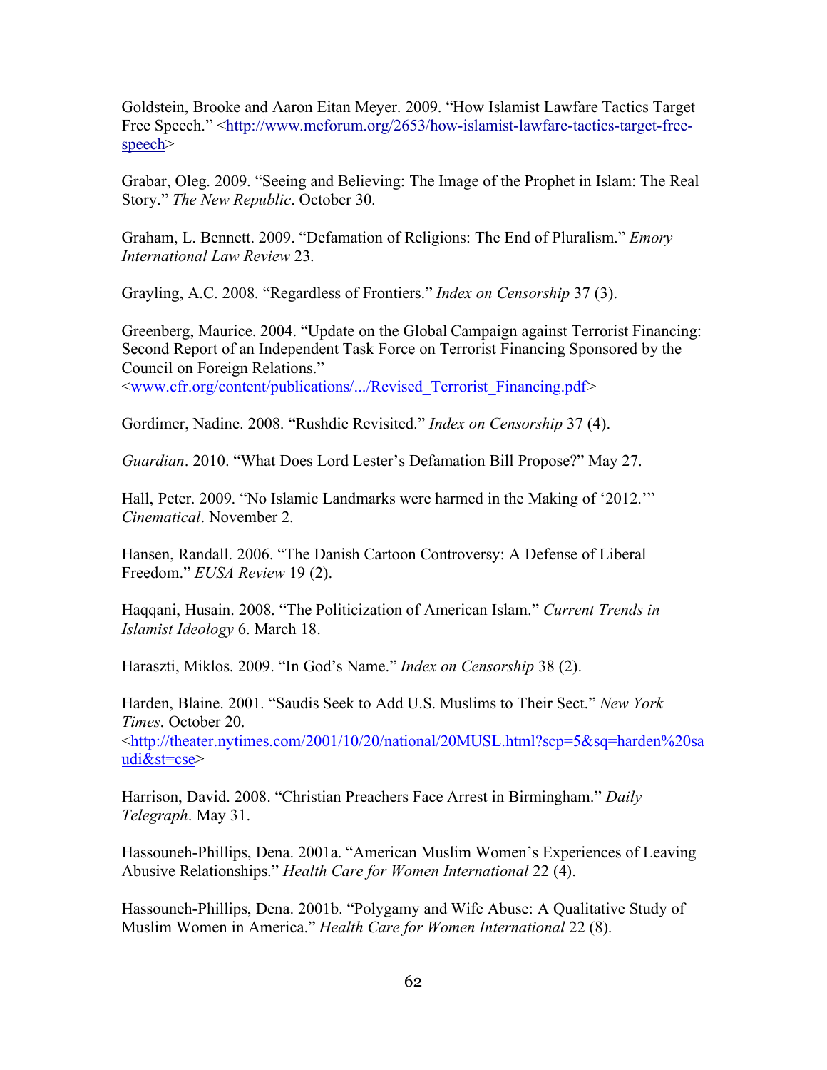Goldstein, Brooke and Aaron Eitan Meyer. 2009. "How Islamist Lawfare Tactics Target Free Speech." <http://www.meforum.org/2653/how-islamist-lawfare-tactics-target-free-speech>

Grabar, Oleg. 2009. "Seeing and Believing: The Image of the Prophet in Islam: The Real Story." *The New Republic*. October 30.

Graham, L. Bennett. 2009. "Defamation of Religions: The End of Pluralism." *Emory International Law Review* 23.

Grayling, A.C. 2008. "Regardless of Frontiers." *Index on Censorship* 37 (3).

Greenberg, Maurice. 2004. "Update on the Global Campaign against Terrorist Financing: Second Report of an Independent Task Force on Terrorist Financing Sponsored by the Council on Foreign Relations." <www.cfr.org/content/publications/.../Revised_Terrorist_Financing.pdf>

Gordimer, Nadine. 2008. "Rushdie Revisited." *Index on Censorship* 37 (4).

*Guardian*. 2010. "What Does Lord Lester's Defamation Bill Propose?" May 27.

Hall, Peter. 2009. "No Islamic Landmarks were harmed in the Making of '2012.'" *Cinematical*. November 2.

Hansen, Randall. 2006. "The Danish Cartoon Controversy: A Defense of Liberal Freedom." *EUSA Review* 19 (2).

Haqqani, Husain. 2008. "The Politicization of American Islam." *Current Trends in Islamist Ideology* 6. March 18.

Haraszti, Miklos. 2009. "In God's Name." *Index on Censorship* 38 (2).

Harden, Blaine. 2001. "Saudis Seek to Add U.S. Muslims to Their Sect." *New York Times*. October 20. <http://theater.nytimes.com/2001/10/20/national/20MUSL.html?scp=5&sq=harden%20saudi&st=cse>

Harrison, David. 2008. "Christian Preachers Face Arrest in Birmingham." *Daily Telegraph*. May 31.

Hassouneh-Phillips, Dena. 2001a. "American Muslim Women's Experiences of Leaving Abusive Relationships." *Health Care for Women International* 22 (4).

Hassouneh-Phillips, Dena. 2001b. "Polygamy and Wife Abuse: A Qualitative Study of Muslim Women in America." *Health Care for Women International* 22 (8).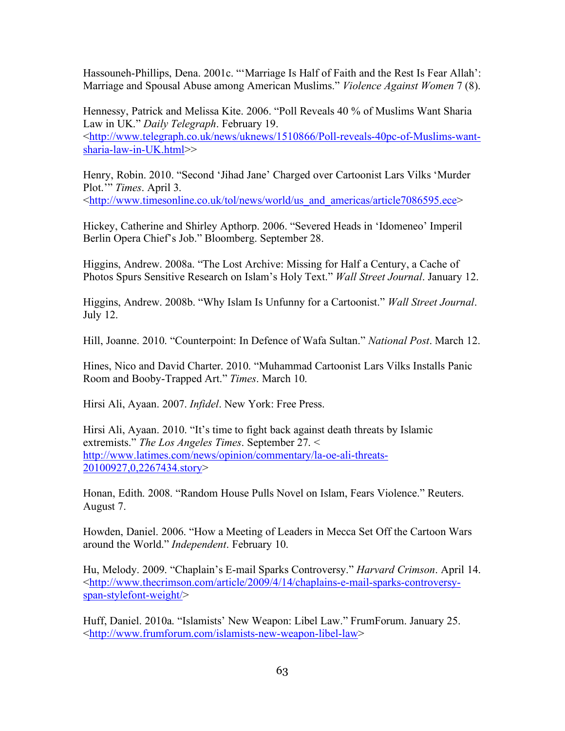Hassouneh-Phillips, Dena. 2001c. "'Marriage Is Half of Faith and the Rest Is Fear Allah': Marriage and Spousal Abuse among American Muslims." *Violence Against Women* 7 (8).

Hennessy, Patrick and Melissa Kite. 2006. "Poll Reveals 40 % of Muslims Want Sharia Law in UK." *Daily Telegraph*. February 19. <http://www.telegraph.co.uk/news/uknews/1510866/Poll-reveals-40pc-of-Muslims-want-sharia-law-in-UK.html>>

Henry, Robin. 2010. "Second 'Jihad Jane' Charged over Cartoonist Lars Vilks 'Murder Plot.'" *Times*. April 3. <http://www.timesonline.co.uk/tol/news/world/us_and_americas/article7086595.ece>

Hickey, Catherine and Shirley Apthorp. 2006. "Severed Heads in 'Idomeneo' Imperil Berlin Opera Chief's Job." Bloomberg. September 28.

Higgins, Andrew. 2008a. "The Lost Archive: Missing for Half a Century, a Cache of Photos Spurs Sensitive Research on Islam's Holy Text." *Wall Street Journal*. January 12.

Higgins, Andrew. 2008b. "Why Islam Is Unfunny for a Cartoonist." *Wall Street Journal*. July 12.

Hill, Joanne. 2010. "Counterpoint: In Defence of Wafa Sultan." *National Post*. March 12.

Hines, Nico and David Charter. 2010. "Muhammad Cartoonist Lars Vilks Installs Panic Room and Booby-Trapped Art." *Times*. March 10.

Hirsi Ali, Ayaan. 2007. *Infidel*. New York: Free Press.

Hirsi Ali, Ayaan. 2010. "It's time to fight back against death threats by Islamic extremists." *The Los Angeles Times*. September 27. < http://www.latimes.com/news/opinion/commentary/la-oe-ali-threats-20100927,0,2267434.story>

Honan, Edith. 2008. "Random House Pulls Novel on Islam, Fears Violence." Reuters. August 7.

Howden, Daniel. 2006. "How a Meeting of Leaders in Mecca Set Off the Cartoon Wars around the World." *Independent*. February 10.

Hu, Melody. 2009. "Chaplain's E-mail Sparks Controversy." *Harvard Crimson*. April 14. <http://www.thecrimson.com/article/2009/4/14/chaplains-e-mail-sparks-controversy-span-stylefont-weight/>

Huff, Daniel. 2010a. "Islamists' New Weapon: Libel Law." FrumForum. January 25. <http://www.frumforum.com/islamists-new-weapon-libel-law>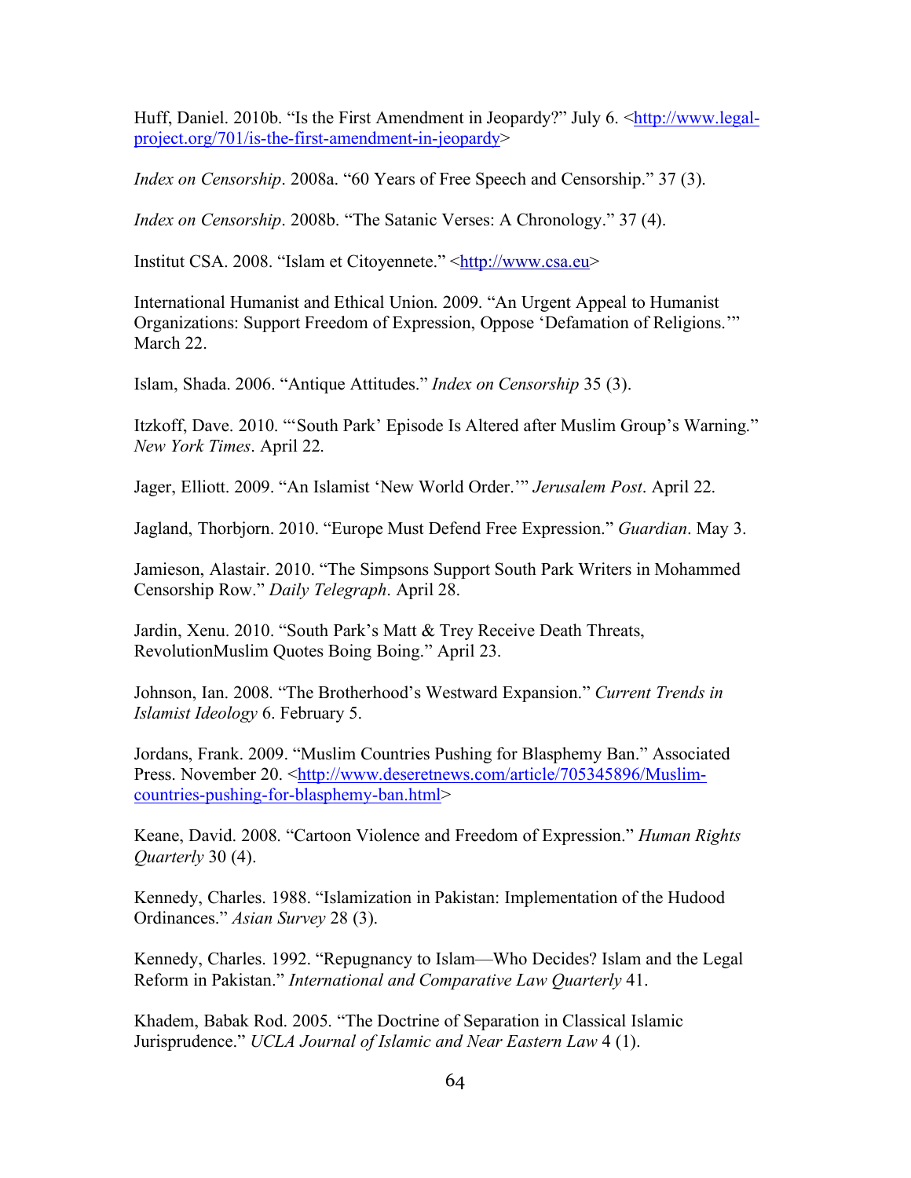Huff, Daniel. 2010b. "Is the First Amendment in Jeopardy?" July 6. <http://www.legal-project.org/701/is-the-first-amendment-in-jeopardy>

*Index on Censorship*. 2008a. "60 Years of Free Speech and Censorship." 37 (3).

*Index on Censorship*. 2008b. "The Satanic Verses: A Chronology." 37 (4).

Institut CSA. 2008. "Islam et Citoyennete." <http://www.csa.eu>

International Humanist and Ethical Union. 2009. "An Urgent Appeal to Humanist Organizations: Support Freedom of Expression, Oppose 'Defamation of Religions.'" March 22.

Islam, Shada. 2006. "Antique Attitudes." *Index on Censorship* 35 (3).

Itzkoff, Dave. 2010. "'South Park' Episode Is Altered after Muslim Group's Warning." *New York Times*. April 22.

Jager, Elliott. 2009. "An Islamist 'New World Order.'" *Jerusalem Post*. April 22.

Jagland, Thorbjorn. 2010. "Europe Must Defend Free Expression." *Guardian*. May 3.

Jamieson, Alastair. 2010. "The Simpsons Support South Park Writers in Mohammed Censorship Row." *Daily Telegraph*. April 28.

Jardin, Xenu. 2010. "South Park's Matt & Trey Receive Death Threats, RevolutionMuslim Quotes Boing Boing." April 23.

Johnson, Ian. 2008. "The Brotherhood's Westward Expansion." *Current Trends in Islamist Ideology* 6. February 5.

Jordans, Frank. 2009. "Muslim Countries Pushing for Blasphemy Ban." Associated Press. November 20. <http://www.deseretnews.com/article/705345896/Muslim-countries-pushing-for-blasphemy-ban.html>

Keane, David. 2008. "Cartoon Violence and Freedom of Expression." *Human Rights Quarterly* 30 (4).

Kennedy, Charles. 1988. "Islamization in Pakistan: Implementation of the Hudood Ordinances." *Asian Survey* 28 (3).

Kennedy, Charles. 1992. "Repugnancy to Islam—Who Decides? Islam and the Legal Reform in Pakistan." *International and Comparative Law Quarterly* 41.

Khadem, Babak Rod. 2005. "The Doctrine of Separation in Classical Islamic Jurisprudence." *UCLA Journal of Islamic and Near Eastern Law* 4 (1).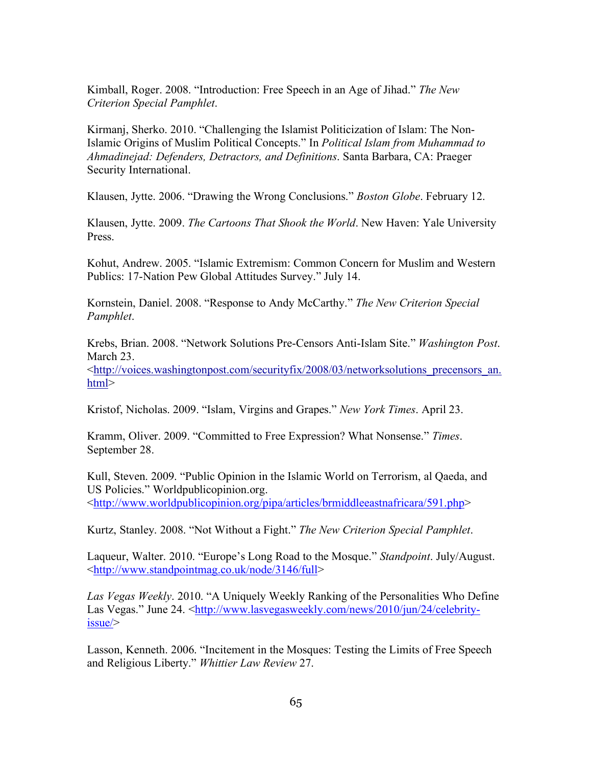Kimball, Roger. 2008. "Introduction: Free Speech in an Age of Jihad." *The New Criterion Special Pamphlet*.

Kirmanj, Sherko. 2010. "Challenging the Islamist Politicization of Islam: The Non-Islamic Origins of Muslim Political Concepts." In *Political Islam from Muhammad to Ahmadinejad: Defenders, Detractors, and Definitions*. Santa Barbara, CA: Praeger Security International.

Klausen, Jytte. 2006. "Drawing the Wrong Conclusions." *Boston Globe*. February 12.

Klausen, Jytte. 2009. *The Cartoons That Shook the World*. New Haven: Yale University Press.

Kohut, Andrew. 2005. "Islamic Extremism: Common Concern for Muslim and Western Publics: 17-Nation Pew Global Attitudes Survey." July 14.

Kornstein, Daniel. 2008. "Response to Andy McCarthy." *The New Criterion Special Pamphlet*.

Krebs, Brian. 2008. "Network Solutions Pre-Censors Anti-Islam Site." *Washington Post*. March 23. <http://voices.washingtonpost.com/securityfix/2008/03/networksolutions_precensors_an.html>

Kristof, Nicholas. 2009. "Islam, Virgins and Grapes." *New York Times*. April 23.

Kramm, Oliver. 2009. "Committed to Free Expression? What Nonsense." *Times*. September 28.

Kull, Steven. 2009. "Public Opinion in the Islamic World on Terrorism, al Qaeda, and US Policies." Worldpublicopinion.org. <http://www.worldpublicopinion.org/pipa/articles/brmiddleeastnafricara/591.php>

Kurtz, Stanley. 2008. "Not Without a Fight." *The New Criterion Special Pamphlet*.

Laqueur, Walter. 2010. "Europe's Long Road to the Mosque." *Standpoint*. July/August. <http://www.standpointmag.co.uk/node/3146/full>

*Las Vegas Weekly*. 2010. "A Uniquely Weekly Ranking of the Personalities Who Define Las Vegas." June 24. <http://www.lasvegasweekly.com/news/2010/jun/24/celebrity-issue/>

Lasson, Kenneth. 2006. "Incitement in the Mosques: Testing the Limits of Free Speech and Religious Liberty." *Whittier Law Review* 27.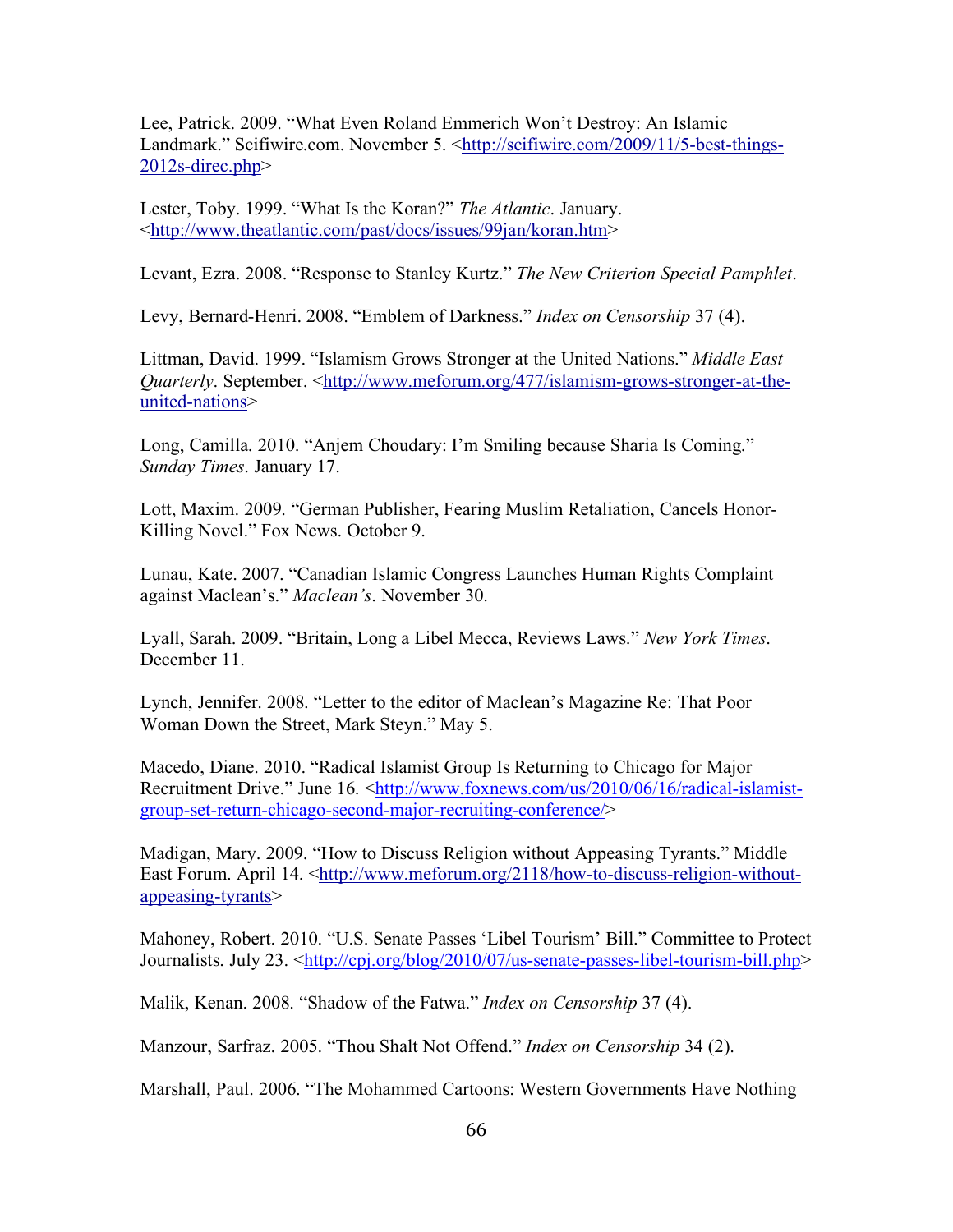Lee, Patrick. 2009. "What Even Roland Emmerich Won't Destroy: An Islamic Landmark." Scifiwire.com. November 5. <http://scifiwire.com/2009/11/5-best-things-2012s-direc.php>

Lester, Toby. 1999. "What Is the Koran?" *The Atlantic*. January. <http://www.theatlantic.com/past/docs/issues/99jan/koran.htm>

Levant, Ezra. 2008. "Response to Stanley Kurtz." *The New Criterion Special Pamphlet*.

Levy, Bernard-Henri. 2008. "Emblem of Darkness." *Index on Censorship* 37 (4).

Littman, David. 1999. "Islamism Grows Stronger at the United Nations." *Middle East Quarterly*. September. <http://www.meforum.org/477/islamism-grows-stronger-at-the-united-nations>

Long, Camilla. 2010. "Anjem Choudary: I'm Smiling because Sharia Is Coming." *Sunday Times*. January 17.

Lott, Maxim. 2009. "German Publisher, Fearing Muslim Retaliation, Cancels Honor-Killing Novel." Fox News. October 9.

Lunau, Kate. 2007. "Canadian Islamic Congress Launches Human Rights Complaint against Maclean's." *Maclean's*. November 30.

Lyall, Sarah. 2009. "Britain, Long a Libel Mecca, Reviews Laws." *New York Times*. December 11.

Lynch, Jennifer. 2008. "Letter to the editor of Maclean's Magazine Re: That Poor Woman Down the Street, Mark Steyn." May 5.

Macedo, Diane. 2010. "Radical Islamist Group Is Returning to Chicago for Major Recruitment Drive." June 16. <http://www.foxnews.com/us/2010/06/16/radical-islamist-group-set-return-chicago-second-major-recruiting-conference/>

Madigan, Mary. 2009. "How to Discuss Religion without Appeasing Tyrants." Middle East Forum. April 14. <http://www.meforum.org/2118/how-to-discuss-religion-without-appeasing-tyrants>

Mahoney, Robert. 2010. "U.S. Senate Passes 'Libel Tourism' Bill." Committee to Protect Journalists. July 23. <http://cpj.org/blog/2010/07/us-senate-passes-libel-tourism-bill.php>

Malik, Kenan. 2008. "Shadow of the Fatwa." *Index on Censorship* 37 (4).

Manzour, Sarfraz. 2005. "Thou Shalt Not Offend." *Index on Censorship* 34 (2).

Marshall, Paul. 2006. "The Mohammed Cartoons: Western Governments Have Nothing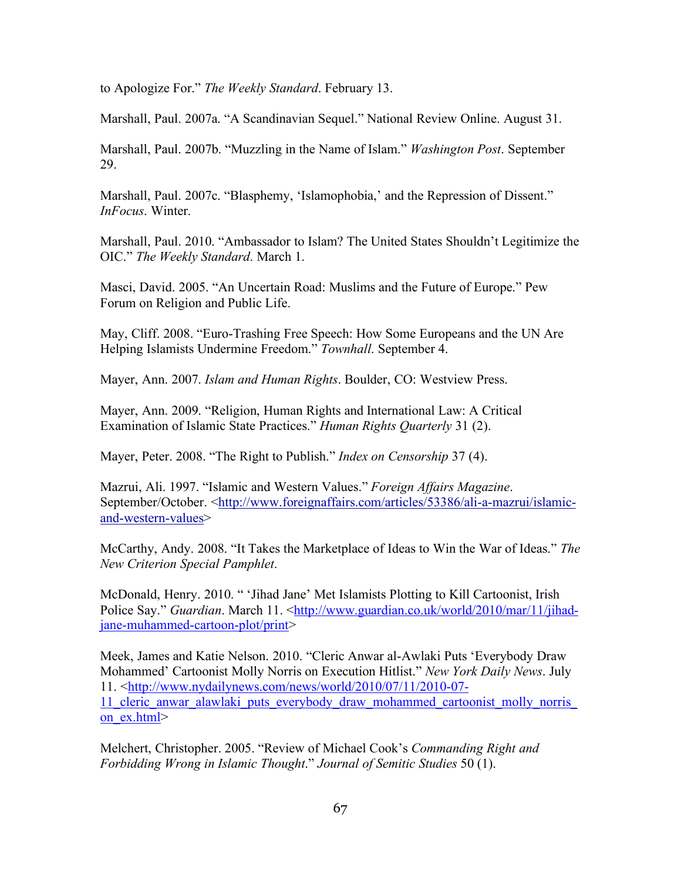to Apologize For." *The Weekly Standard*. February 13.

Marshall, Paul. 2007a. "A Scandinavian Sequel." National Review Online. August 31.

Marshall, Paul. 2007b. "Muzzling in the Name of Islam." *Washington Post*. September 29.

Marshall, Paul. 2007c. "Blasphemy, 'Islamophobia,' and the Repression of Dissent." *InFocus*. Winter.

Marshall, Paul. 2010. "Ambassador to Islam? The United States Shouldn't Legitimize the OIC." *The Weekly Standard*. March 1.

Masci, David. 2005. "An Uncertain Road: Muslims and the Future of Europe." Pew Forum on Religion and Public Life.

May, Cliff. 2008. "Euro-Trashing Free Speech: How Some Europeans and the UN Are Helping Islamists Undermine Freedom." *Townhall.* September 4.

Mayer, Ann. 2007. *Islam and Human Rights*. Boulder, CO: Westview Press.

Mayer, Ann. 2009. "Religion, Human Rights and International Law: A Critical Examination of Islamic State Practices." *Human Rights Quarterly* 31 (2).

Mayer, Peter. 2008. "The Right to Publish." *Index on Censorship* 37 (4).

Mazrui, Ali. 1997. "Islamic and Western Values." *Foreign Affairs Magazine*. September/October. <http://www.foreignaffairs.com/articles/53386/ali-a-mazrui/islamic-and-western-values>

McCarthy, Andy. 2008. "It Takes the Marketplace of Ideas to Win the War of Ideas." *The New Criterion Special Pamphlet*.

McDonald, Henry. 2010. " 'Jihad Jane' Met Islamists Plotting to Kill Cartoonist, Irish Police Say." *Guardian*. March 11. <http://www.guardian.co.uk/world/2010/mar/11/jihad-jane-muhammed-cartoon-plot/print>

Meek, James and Katie Nelson. 2010. "Cleric Anwar al-Awlaki Puts 'Everybody Draw Mohammed' Cartoonist Molly Norris on Execution Hitlist." *New York Daily News*. July 11. <http://www.nydailynews.com/news/world/2010/07/11/2010-07-11_cleric_anwar_alawlaki_puts_everybody_draw_mohammed_cartoonist_molly_norris_on_ex.html>

Melchert, Christopher. 2005. "Review of Michael Cook's *Commanding Right and Forbidding Wrong in Islamic Thought*." *Journal of Semitic Studies* 50 (1).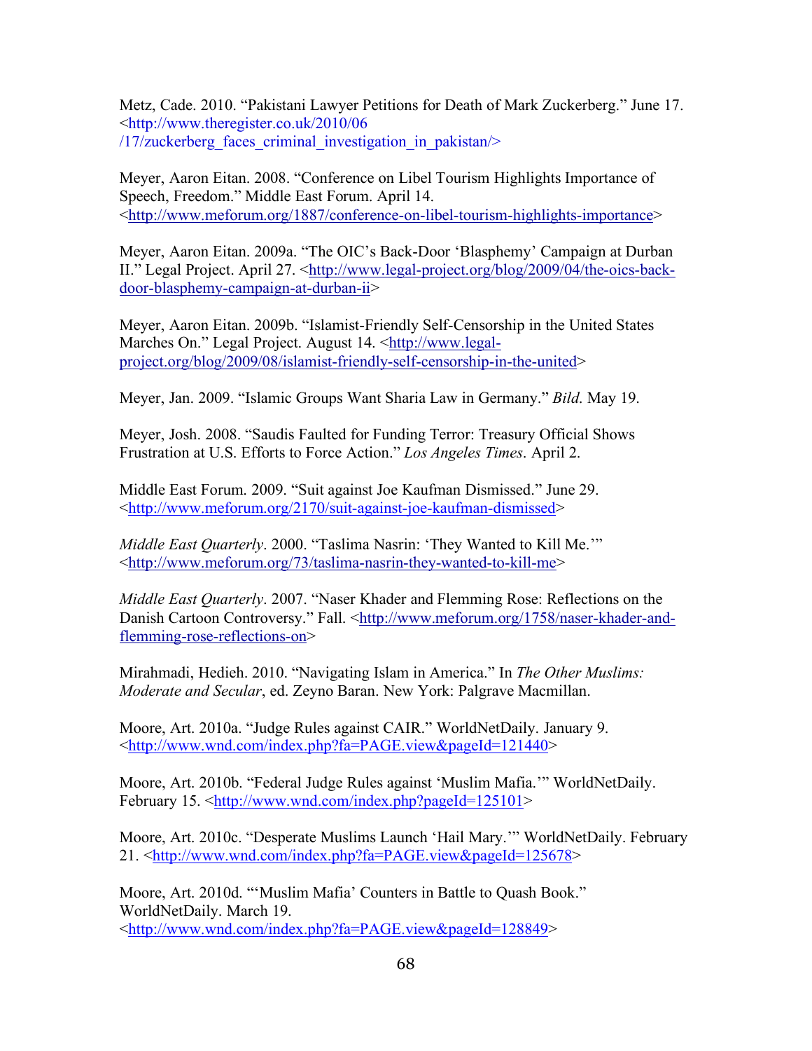Metz, Cade. 2010. "Pakistani Lawyer Petitions for Death of Mark Zuckerberg." June 17. <http://www.theregister.co.uk/2010/06/17/zuckerberg_faces_criminal_investigation_in_pakistan/>

Meyer, Aaron Eitan. 2008. "Conference on Libel Tourism Highlights Importance of Speech, Freedom." Middle East Forum. April 14. <http://www.meforum.org/1887/conference-on-libel-tourism-highlights-importance>

Meyer, Aaron Eitan. 2009a. "The OIC's Back-Door 'Blasphemy' Campaign at Durban II." Legal Project. April 27. <http://www.legal-project.org/blog/2009/04/the-oics-back-door-blasphemy-campaign-at-durban-ii>

Meyer, Aaron Eitan. 2009b. "Islamist-Friendly Self-Censorship in the United States Marches On." Legal Project. August 14. <http://www.legal-project.org/blog/2009/08/islamist-friendly-self-censorship-in-the-united>

Meyer, Jan. 2009. "Islamic Groups Want Sharia Law in Germany." *Bild*. May 19.

Meyer, Josh. 2008. "Saudis Faulted for Funding Terror: Treasury Official Shows Frustration at U.S. Efforts to Force Action." *Los Angeles Times*. April 2.

Middle East Forum. 2009. "Suit against Joe Kaufman Dismissed." June 29. <http://www.meforum.org/2170/suit-against-joe-kaufman-dismissed>

*Middle East Quarterly*. 2000. "Taslima Nasrin: 'They Wanted to Kill Me.'" <http://www.meforum.org/73/taslima-nasrin-they-wanted-to-kill-me>

*Middle East Quarterly*. 2007. "Naser Khader and Flemming Rose: Reflections on the Danish Cartoon Controversy." Fall. <http://www.meforum.org/1758/naser-khader-and-flemming-rose-reflections-on>

Mirahmadi, Hedieh. 2010. "Navigating Islam in America." In *The Other Muslims: Moderate and Secular*, ed. Zeyno Baran. New York: Palgrave Macmillan.

Moore, Art. 2010a. "Judge Rules against CAIR." WorldNetDaily. January 9. <http://www.wnd.com/index.php?fa=PAGE.view&pageId=121440>

Moore, Art. 2010b. "Federal Judge Rules against 'Muslim Mafia.'" WorldNetDaily. February 15. <http://www.wnd.com/index.php?pageId=125101>

Moore, Art. 2010c. "Desperate Muslims Launch 'Hail Mary.'" WorldNetDaily. February 21. <http://www.wnd.com/index.php?fa=PAGE.view&pageId=125678>

Moore, Art. 2010d. "'Muslim Mafia' Counters in Battle to Quash Book." WorldNetDaily. March 19. <http://www.wnd.com/index.php?fa=PAGE.view&pageId=128849>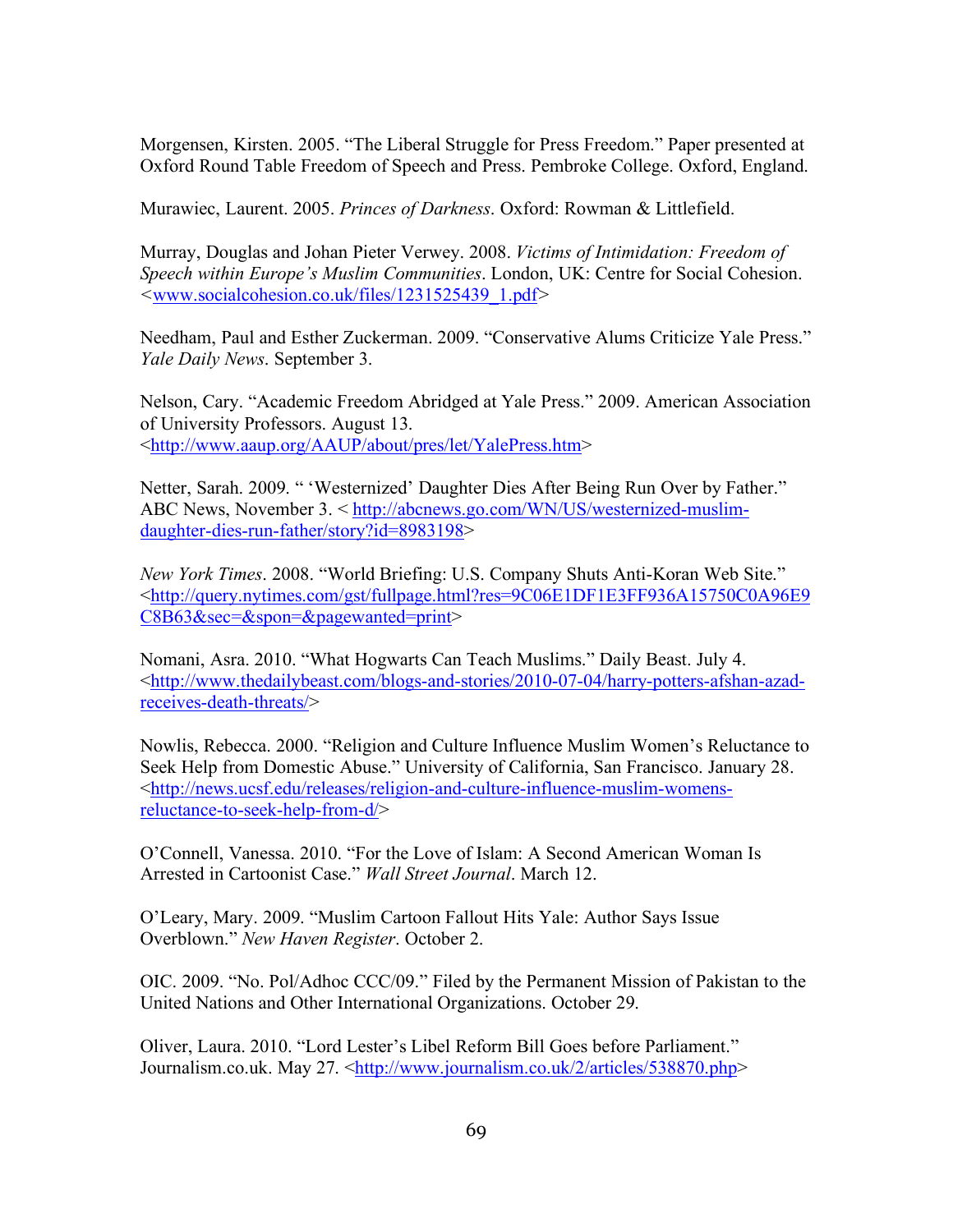Morgensen, Kirsten. 2005. "The Liberal Struggle for Press Freedom." Paper presented at Oxford Round Table Freedom of Speech and Press. Pembroke College. Oxford, England.

Murawiec, Laurent. 2005. *Princes of Darkness*. Oxford: Rowman & Littlefield.

Murray, Douglas and Johan Pieter Verwey. 2008. *Victims of Intimidation: Freedom of Speech within Europe's Muslim Communities*. London, UK: Centre for Social Cohesion. <www.socialcohesion.co.uk/files/1231525439_1.pdf>

Needham, Paul and Esther Zuckerman. 2009. "Conservative Alums Criticize Yale Press." *Yale Daily News*. September 3.

Nelson, Cary. "Academic Freedom Abridged at Yale Press." 2009. American Association of University Professors. August 13. <http://www.aaup.org/AAUP/about/pres/let/YalePress.htm>

Netter, Sarah. 2009. " 'Westernized' Daughter Dies After Being Run Over by Father." ABC News, November 3. < http://abcnews.go.com/WN/US/westernized-muslim-daughter-dies-run-father/story?id=8983198>

*New York Times*. 2008. "World Briefing: U.S. Company Shuts Anti-Koran Web Site." <http://query.nytimes.com/gst/fullpage.html?res=9C06E1DF1E3FF936A15750C0A96E9C8B63&sec=&spon=&pagewanted=print>

Nomani, Asra. 2010. "What Hogwarts Can Teach Muslims." Daily Beast. July 4. <http://www.thedailybeast.com/blogs-and-stories/2010-07-04/harry-potters-afshan-azad-receives-death-threats/>

Nowlis, Rebecca. 2000. "Religion and Culture Influence Muslim Women's Reluctance to Seek Help from Domestic Abuse." University of California, San Francisco. January 28. <http://news.ucsf.edu/releases/religion-and-culture-influence-muslim-womens-reluctance-to-seek-help-from-d/>

O'Connell, Vanessa. 2010. "For the Love of Islam: A Second American Woman Is Arrested in Cartoonist Case." *Wall Street Journal*. March 12.

O'Leary, Mary. 2009. "Muslim Cartoon Fallout Hits Yale: Author Says Issue Overblown." *New Haven Register*. October 2.

OIC. 2009. "No. Pol/Adhoc CCC/09." Filed by the Permanent Mission of Pakistan to the United Nations and Other International Organizations. October 29.

Oliver, Laura. 2010. "Lord Lester's Libel Reform Bill Goes before Parliament." Journalism.co.uk. May 27. <http://www.journalism.co.uk/2/articles/538870.php>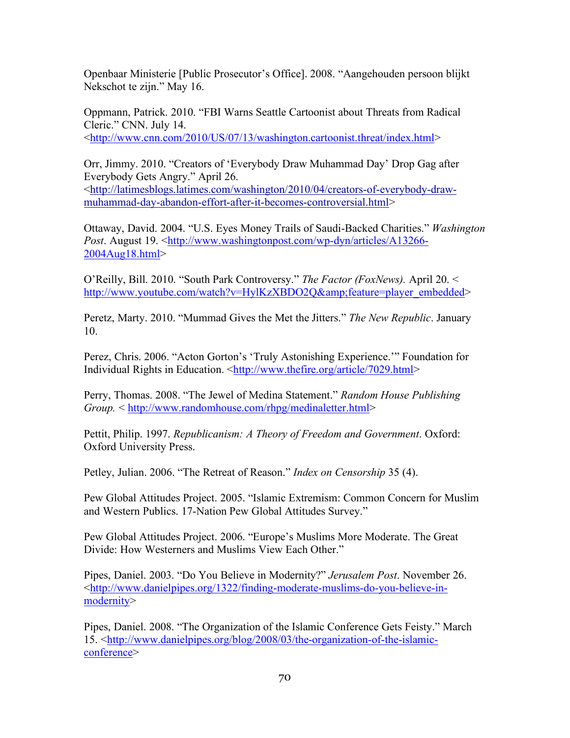Openbaar Ministerie [Public Prosecutor's Office]. 2008. "Aangehouden persoon blijkt Nekschot te zijn." May 16.

Oppmann, Patrick. 2010. "FBI Warns Seattle Cartoonist about Threats from Radical Cleric." CNN. July 14. <http://www.cnn.com/2010/US/07/13/washington.cartoonist.threat/index.html>

Orr, Jimmy. 2010. "Creators of 'Everybody Draw Muhammad Day' Drop Gag after Everybody Gets Angry." April 26. <http://latimesblogs.latimes.com/washington/2010/04/creators-of-everybody-draw-muhammad-day-abandon-effort-after-it-becomes-controversial.html>

Ottaway, David. 2004. "U.S. Eyes Money Trails of Saudi-Backed Charities." *Washington Post*. August 19. <http://www.washingtonpost.com/wp-dyn/articles/A13266-2004Aug18.html>

O'Reilly, Bill. 2010. "South Park Controversy." *The Factor (FoxNews).* April 20. < http://www.youtube.com/watch?v=HylKzXBDO2Q&amp;feature=player_embedded>

Peretz, Marty. 2010. "Mummad Gives the Met the Jitters." *The New Republic*. January 10.

Perez, Chris. 2006. "Acton Gorton's 'Truly Astonishing Experience.'" Foundation for Individual Rights in Education. <http://www.thefire.org/article/7029.html>

Perry, Thomas. 2008. "The Jewel of Medina Statement." *Random House Publishing Group.* < http://www.randomhouse.com/rhpg/medinaletter.html>

Pettit, Philip. 1997. *Republicanism: A Theory of Freedom and Government*. Oxford: Oxford University Press.

Petley, Julian. 2006. "The Retreat of Reason." *Index on Censorship* 35 (4).

Pew Global Attitudes Project. 2005. "Islamic Extremism: Common Concern for Muslim and Western Publics. 17-Nation Pew Global Attitudes Survey."

Pew Global Attitudes Project. 2006. "Europe's Muslims More Moderate. The Great Divide: How Westerners and Muslims View Each Other."

Pipes, Daniel. 2003. "Do You Believe in Modernity?" *Jerusalem Post*. November 26. <http://www.danielpipes.org/1322/finding-moderate-muslims-do-you-believe-in-modernity>

Pipes, Daniel. 2008. "The Organization of the Islamic Conference Gets Feisty." March 15. <http://www.danielpipes.org/blog/2008/03/the-organization-of-the-islamic-conference>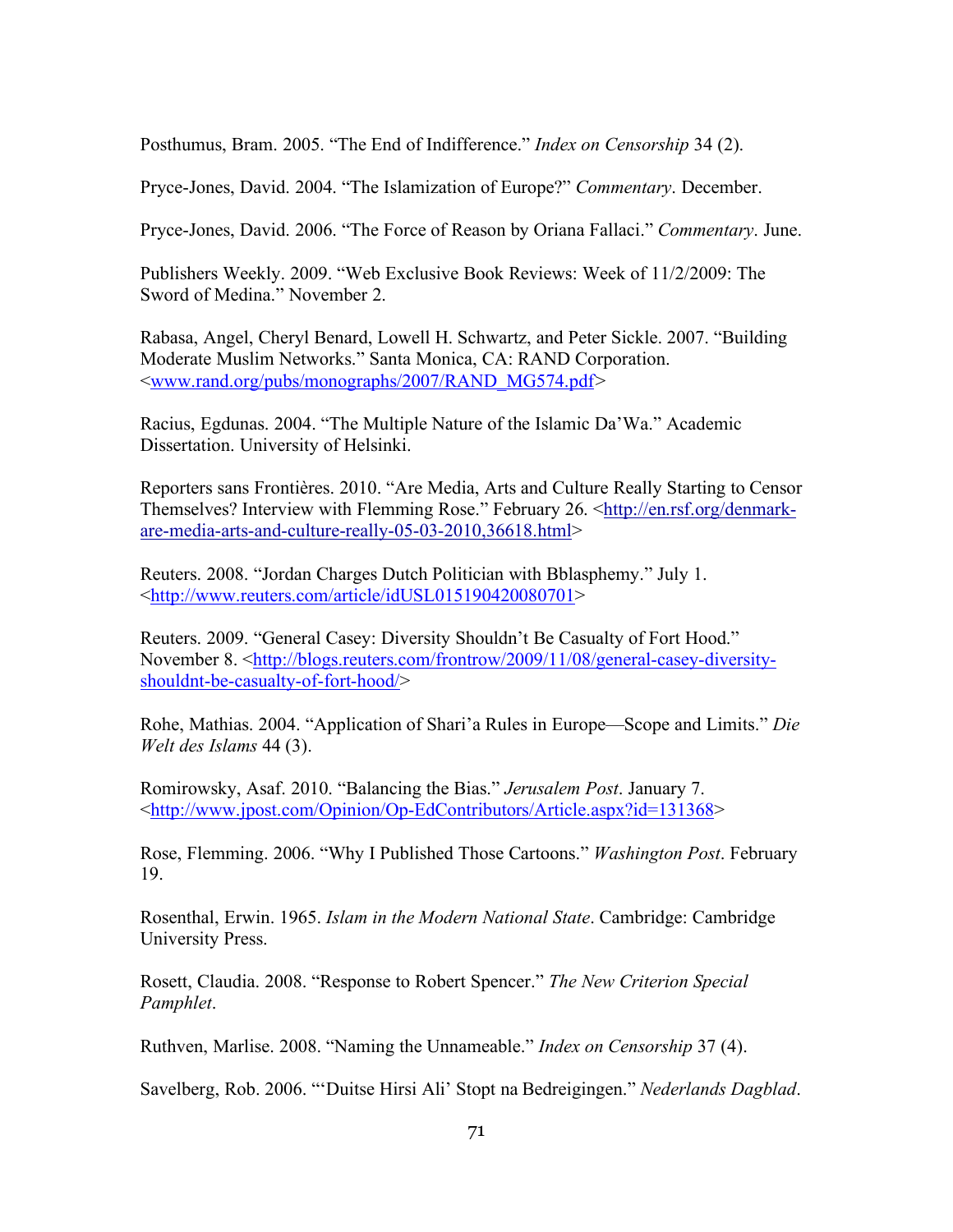Posthumus, Bram. 2005. "The End of Indifference." *Index on Censorship* 34 (2).

Pryce-Jones, David. 2004. "The Islamization of Europe?" *Commentary*. December.

Pryce-Jones, David. 2006. "The Force of Reason by Oriana Fallaci." *Commentary*. June.

Publishers Weekly. 2009. "Web Exclusive Book Reviews: Week of 11/2/2009: The Sword of Medina." November 2.

Rabasa, Angel, Cheryl Benard, Lowell H. Schwartz, and Peter Sickle. 2007. "Building Moderate Muslim Networks." Santa Monica, CA: RAND Corporation. <www.rand.org/pubs/monographs/2007/RAND_MG574.pdf>

Racius, Egdunas. 2004. "The Multiple Nature of the Islamic Da'Wa." Academic Dissertation. University of Helsinki.

Reporters sans Frontières. 2010. "Are Media, Arts and Culture Really Starting to Censor Themselves? Interview with Flemming Rose." February 26. <http://en.rsf.org/denmark-are-media-arts-and-culture-really-05-03-2010,36618.html>

Reuters. 2008. "Jordan Charges Dutch Politician with Bblasphemy." July 1. <http://www.reuters.com/article/idUSL015190420080701>

Reuters. 2009. "General Casey: Diversity Shouldn't Be Casualty of Fort Hood." November 8. <http://blogs.reuters.com/frontrow/2009/11/08/general-casey-diversity-shouldnt-be-casualty-of-fort-hood/>

Rohe, Mathias. 2004. "Application of Shari'a Rules in Europe—Scope and Limits." *Die Welt des Islams* 44 (3).

Romirowsky, Asaf. 2010. "Balancing the Bias." *Jerusalem Post*. January 7. <http://www.jpost.com/Opinion/Op-EdContributors/Article.aspx?id=131368>

Rose, Flemming. 2006. "Why I Published Those Cartoons." *Washington Post*. February 19.

Rosenthal, Erwin. 1965. *Islam in the Modern National State*. Cambridge: Cambridge University Press.

Rosett, Claudia. 2008. "Response to Robert Spencer." *The New Criterion Special Pamphlet*.

Ruthven, Marlise. 2008. "Naming the Unnameable." *Index on Censorship* 37 (4).

Savelberg, Rob. 2006. "'Duitse Hirsi Ali' Stopt na Bedreigingen." *Nederlands Dagblad*.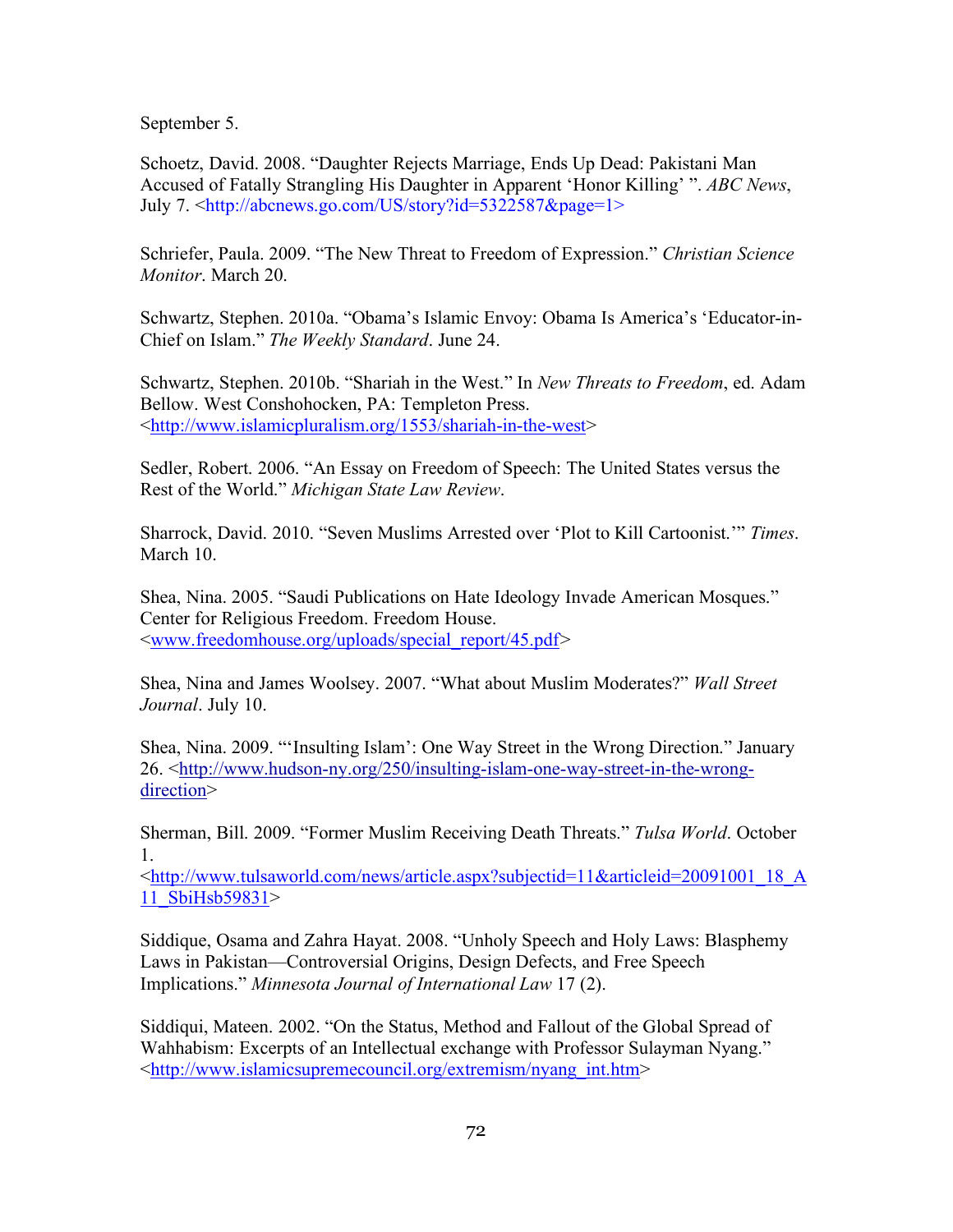September 5.

Schoetz, David. 2008. "Daughter Rejects Marriage, Ends Up Dead: Pakistani Man Accused of Fatally Strangling His Daughter in Apparent 'Honor Killing' ". *ABC News*, July 7. <http://abcnews.go.com/US/story?id=5322587&page=1>

Schriefer, Paula. 2009. "The New Threat to Freedom of Expression." *Christian Science Monitor*. March 20.

Schwartz, Stephen. 2010a. "Obama's Islamic Envoy: Obama Is America's 'Educator-in-Chief on Islam." *The Weekly Standard*. June 24.

Schwartz, Stephen. 2010b. "Shariah in the West." In *New Threats to Freedom*, ed. Adam Bellow. West Conshohocken, PA: Templeton Press. <http://www.islamicpluralism.org/1553/shariah-in-the-west>

Sedler, Robert. 2006. "An Essay on Freedom of Speech: The United States versus the Rest of the World." *Michigan State Law Review*.

Sharrock, David. 2010. "Seven Muslims Arrested over 'Plot to Kill Cartoonist.'" *Times*. March 10.

Shea, Nina. 2005. "Saudi Publications on Hate Ideology Invade American Mosques." Center for Religious Freedom. Freedom House. <www.freedomhouse.org/uploads/special_report/45.pdf>

Shea, Nina and James Woolsey. 2007. "What about Muslim Moderates?" *Wall Street Journal*. July 10.

Shea, Nina. 2009. "'Insulting Islam': One Way Street in the Wrong Direction." January 26. <http://www.hudson-ny.org/250/insulting-islam-one-way-street-in-the-wrong-direction>

Sherman, Bill. 2009. "Former Muslim Receiving Death Threats." *Tulsa World*. October 1. <http://www.tulsaworld.com/news/article.aspx?subjectid=11&articleid=20091001_18_A11_SbiHsb59831>

Siddique, Osama and Zahra Hayat. 2008. "Unholy Speech and Holy Laws: Blasphemy Laws in Pakistan—Controversial Origins, Design Defects, and Free Speech Implications." *Minnesota Journal of International Law* 17 (2).

Siddiqui, Mateen. 2002. "On the Status, Method and Fallout of the Global Spread of Wahhabism: Excerpts of an Intellectual exchange with Professor Sulayman Nyang." <http://www.islamicsupremecouncil.org/extremism/nyang_int.htm>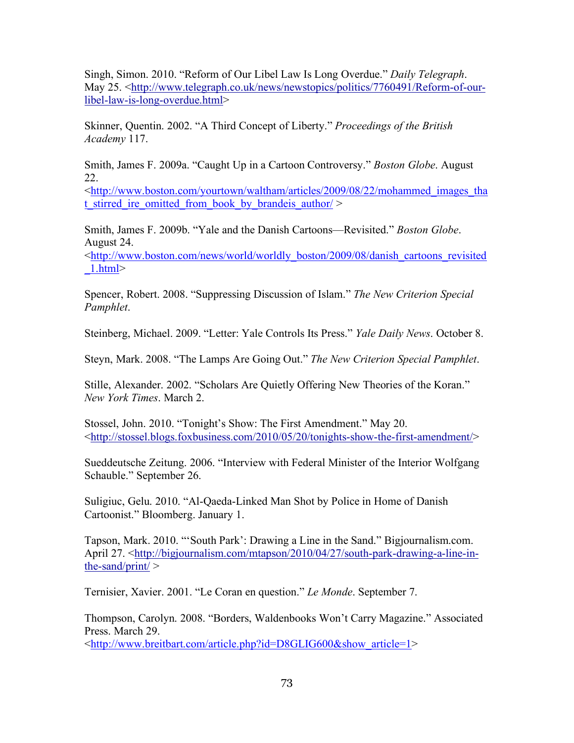Singh, Simon. 2010. "Reform of Our Libel Law Is Long Overdue." *Daily Telegraph*. May 25. <http://www.telegraph.co.uk/news/newstopics/politics/7760491/Reform-of-our-libel-law-is-long-overdue.html>

Skinner, Quentin. 2002. "A Third Concept of Liberty." *Proceedings of the British Academy* 117.

Smith, James F. 2009a. "Caught Up in a Cartoon Controversy." *Boston Globe*. August 22. <http://www.boston.com/yourtown/waltham/articles/2009/08/22/mohammed_images_that_stirred_ire_omitted_from_book_by_brandeis_author/ >

Smith, James F. 2009b. "Yale and the Danish Cartoons—Revisited." *Boston Globe*. August 24. <http://www.boston.com/news/world/worldly_boston/2009/08/danish_cartoons_revisited_1.html>

Spencer, Robert. 2008. "Suppressing Discussion of Islam." *The New Criterion Special Pamphlet*.

Steinberg, Michael. 2009. "Letter: Yale Controls Its Press." *Yale Daily News*. October 8.

Steyn, Mark. 2008. "The Lamps Are Going Out." *The New Criterion Special Pamphlet*.

Stille, Alexander. 2002. "Scholars Are Quietly Offering New Theories of the Koran." *New York Times*. March 2.

Stossel, John. 2010. "Tonight's Show: The First Amendment." May 20. <http://stossel.blogs.foxbusiness.com/2010/05/20/tonights-show-the-first-amendment/>

Sueddeutsche Zeitung. 2006. "Interview with Federal Minister of the Interior Wolfgang Schauble." September 26.

Suligiuc, Gelu. 2010. "Al-Qaeda-Linked Man Shot by Police in Home of Danish Cartoonist." Bloomberg. January 1.

Tapson, Mark. 2010. "'South Park': Drawing a Line in the Sand." Bigjournalism.com. April 27. <http://bigjournalism.com/mtapson/2010/04/27/south-park-drawing-a-line-in-the-sand/print/ >

Ternisier, Xavier. 2001. "Le Coran en question." *Le Monde*. September 7.

Thompson, Carolyn. 2008. "Borders, Waldenbooks Won't Carry Magazine." Associated Press. March 29. <http://www.breitbart.com/article.php?id=D8GLIG600&show_article=1>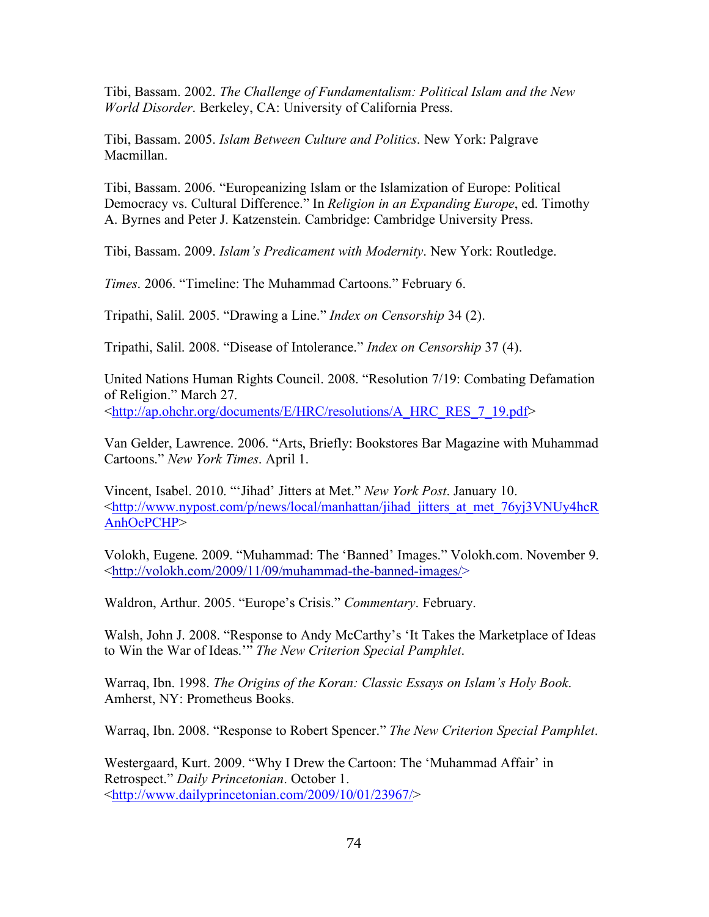Tibi, Bassam. 2002. *The Challenge of Fundamentalism: Political Islam and the New World Disorder*. Berkeley, CA: University of California Press.

Tibi, Bassam. 2005. *Islam Between Culture and Politics*. New York: Palgrave Macmillan.

Tibi, Bassam. 2006. "Europeanizing Islam or the Islamization of Europe: Political Democracy vs. Cultural Difference." In *Religion in an Expanding Europe*, ed. Timothy A. Byrnes and Peter J. Katzenstein. Cambridge: Cambridge University Press.

Tibi, Bassam. 2009. *Islam's Predicament with Modernity*. New York: Routledge.

*Times*. 2006. "Timeline: The Muhammad Cartoons." February 6.

Tripathi, Salil. 2005. "Drawing a Line." *Index on Censorship* 34 (2).

Tripathi, Salil. 2008. "Disease of Intolerance." *Index on Censorship* 37 (4).

United Nations Human Rights Council. 2008. "Resolution 7/19: Combating Defamation of Religion." March 27. <http://ap.ohchr.org/documents/E/HRC/resolutions/A_HRC_RES_7_19.pdf>

Van Gelder, Lawrence. 2006. "Arts, Briefly: Bookstores Bar Magazine with Muhammad Cartoons." *New York Times*. April 1.

Vincent, Isabel. 2010. "'Jihad' Jitters at Met." *New York Post*. January 10. <http://www.nypost.com/p/news/local/manhattan/jihad_jitters_at_met_76yj3VNUy4hcRAnhOcPCHP>

Volokh, Eugene. 2009. "Muhammad: The 'Banned' Images." Volokh.com. November 9. <http://volokh.com/2009/11/09/muhammad-the-banned-images/>

Waldron, Arthur. 2005. "Europe's Crisis." *Commentary*. February.

Walsh, John J. 2008. "Response to Andy McCarthy's 'It Takes the Marketplace of Ideas to Win the War of Ideas.'" *The New Criterion Special Pamphlet*.

Warraq, Ibn. 1998. *The Origins of the Koran: Classic Essays on Islam's Holy Book*. Amherst, NY: Prometheus Books.

Warraq, Ibn. 2008. "Response to Robert Spencer." *The New Criterion Special Pamphlet*.

Westergaard, Kurt. 2009. "Why I Drew the Cartoon: The 'Muhammad Affair' in Retrospect." *Daily Princetonian*. October 1. <http://www.dailyprincetonian.com/2009/10/01/23967/>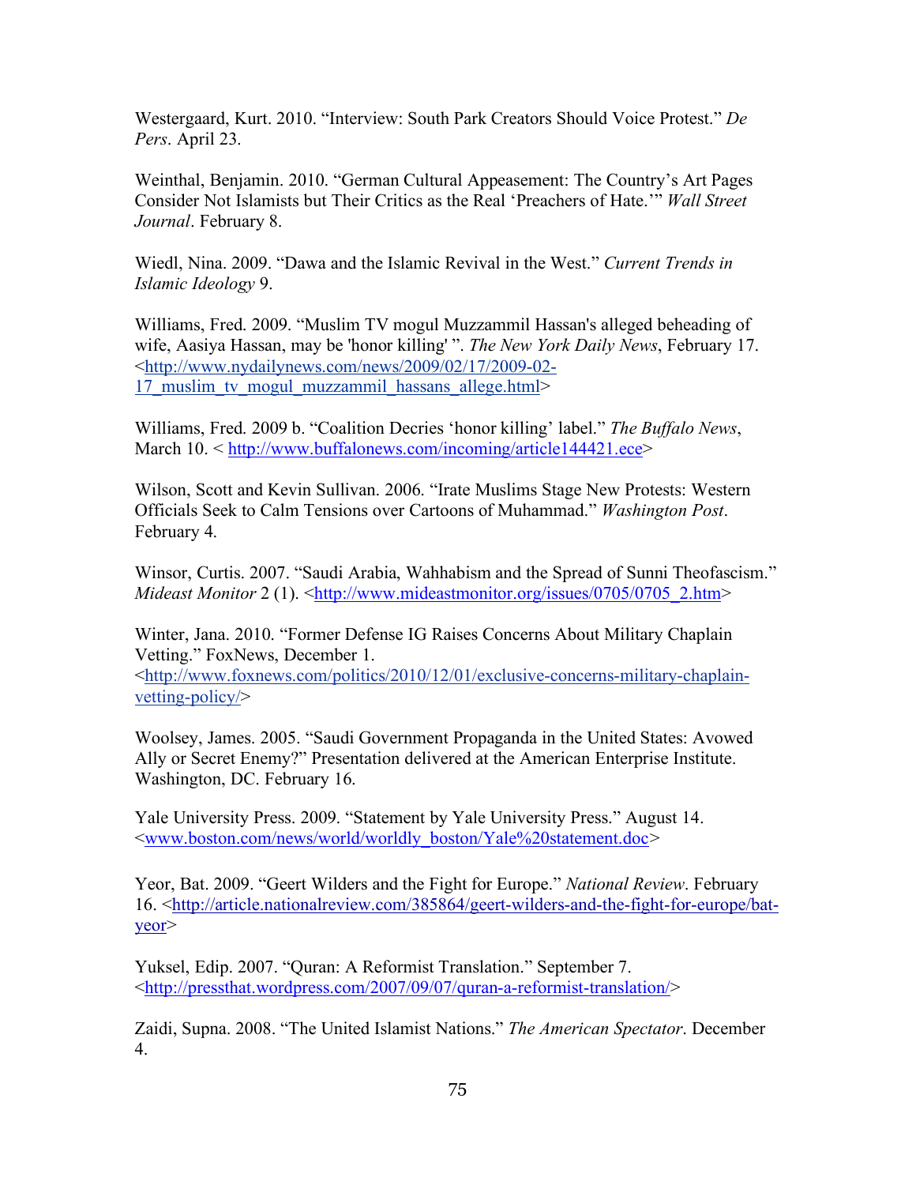Westergaard, Kurt. 2010. "Interview: South Park Creators Should Voice Protest." *De Pers*. April 23.

Weinthal, Benjamin. 2010. "German Cultural Appeasement: The Country's Art Pages Consider Not Islamists but Their Critics as the Real 'Preachers of Hate.'" *Wall Street Journal*. February 8.

Wiedl, Nina. 2009. "Dawa and the Islamic Revival in the West." *Current Trends in Islamic Ideology* 9.

Williams, Fred. 2009. "Muslim TV mogul Muzzammil Hassan's alleged beheading of wife, Aasiya Hassan, may be 'honor killing' ". *The New York Daily News*, February 17. <http://www.nydailynews.com/news/2009/02/17/2009-02-17_muslim_tv_mogul_muzzammil_hassans_allege.html>

Williams, Fred. 2009 b. "Coalition Decries 'honor killing' label." *The Buffalo News*, March 10. < http://www.buffalonews.com/incoming/article144421.ece>

Wilson, Scott and Kevin Sullivan. 2006. "Irate Muslims Stage New Protests: Western Officials Seek to Calm Tensions over Cartoons of Muhammad." *Washington Post*. February 4.

Winsor, Curtis. 2007. "Saudi Arabia, Wahhabism and the Spread of Sunni Theofascism." *Mideast Monitor* 2 (1). <http://www.mideastmonitor.org/issues/0705/0705_2.htm>

Winter, Jana. 2010. "Former Defense IG Raises Concerns About Military Chaplain Vetting." FoxNews, December 1. <http://www.foxnews.com/politics/2010/12/01/exclusive-concerns-military-chaplain-vetting-policy/>

Woolsey, James. 2005. "Saudi Government Propaganda in the United States: Avowed Ally or Secret Enemy?" Presentation delivered at the American Enterprise Institute. Washington, DC. February 16.

Yale University Press. 2009. "Statement by Yale University Press." August 14. <www.boston.com/news/world/worldly_boston/Yale%20statement.doc>

Yeor, Bat. 2009. "Geert Wilders and the Fight for Europe." *National Review*. February 16. <http://article.nationalreview.com/385864/geert-wilders-and-the-fight-for-europe/bat-yeor>

Yuksel, Edip. 2007. "Quran: A Reformist Translation." September 7. <http://pressthat.wordpress.com/2007/09/07/quran-a-reformist-translation/>

Zaidi, Supna. 2008. "The United Islamist Nations." *The American Spectator*. December 4.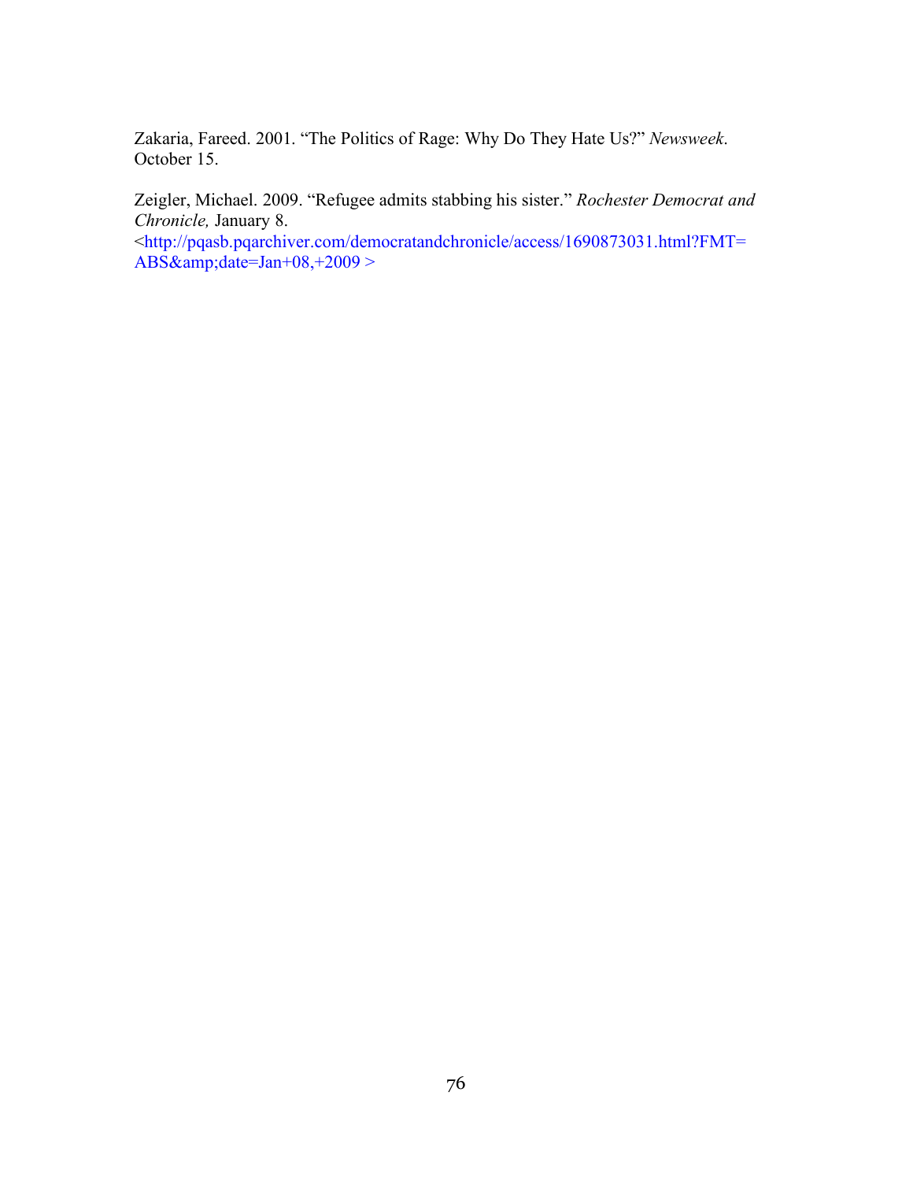Zakaria, Fareed. 2001. "The Politics of Rage: Why Do They Hate Us?" *Newsweek*. October 15.

Zeigler, Michael. 2009. "Refugee admits stabbing his sister." *Rochester Democrat and Chronicle,* January 8. <http://pqasb.pqarchiver.com/democratandchronicle/access/1690873031.html?FMT=ABS&amp;date=Jan+08,+2009 >